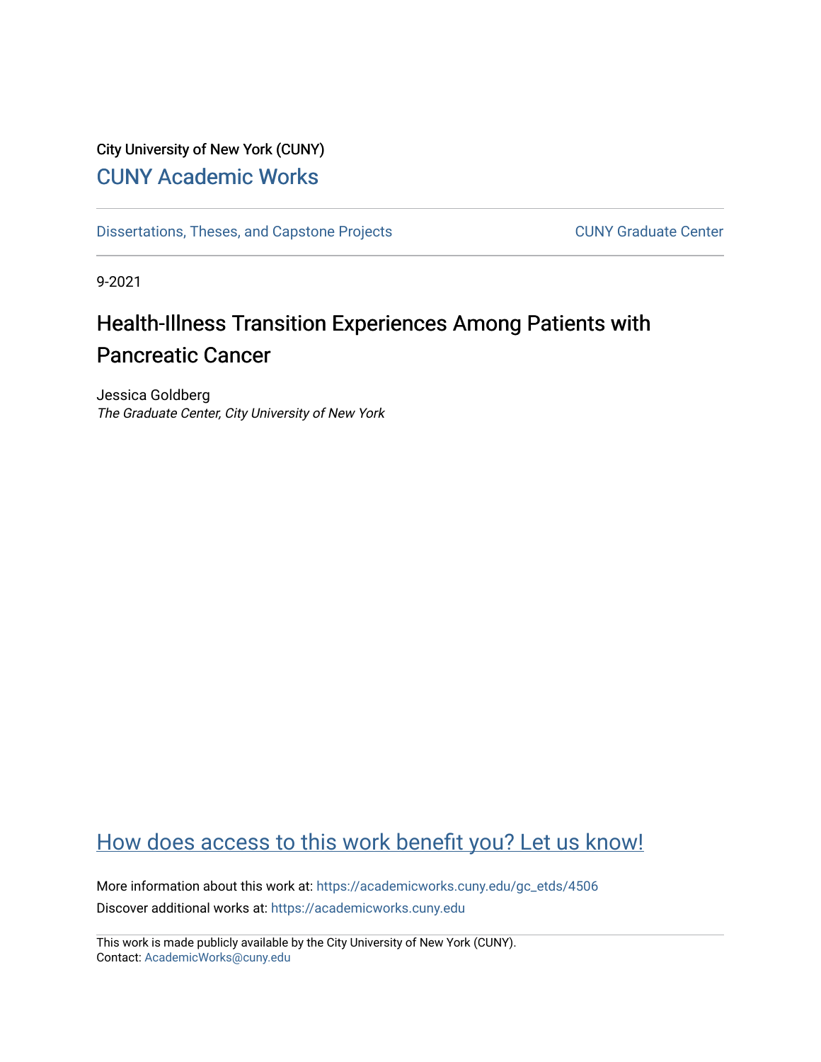City University of New York (CUNY)

CUNY Academic Works

Dissertations, Theses, and Capstone Projects

CUNY Graduate Center

9-2021

# Health-Illness Transition Experiences Among Patients with Pancreatic Cancer

Jessica Goldberg
*The Graduate Center, City University of New York*

How does access to this work benefit you? Let us know!

More information about this work at: https://academicworks.cuny.edu/gc_etds/4506
Discover additional works at: https://academicworks.cuny.edu

This work is made publicly available by the City University of New York (CUNY).
Contact: AcademicWorks@cuny.edu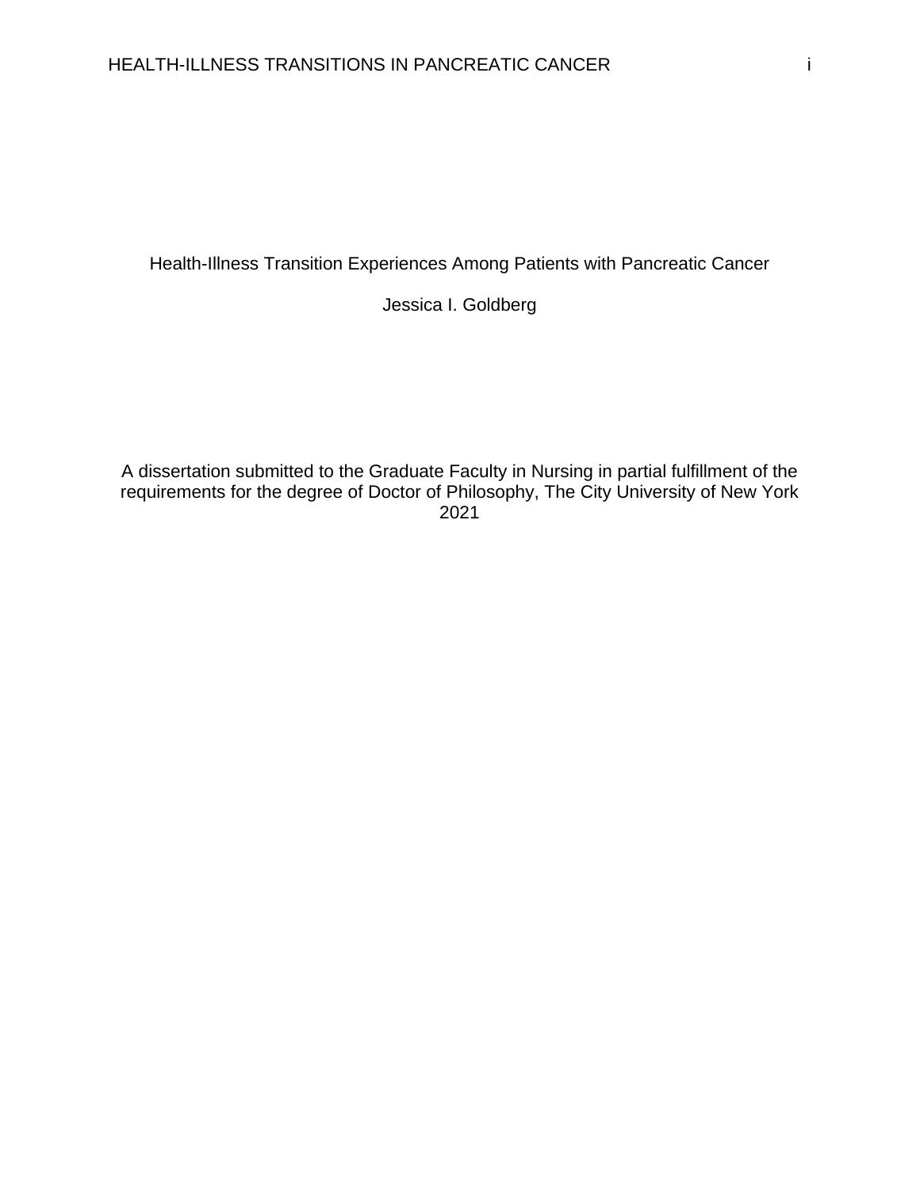Health-Illness Transition Experiences Among Patients with Pancreatic Cancer

Jessica I. Goldberg

A dissertation submitted to the Graduate Faculty in Nursing in partial fulfillment of the requirements for the degree of Doctor of Philosophy, The City University of New York 2021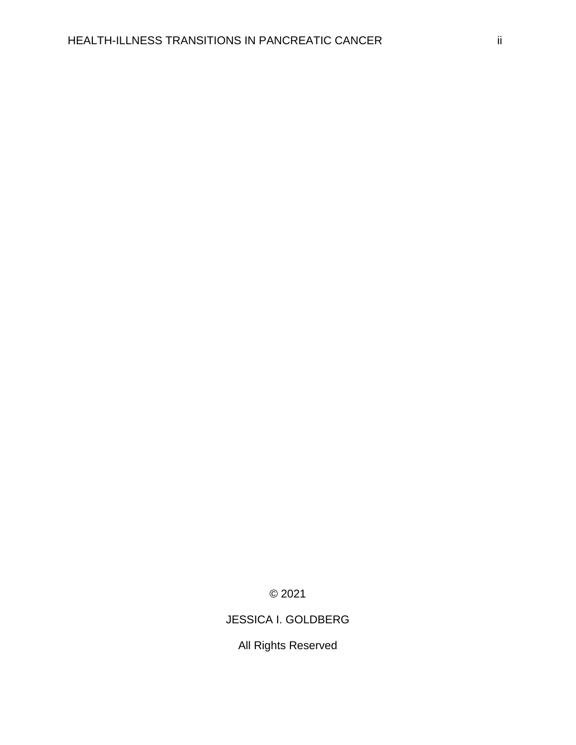© 2021

JESSICA I. GOLDBERG

All Rights Reserved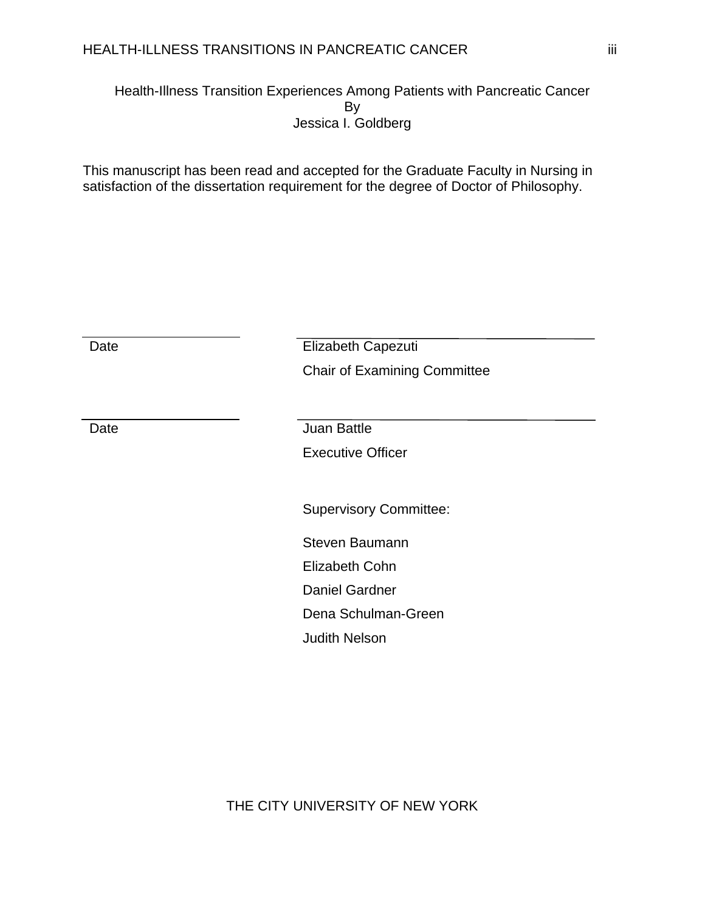Health-Illness Transition Experiences Among Patients with Pancreatic Cancer

By

Jessica I. Goldberg

This manuscript has been read and accepted for the Graduate Faculty in Nursing in satisfaction of the dissertation requirement for the degree of Doctor of Philosophy.

\_\_\_\_\_\_\_\_\_\_\_\_\_\_\_\_\_\_\_\_ \_\_\_\_\_\_\_\_\_\_\_\_\_\_\_\_\_\_\_\_\_\_\_\_\_\_\_\_\_\_\_\_\_\_\_\_\_\_

Date Elizabeth Capezuti

Chair of Examining Committee

\_\_\_\_\_\_\_\_\_\_\_\_\_\_\_\_\_\_\_\_ \_\_\_\_\_\_\_\_\_\_\_\_\_\_\_\_\_\_\_\_\_\_\_\_\_\_\_\_\_\_\_\_\_\_\_\_\_\_

Date Juan Battle

Executive Officer

Supervisory Committee:

Steven Baumann

Elizabeth Cohn

Daniel Gardner

Dena Schulman-Green

Judith Nelson

THE CITY UNIVERSITY OF NEW YORK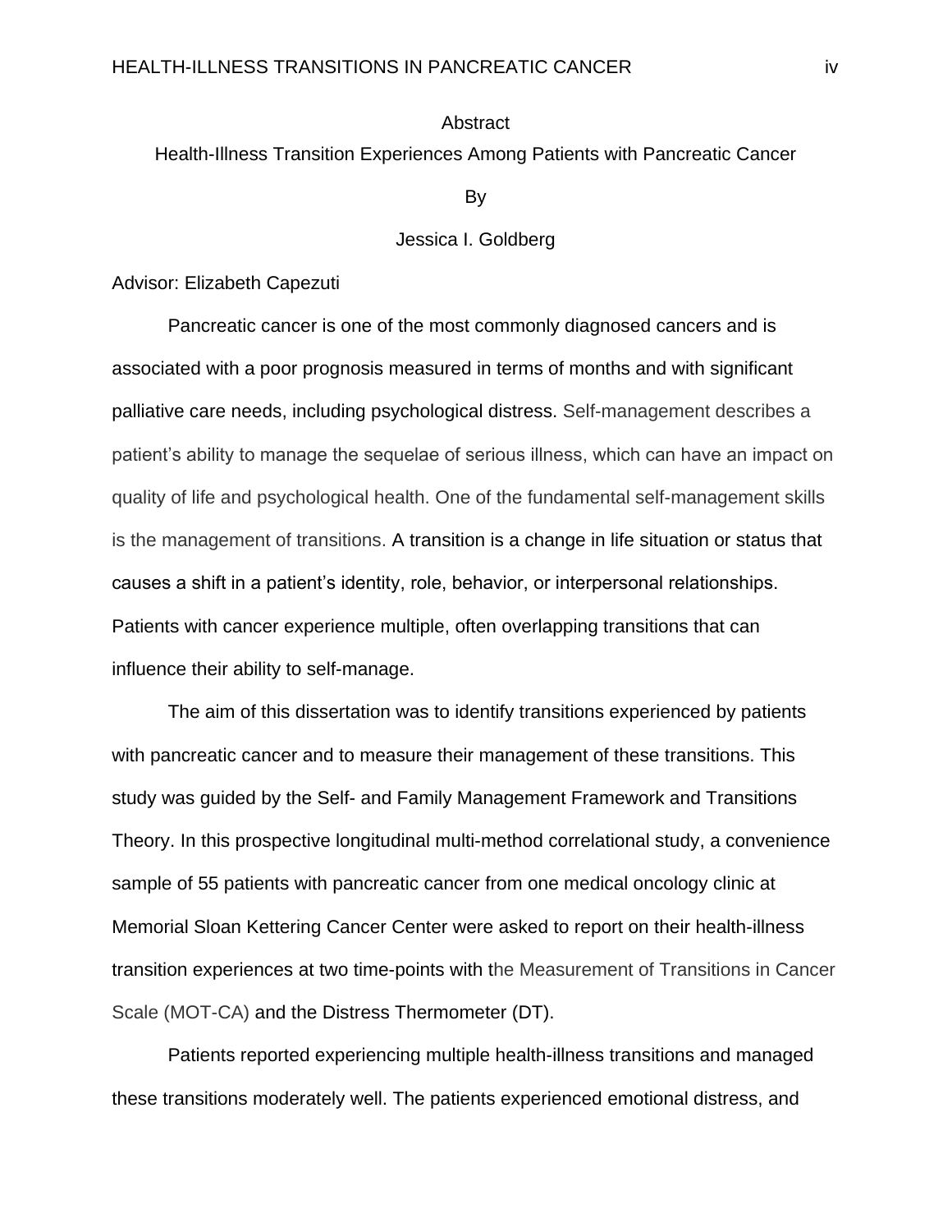# Abstract

## Health-Illness Transition Experiences Among Patients with Pancreatic Cancer

By

Jessica I. Goldberg

Advisor: Elizabeth Capezuti

Pancreatic cancer is one of the most commonly diagnosed cancers and is associated with a poor prognosis measured in terms of months and with significant palliative care needs, including psychological distress. Self-management describes a patient's ability to manage the sequelae of serious illness, which can have an impact on quality of life and psychological health. One of the fundamental self-management skills is the management of transitions. A transition is a change in life situation or status that causes a shift in a patient's identity, role, behavior, or interpersonal relationships. Patients with cancer experience multiple, often overlapping transitions that can influence their ability to self-manage.

The aim of this dissertation was to identify transitions experienced by patients with pancreatic cancer and to measure their management of these transitions. This study was guided by the Self- and Family Management Framework and Transitions Theory. In this prospective longitudinal multi-method correlational study, a convenience sample of 55 patients with pancreatic cancer from one medical oncology clinic at Memorial Sloan Kettering Cancer Center were asked to report on their health-illness transition experiences at two time-points with the Measurement of Transitions in Cancer Scale (MOT-CA) and the Distress Thermometer (DT).

Patients reported experiencing multiple health-illness transitions and managed these transitions moderately well. The patients experienced emotional distress, and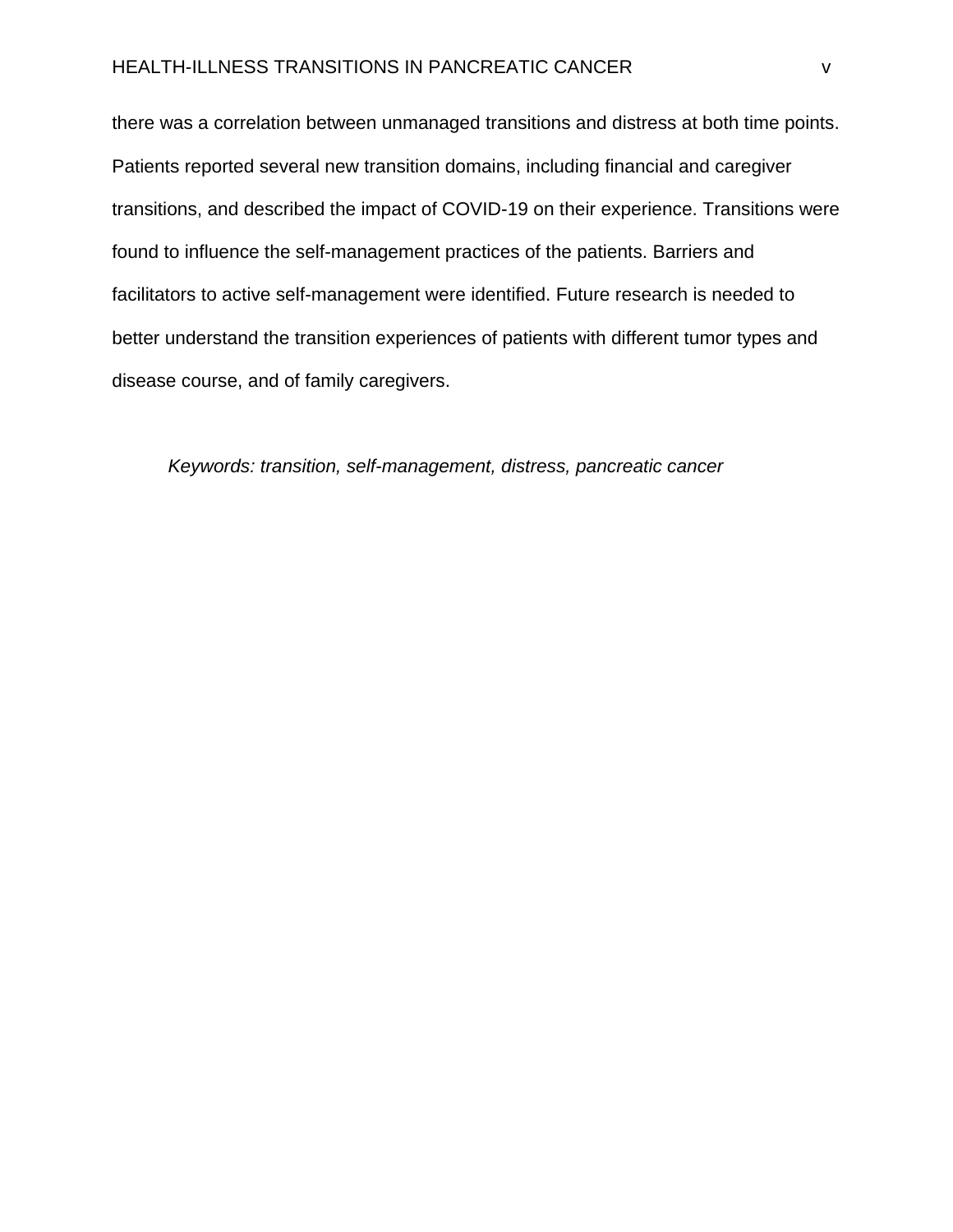there was a correlation between unmanaged transitions and distress at both time points. Patients reported several new transition domains, including financial and caregiver transitions, and described the impact of COVID-19 on their experience. Transitions were found to influence the self-management practices of the patients. Barriers and facilitators to active self-management were identified. Future research is needed to better understand the transition experiences of patients with different tumor types and disease course, and of family caregivers.

*Keywords: transition, self-management, distress, pancreatic cancer*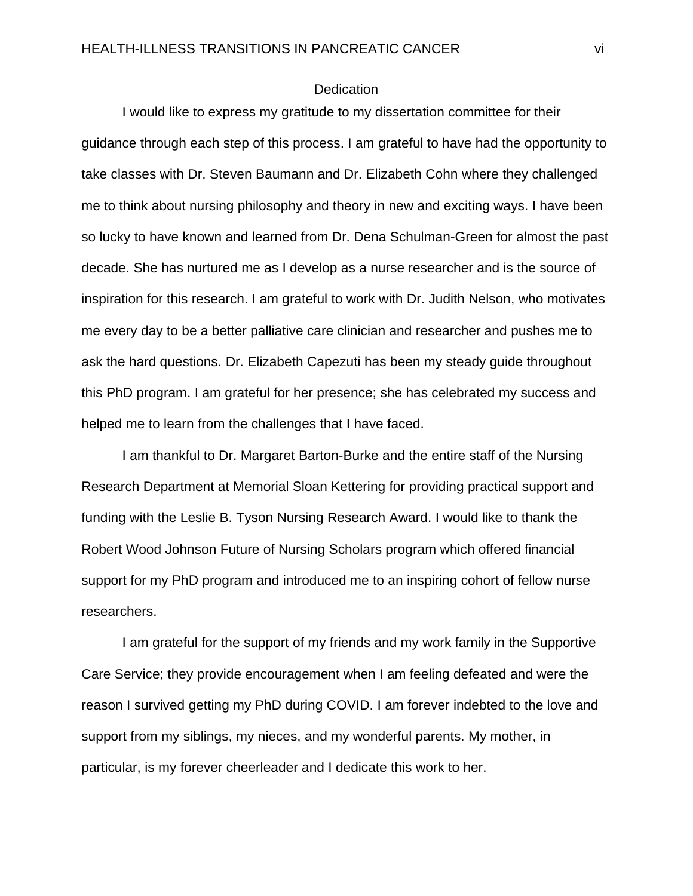# Dedication

I would like to express my gratitude to my dissertation committee for their guidance through each step of this process. I am grateful to have had the opportunity to take classes with Dr. Steven Baumann and Dr. Elizabeth Cohn where they challenged me to think about nursing philosophy and theory in new and exciting ways. I have been so lucky to have known and learned from Dr. Dena Schulman-Green for almost the past decade. She has nurtured me as I develop as a nurse researcher and is the source of inspiration for this research. I am grateful to work with Dr. Judith Nelson, who motivates me every day to be a better palliative care clinician and researcher and pushes me to ask the hard questions. Dr. Elizabeth Capezuti has been my steady guide throughout this PhD program. I am grateful for her presence; she has celebrated my success and helped me to learn from the challenges that I have faced.

I am thankful to Dr. Margaret Barton-Burke and the entire staff of the Nursing Research Department at Memorial Sloan Kettering for providing practical support and funding with the Leslie B. Tyson Nursing Research Award. I would like to thank the Robert Wood Johnson Future of Nursing Scholars program which offered financial support for my PhD program and introduced me to an inspiring cohort of fellow nurse researchers.

I am grateful for the support of my friends and my work family in the Supportive Care Service; they provide encouragement when I am feeling defeated and were the reason I survived getting my PhD during COVID. I am forever indebted to the love and support from my siblings, my nieces, and my wonderful parents. My mother, in particular, is my forever cheerleader and I dedicate this work to her.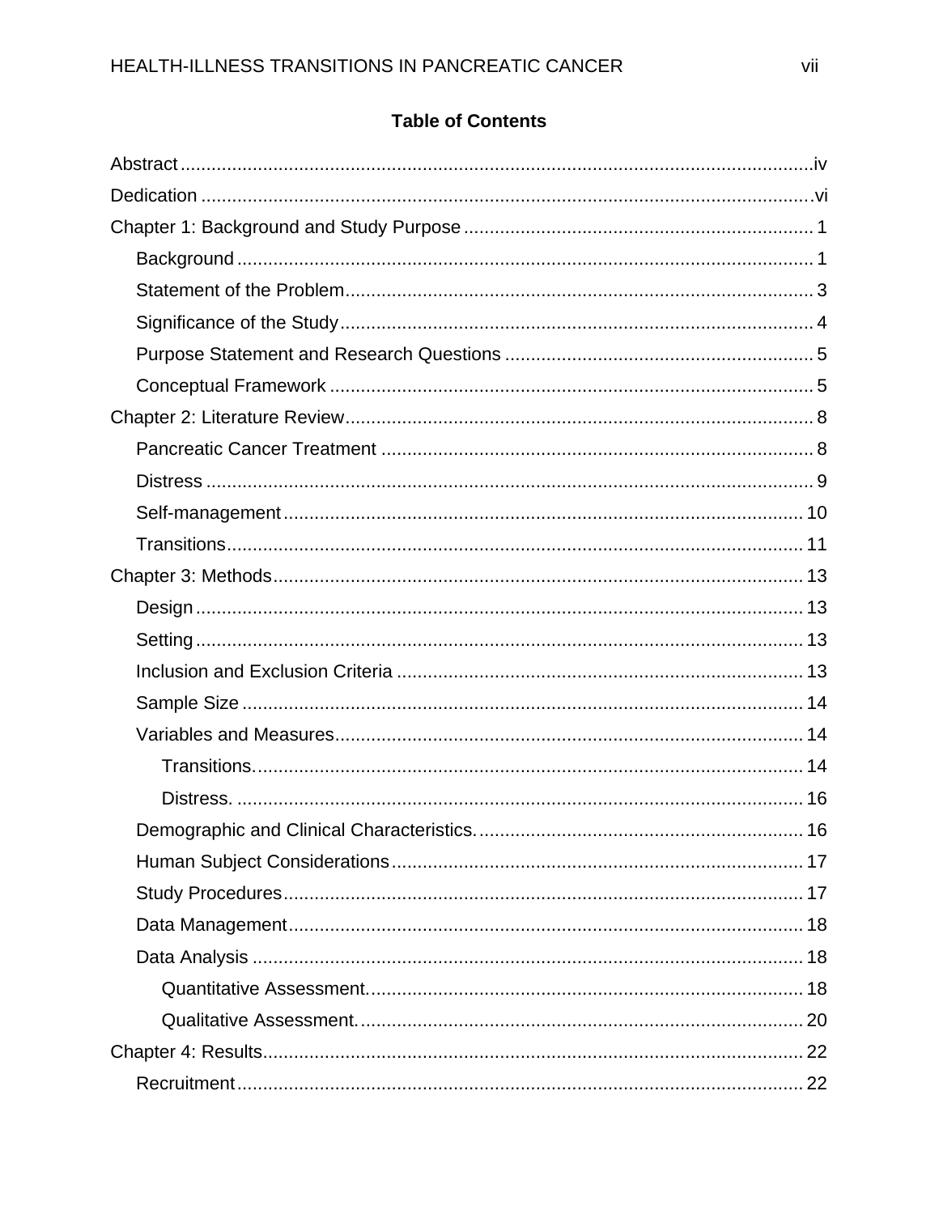# Table of Contents

Abstract ........................................................................................................................iv
Dedication ....................................................................................................................vi
Chapter 1: Background and Study Purpose .................................................................. 1
- Background ............................................................................................................ 1
- Statement of the Problem ....................................................................................... 3
- Significance of the Study ........................................................................................ 4
- Purpose Statement and Research Questions ......................................................... 5
- Conceptual Framework .......................................................................................... 5

Chapter 2: Literature Review ........................................................................................ 8
- Pancreatic Cancer Treatment ................................................................................. 8
- Distress .................................................................................................................. 9
- Self-management ................................................................................................. 10
- Transitions ............................................................................................................ 11

Chapter 3: Methods .................................................................................................... 13
- Design .................................................................................................................. 13
- Setting .................................................................................................................. 13
- Inclusion and Exclusion Criteria ........................................................................... 13
- Sample Size ......................................................................................................... 14
- Variables and Measures ....................................................................................... 14
  - Transitions. ...................................................................................................... 14
  - Distress. .......................................................................................................... 16
- Demographic and Clinical Characteristics. ........................................................... 16
- Human Subject Considerations ............................................................................ 17
- Study Procedures ................................................................................................. 17
- Data Management ................................................................................................ 18
- Data Analysis ........................................................................................................ 18
  - Quantitative Assessment. ................................................................................ 18
  - Qualitative Assessment. .................................................................................. 20

Chapter 4: Results ...................................................................................................... 22
- Recruitment .......................................................................................................... 22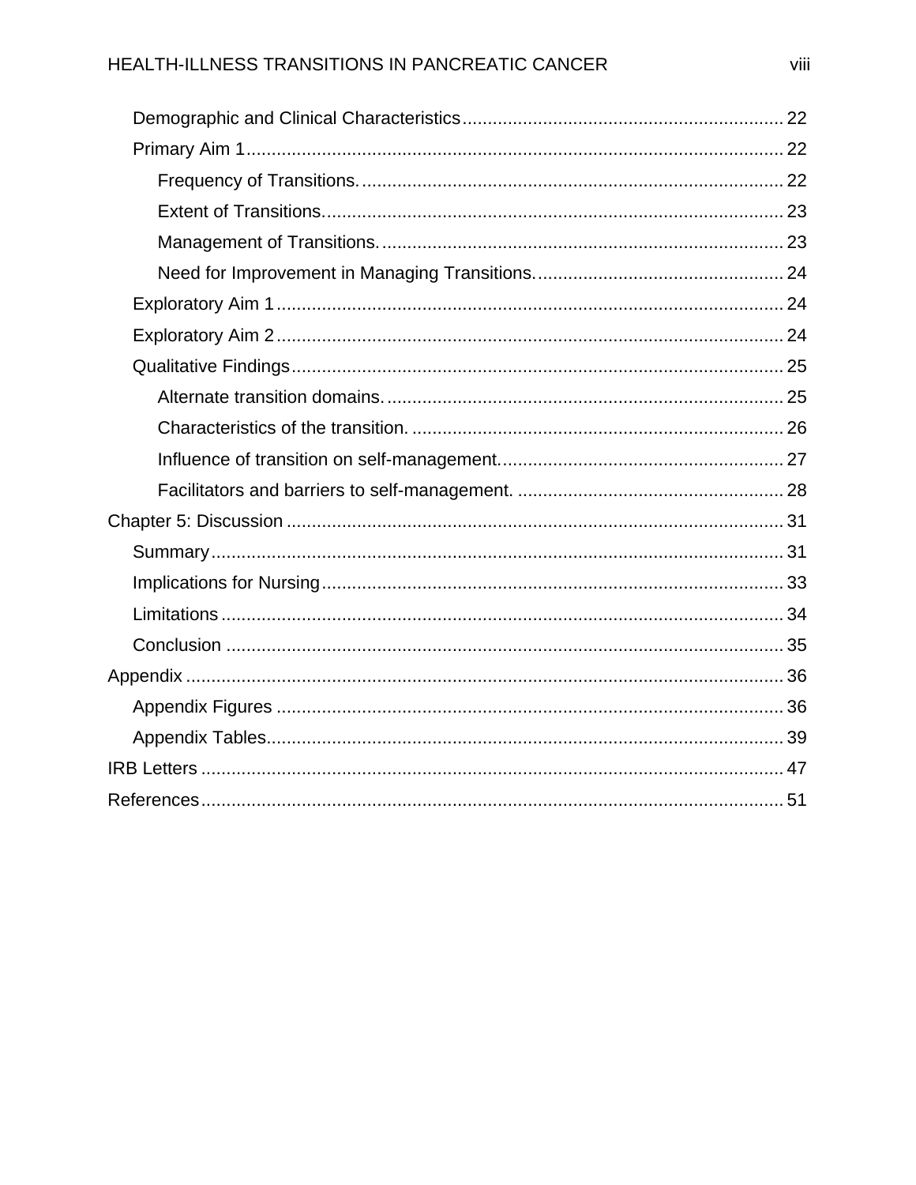Demographic and Clinical Characteristics ............................................................. 22

Primary Aim 1 ........................................................................................................ 22

Frequency of Transitions. .................................................................................. 22

Extent of Transitions. ......................................................................................... 23

Management of Transitions. .............................................................................. 23

Need for Improvement in Managing Transitions. ................................................ 24

Exploratory Aim 1 ................................................................................................... 24

Exploratory Aim 2 ................................................................................................... 24

Qualitative Findings ............................................................................................... 25

Alternate transition domains. ............................................................................. 25

Characteristics of the transition. ........................................................................ 26

Influence of transition on self-management. ....................................................... 27

Facilitators and barriers to self-management. .................................................... 28

Chapter 5: Discussion ................................................................................................. 31

Summary ................................................................................................................ 31

Implications for Nursing .......................................................................................... 33

Limitations .............................................................................................................. 34

Conclusion ............................................................................................................. 35

Appendix ..................................................................................................................... 36

Appendix Figures ................................................................................................... 36

Appendix Tables ..................................................................................................... 39

IRB Letters .................................................................................................................. 47

References .................................................................................................................. 51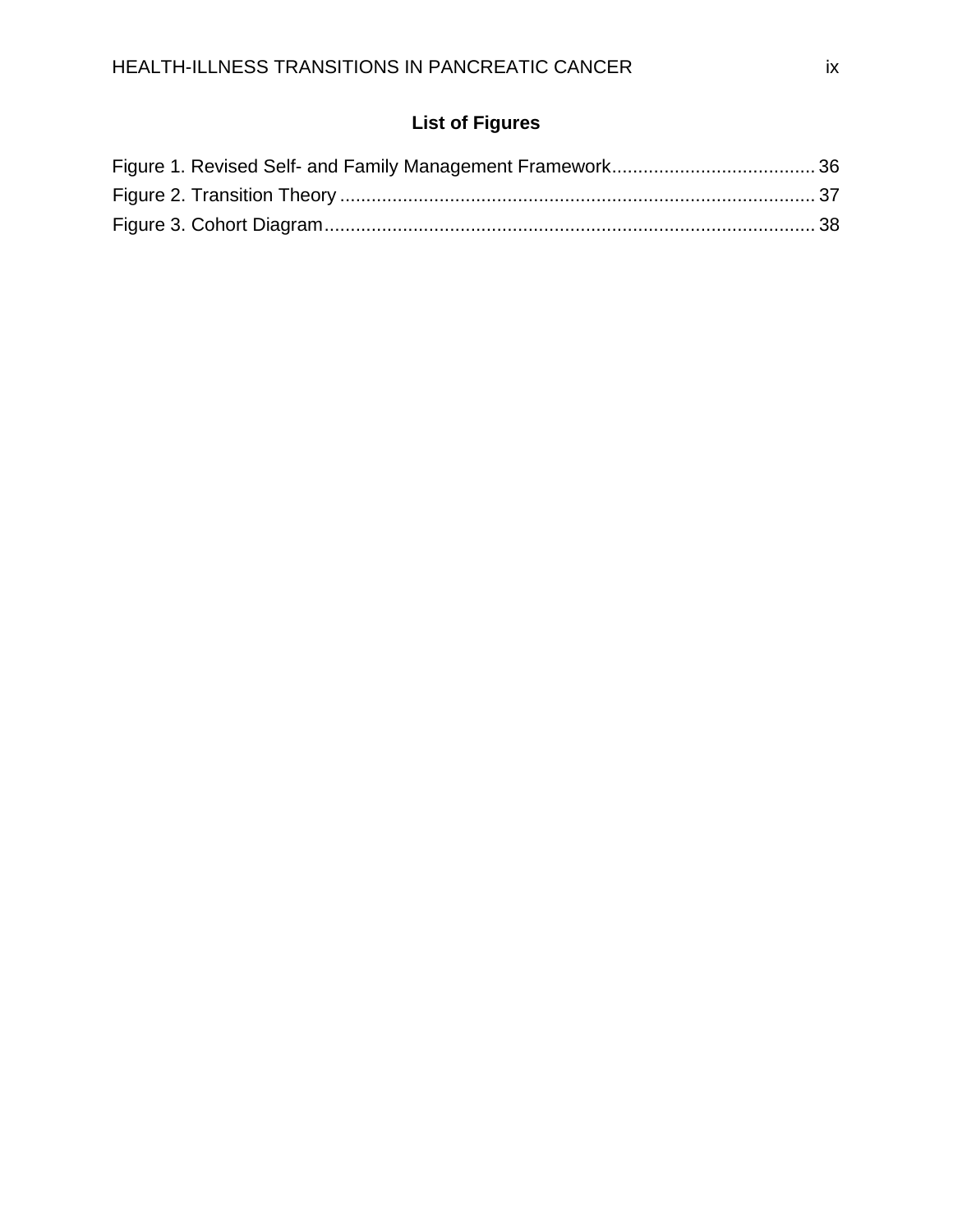## List of Figures

Figure 1. Revised Self- and Family Management Framework....................................... 36
Figure 2. Transition Theory .......................................................................................... 37
Figure 3. Cohort Diagram............................................................................................. 38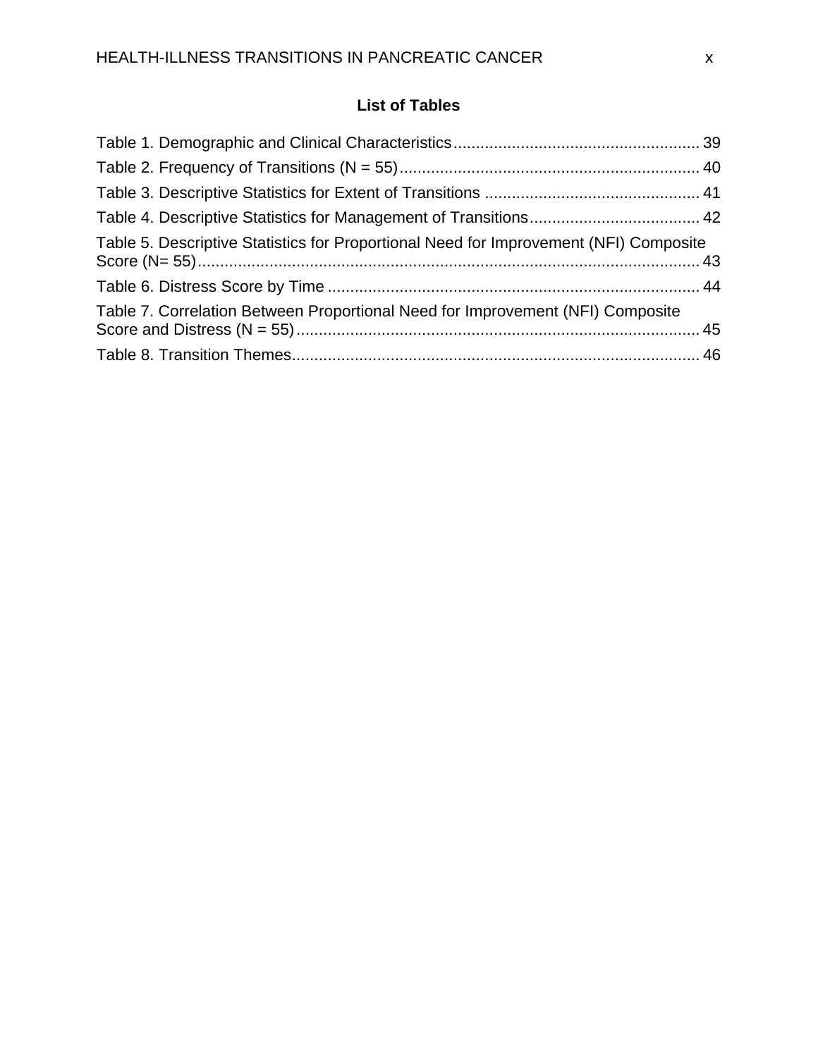## List of Tables

Table 1. Demographic and Clinical Characteristics ........................................................ 39

Table 2. Frequency of Transitions (N = 55) .................................................................... 40

Table 3. Descriptive Statistics for Extent of Transitions ................................................ 41

Table 4. Descriptive Statistics for Management of Transitions ...................................... 42

Table 5. Descriptive Statistics for Proportional Need for Improvement (NFI) Composite Score (N= 55) ................................................................................................................ 43

Table 6. Distress Score by Time .................................................................................... 44

Table 7. Correlation Between Proportional Need for Improvement (NFI) Composite Score and Distress (N = 55) ........................................................................................... 45

Table 8. Transition Themes ............................................................................................ 46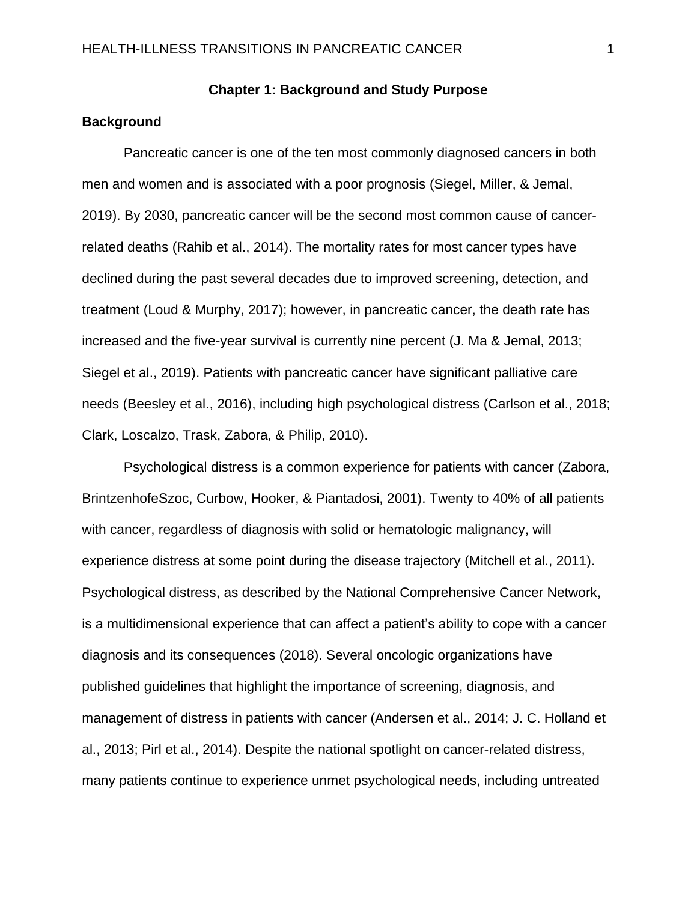# Chapter 1: Background and Study Purpose

## Background

Pancreatic cancer is one of the ten most commonly diagnosed cancers in both men and women and is associated with a poor prognosis (Siegel, Miller, & Jemal, 2019). By 2030, pancreatic cancer will be the second most common cause of cancer-related deaths (Rahib et al., 2014). The mortality rates for most cancer types have declined during the past several decades due to improved screening, detection, and treatment (Loud & Murphy, 2017); however, in pancreatic cancer, the death rate has increased and the five-year survival is currently nine percent (J. Ma & Jemal, 2013; Siegel et al., 2019). Patients with pancreatic cancer have significant palliative care needs (Beesley et al., 2016), including high psychological distress (Carlson et al., 2018; Clark, Loscalzo, Trask, Zabora, & Philip, 2010).

Psychological distress is a common experience for patients with cancer (Zabora, BrintzenhofeSzoc, Curbow, Hooker, & Piantadosi, 2001). Twenty to 40% of all patients with cancer, regardless of diagnosis with solid or hematologic malignancy, will experience distress at some point during the disease trajectory (Mitchell et al., 2011). Psychological distress, as described by the National Comprehensive Cancer Network, is a multidimensional experience that can affect a patient's ability to cope with a cancer diagnosis and its consequences (2018). Several oncologic organizations have published guidelines that highlight the importance of screening, diagnosis, and management of distress in patients with cancer (Andersen et al., 2014; J. C. Holland et al., 2013; Pirl et al., 2014). Despite the national spotlight on cancer-related distress, many patients continue to experience unmet psychological needs, including untreated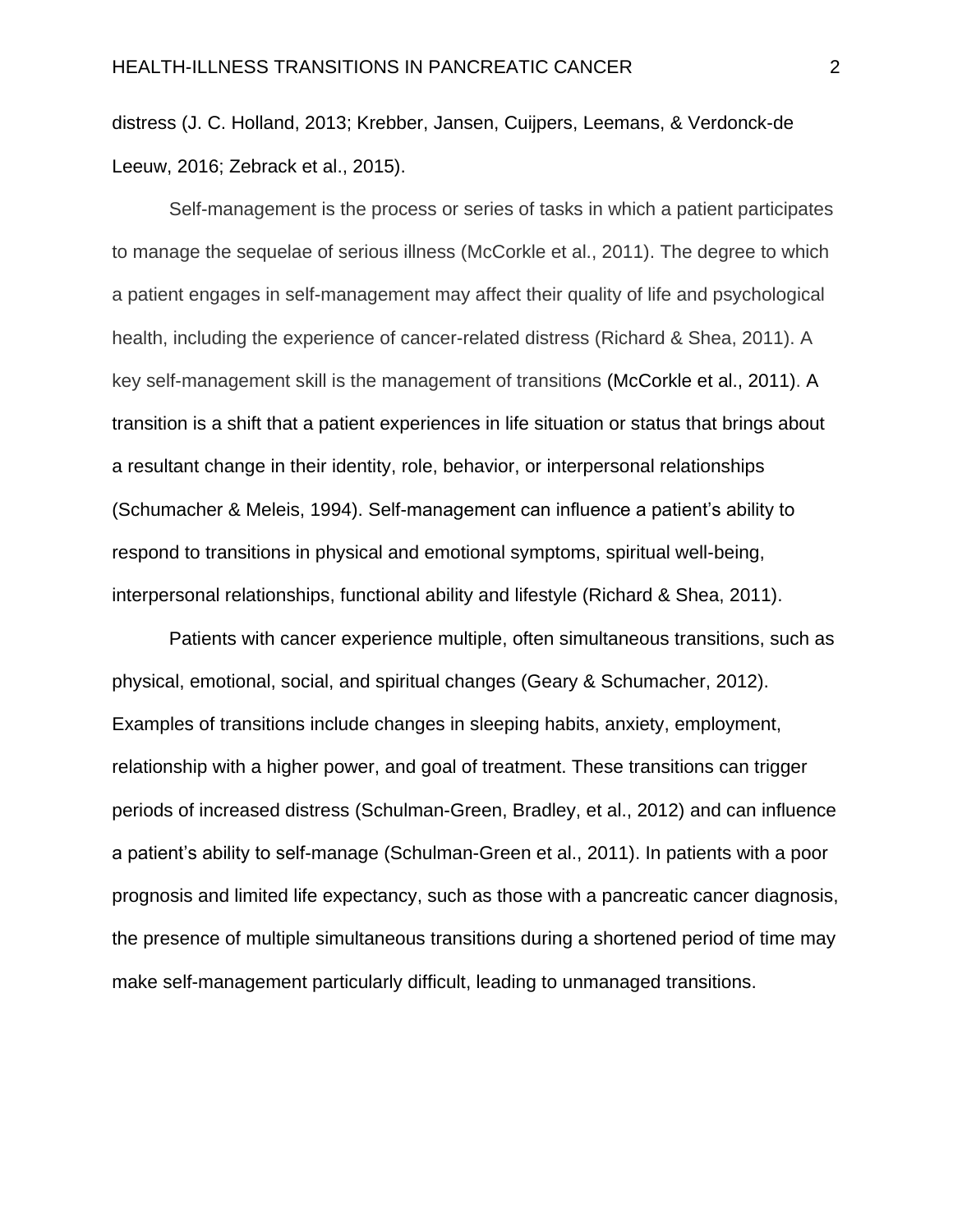distress (J. C. Holland, 2013; Krebber, Jansen, Cuijpers, Leemans, & Verdonck-de Leeuw, 2016; Zebrack et al., 2015).

Self-management is the process or series of tasks in which a patient participates to manage the sequelae of serious illness (McCorkle et al., 2011). The degree to which a patient engages in self-management may affect their quality of life and psychological health, including the experience of cancer-related distress (Richard & Shea, 2011). A key self-management skill is the management of transitions (McCorkle et al., 2011). A transition is a shift that a patient experiences in life situation or status that brings about a resultant change in their identity, role, behavior, or interpersonal relationships (Schumacher & Meleis, 1994). Self-management can influence a patient's ability to respond to transitions in physical and emotional symptoms, spiritual well-being, interpersonal relationships, functional ability and lifestyle (Richard & Shea, 2011).

Patients with cancer experience multiple, often simultaneous transitions, such as physical, emotional, social, and spiritual changes (Geary & Schumacher, 2012). Examples of transitions include changes in sleeping habits, anxiety, employment, relationship with a higher power, and goal of treatment. These transitions can trigger periods of increased distress (Schulman-Green, Bradley, et al., 2012) and can influence a patient's ability to self-manage (Schulman-Green et al., 2011). In patients with a poor prognosis and limited life expectancy, such as those with a pancreatic cancer diagnosis, the presence of multiple simultaneous transitions during a shortened period of time may make self-management particularly difficult, leading to unmanaged transitions.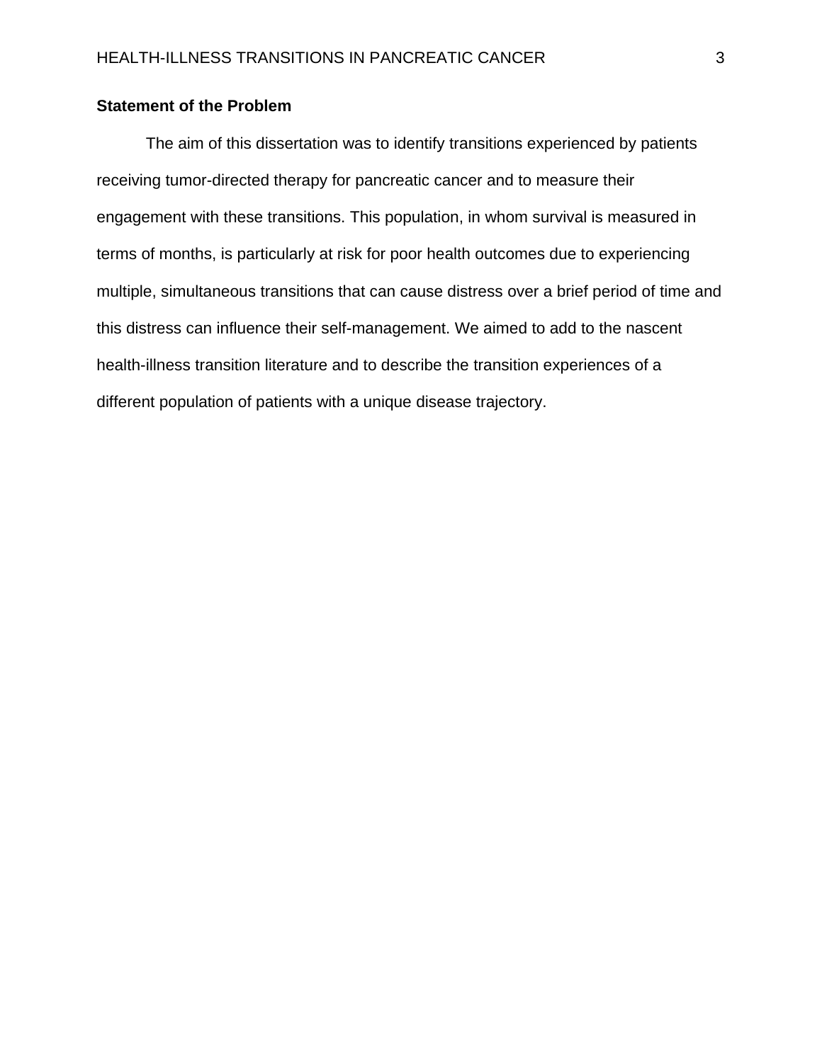## Statement of the Problem

The aim of this dissertation was to identify transitions experienced by patients receiving tumor-directed therapy for pancreatic cancer and to measure their engagement with these transitions. This population, in whom survival is measured in terms of months, is particularly at risk for poor health outcomes due to experiencing multiple, simultaneous transitions that can cause distress over a brief period of time and this distress can influence their self-management. We aimed to add to the nascent health-illness transition literature and to describe the transition experiences of a different population of patients with a unique disease trajectory.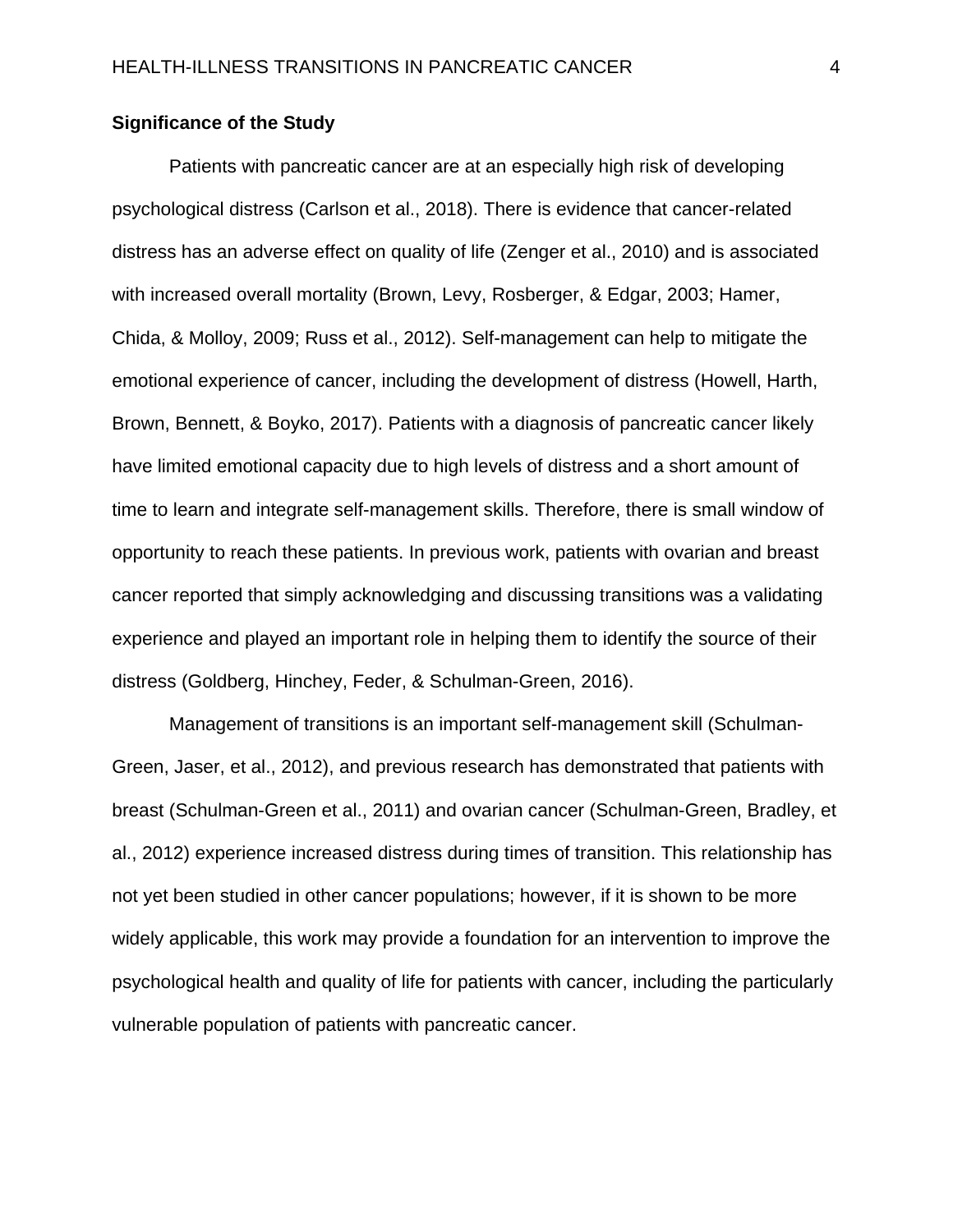## Significance of the Study

Patients with pancreatic cancer are at an especially high risk of developing psychological distress (Carlson et al., 2018). There is evidence that cancer-related distress has an adverse effect on quality of life (Zenger et al., 2010) and is associated with increased overall mortality (Brown, Levy, Rosberger, & Edgar, 2003; Hamer, Chida, & Molloy, 2009; Russ et al., 2012). Self-management can help to mitigate the emotional experience of cancer, including the development of distress (Howell, Harth, Brown, Bennett, & Boyko, 2017). Patients with a diagnosis of pancreatic cancer likely have limited emotional capacity due to high levels of distress and a short amount of time to learn and integrate self-management skills. Therefore, there is small window of opportunity to reach these patients. In previous work, patients with ovarian and breast cancer reported that simply acknowledging and discussing transitions was a validating experience and played an important role in helping them to identify the source of their distress (Goldberg, Hinchey, Feder, & Schulman-Green, 2016).

Management of transitions is an important self-management skill (Schulman-Green, Jaser, et al., 2012), and previous research has demonstrated that patients with breast (Schulman-Green et al., 2011) and ovarian cancer (Schulman-Green, Bradley, et al., 2012) experience increased distress during times of transition. This relationship has not yet been studied in other cancer populations; however, if it is shown to be more widely applicable, this work may provide a foundation for an intervention to improve the psychological health and quality of life for patients with cancer, including the particularly vulnerable population of patients with pancreatic cancer.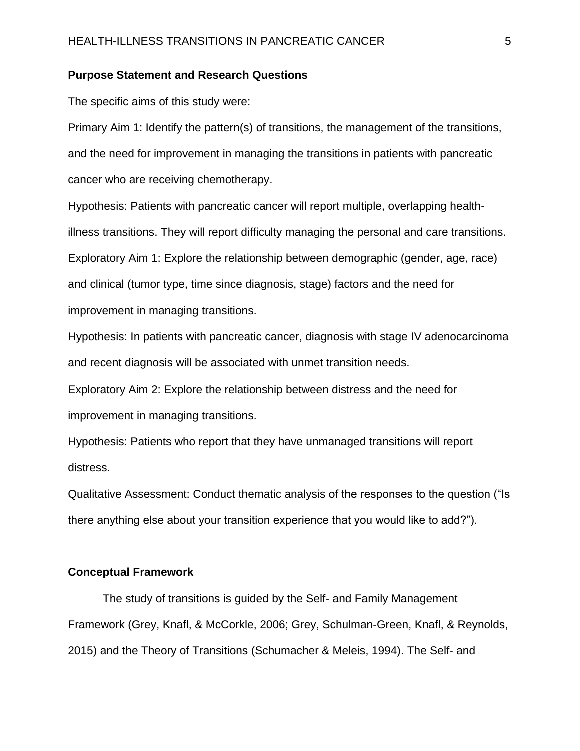**Purpose Statement and Research Questions**

The specific aims of this study were:

Primary Aim 1: Identify the pattern(s) of transitions, the management of the transitions, and the need for improvement in managing the transitions in patients with pancreatic cancer who are receiving chemotherapy.

Hypothesis: Patients with pancreatic cancer will report multiple, overlapping health-illness transitions. They will report difficulty managing the personal and care transitions.

Exploratory Aim 1: Explore the relationship between demographic (gender, age, race) and clinical (tumor type, time since diagnosis, stage) factors and the need for improvement in managing transitions.

Hypothesis: In patients with pancreatic cancer, diagnosis with stage IV adenocarcinoma and recent diagnosis will be associated with unmet transition needs.

Exploratory Aim 2: Explore the relationship between distress and the need for improvement in managing transitions.

Hypothesis: Patients who report that they have unmanaged transitions will report distress.

Qualitative Assessment: Conduct thematic analysis of the responses to the question ("Is there anything else about your transition experience that you would like to add?").

**Conceptual Framework**

The study of transitions is guided by the Self- and Family Management Framework (Grey, Knafl, & McCorkle, 2006; Grey, Schulman-Green, Knafl, & Reynolds, 2015) and the Theory of Transitions (Schumacher & Meleis, 1994). The Self- and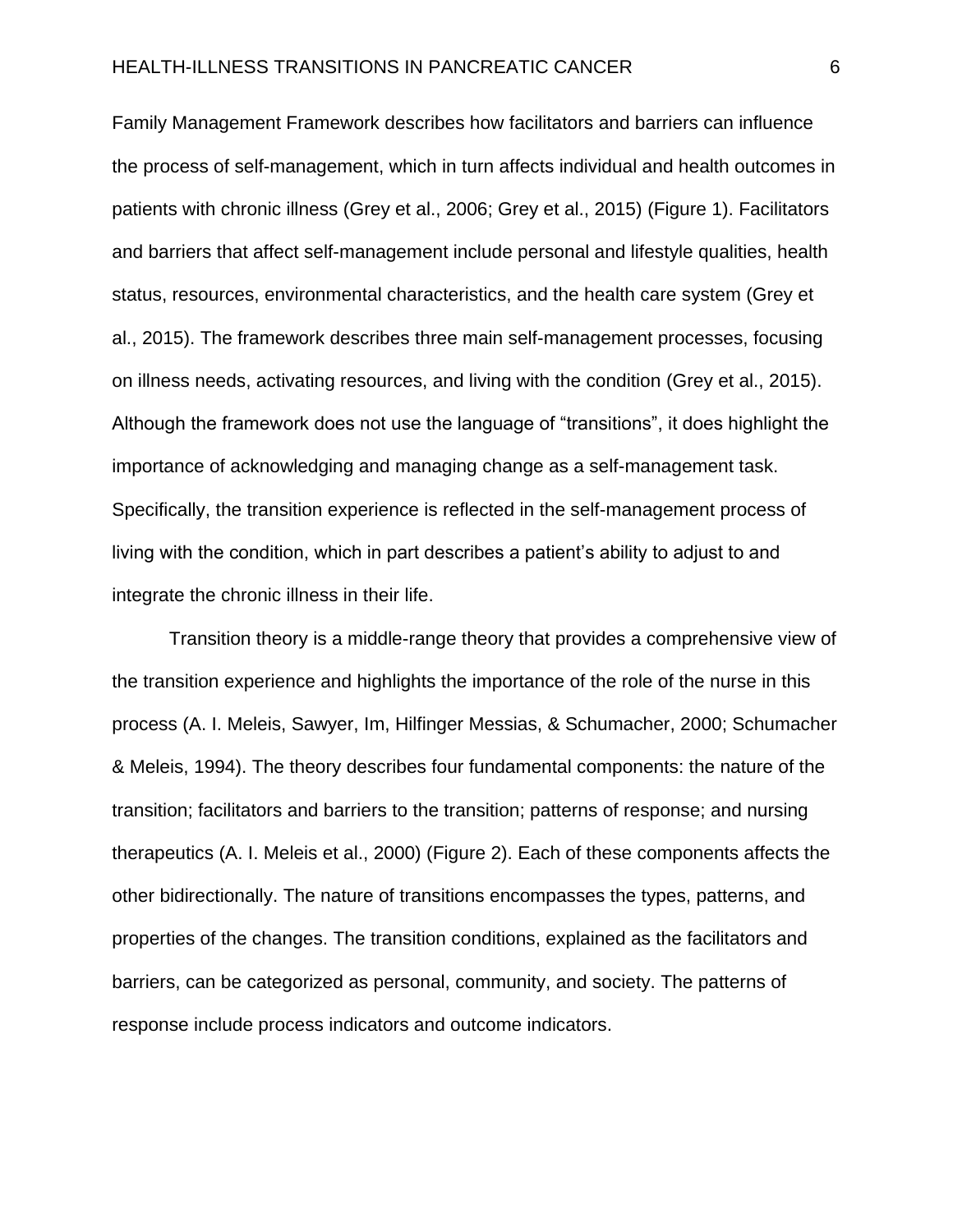Family Management Framework describes how facilitators and barriers can influence the process of self-management, which in turn affects individual and health outcomes in patients with chronic illness (Grey et al., 2006; Grey et al., 2015) (Figure 1). Facilitators and barriers that affect self-management include personal and lifestyle qualities, health status, resources, environmental characteristics, and the health care system (Grey et al., 2015). The framework describes three main self-management processes, focusing on illness needs, activating resources, and living with the condition (Grey et al., 2015). Although the framework does not use the language of "transitions", it does highlight the importance of acknowledging and managing change as a self-management task. Specifically, the transition experience is reflected in the self-management process of living with the condition, which in part describes a patient's ability to adjust to and integrate the chronic illness in their life.

Transition theory is a middle-range theory that provides a comprehensive view of the transition experience and highlights the importance of the role of the nurse in this process (A. I. Meleis, Sawyer, Im, Hilfinger Messias, & Schumacher, 2000; Schumacher & Meleis, 1994). The theory describes four fundamental components: the nature of the transition; facilitators and barriers to the transition; patterns of response; and nursing therapeutics (A. I. Meleis et al., 2000) (Figure 2). Each of these components affects the other bidirectionally. The nature of transitions encompasses the types, patterns, and properties of the changes. The transition conditions, explained as the facilitators and barriers, can be categorized as personal, community, and society. The patterns of response include process indicators and outcome indicators.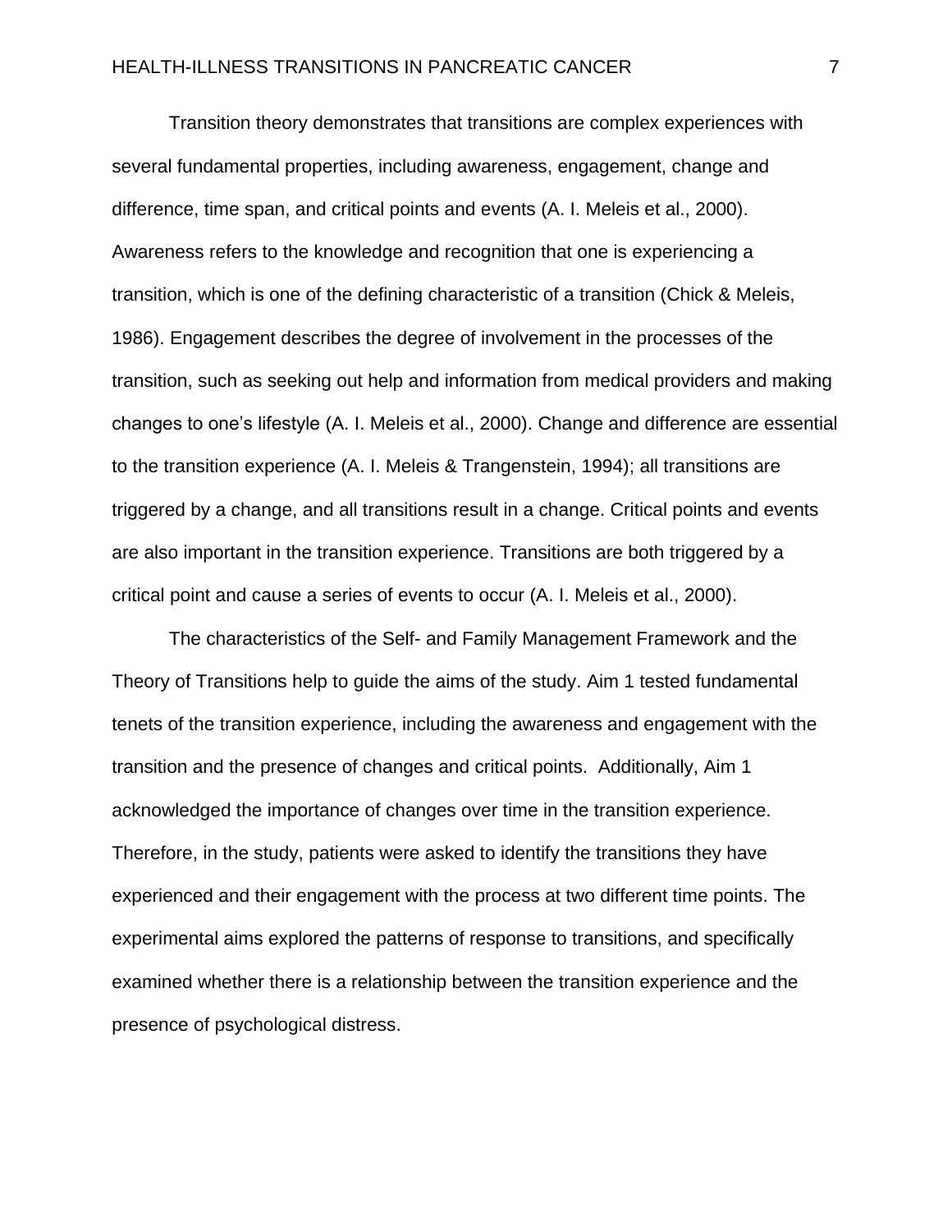Transition theory demonstrates that transitions are complex experiences with several fundamental properties, including awareness, engagement, change and difference, time span, and critical points and events (A. I. Meleis et al., 2000). Awareness refers to the knowledge and recognition that one is experiencing a transition, which is one of the defining characteristic of a transition (Chick & Meleis, 1986). Engagement describes the degree of involvement in the processes of the transition, such as seeking out help and information from medical providers and making changes to one's lifestyle (A. I. Meleis et al., 2000). Change and difference are essential to the transition experience (A. I. Meleis & Trangenstein, 1994); all transitions are triggered by a change, and all transitions result in a change. Critical points and events are also important in the transition experience. Transitions are both triggered by a critical point and cause a series of events to occur (A. I. Meleis et al., 2000).

The characteristics of the Self- and Family Management Framework and the Theory of Transitions help to guide the aims of the study. Aim 1 tested fundamental tenets of the transition experience, including the awareness and engagement with the transition and the presence of changes and critical points. Additionally, Aim 1 acknowledged the importance of changes over time in the transition experience. Therefore, in the study, patients were asked to identify the transitions they have experienced and their engagement with the process at two different time points. The experimental aims explored the patterns of response to transitions, and specifically examined whether there is a relationship between the transition experience and the presence of psychological distress.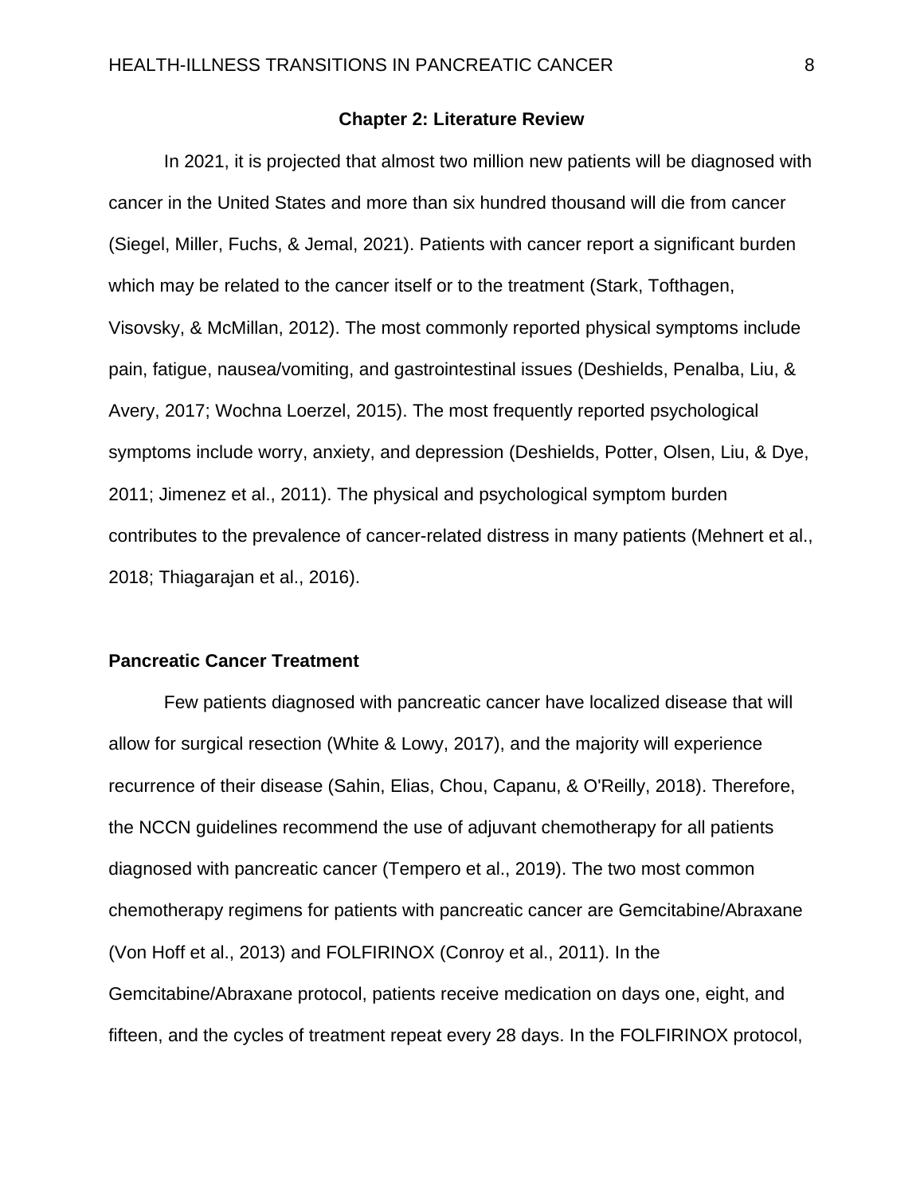## Chapter 2: Literature Review

In 2021, it is projected that almost two million new patients will be diagnosed with cancer in the United States and more than six hundred thousand will die from cancer (Siegel, Miller, Fuchs, & Jemal, 2021). Patients with cancer report a significant burden which may be related to the cancer itself or to the treatment (Stark, Tofthagen, Visovsky, & McMillan, 2012). The most commonly reported physical symptoms include pain, fatigue, nausea/vomiting, and gastrointestinal issues (Deshields, Penalba, Liu, & Avery, 2017; Wochna Loerzel, 2015). The most frequently reported psychological symptoms include worry, anxiety, and depression (Deshields, Potter, Olsen, Liu, & Dye, 2011; Jimenez et al., 2011). The physical and psychological symptom burden contributes to the prevalence of cancer-related distress in many patients (Mehnert et al., 2018; Thiagarajan et al., 2016).

### Pancreatic Cancer Treatment

Few patients diagnosed with pancreatic cancer have localized disease that will allow for surgical resection (White & Lowy, 2017), and the majority will experience recurrence of their disease (Sahin, Elias, Chou, Capanu, & O'Reilly, 2018). Therefore, the NCCN guidelines recommend the use of adjuvant chemotherapy for all patients diagnosed with pancreatic cancer (Tempero et al., 2019). The two most common chemotherapy regimens for patients with pancreatic cancer are Gemcitabine/Abraxane (Von Hoff et al., 2013) and FOLFIRINOX (Conroy et al., 2011). In the Gemcitabine/Abraxane protocol, patients receive medication on days one, eight, and fifteen, and the cycles of treatment repeat every 28 days. In the FOLFIRINOX protocol,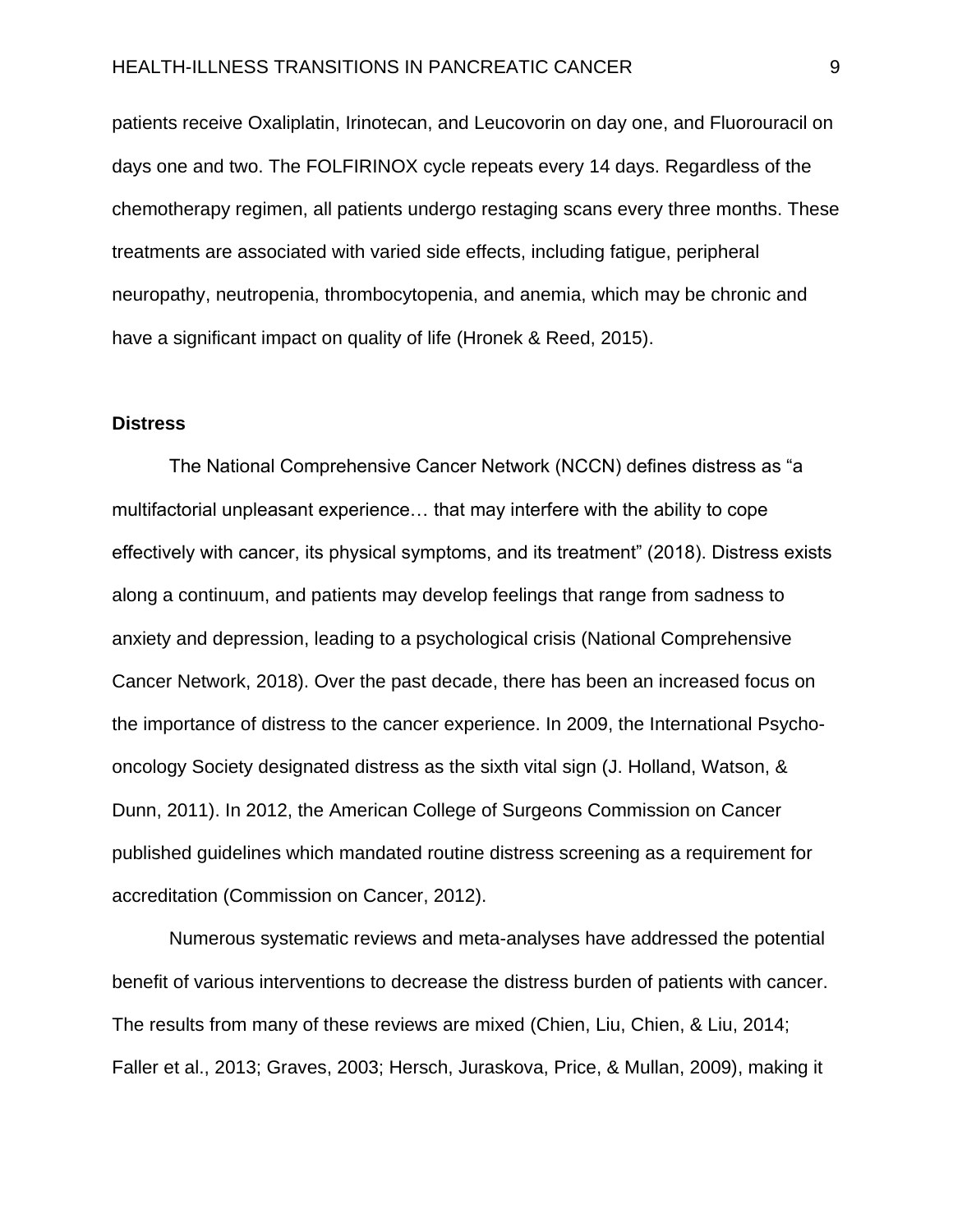patients receive Oxaliplatin, Irinotecan, and Leucovorin on day one, and Fluorouracil on days one and two. The FOLFIRINOX cycle repeats every 14 days. Regardless of the chemotherapy regimen, all patients undergo restaging scans every three months. These treatments are associated with varied side effects, including fatigue, peripheral neuropathy, neutropenia, thrombocytopenia, and anemia, which may be chronic and have a significant impact on quality of life (Hronek & Reed, 2015).

## Distress

The National Comprehensive Cancer Network (NCCN) defines distress as "a multifactorial unpleasant experience… that may interfere with the ability to cope effectively with cancer, its physical symptoms, and its treatment" (2018). Distress exists along a continuum, and patients may develop feelings that range from sadness to anxiety and depression, leading to a psychological crisis (National Comprehensive Cancer Network, 2018). Over the past decade, there has been an increased focus on the importance of distress to the cancer experience. In 2009, the International Psycho-oncology Society designated distress as the sixth vital sign (J. Holland, Watson, & Dunn, 2011). In 2012, the American College of Surgeons Commission on Cancer published guidelines which mandated routine distress screening as a requirement for accreditation (Commission on Cancer, 2012).

Numerous systematic reviews and meta-analyses have addressed the potential benefit of various interventions to decrease the distress burden of patients with cancer. The results from many of these reviews are mixed (Chien, Liu, Chien, & Liu, 2014; Faller et al., 2013; Graves, 2003; Hersch, Juraskova, Price, & Mullan, 2009), making it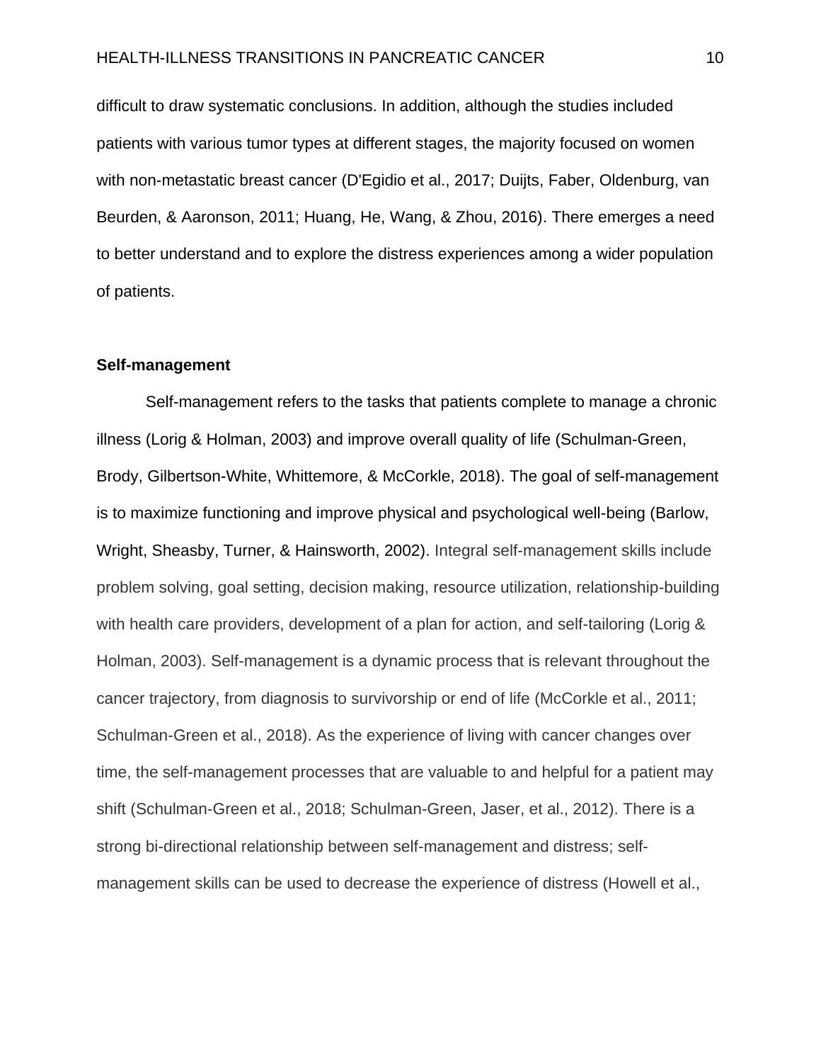difficult to draw systematic conclusions. In addition, although the studies included patients with various tumor types at different stages, the majority focused on women with non-metastatic breast cancer (D'Egidio et al., 2017; Duijts, Faber, Oldenburg, van Beurden, & Aaronson, 2011; Huang, He, Wang, & Zhou, 2016). There emerges a need to better understand and to explore the distress experiences among a wider population of patients.

### Self-management

Self-management refers to the tasks that patients complete to manage a chronic illness (Lorig & Holman, 2003) and improve overall quality of life (Schulman-Green, Brody, Gilbertson-White, Whittemore, & McCorkle, 2018). The goal of self-management is to maximize functioning and improve physical and psychological well-being (Barlow, Wright, Sheasby, Turner, & Hainsworth, 2002). Integral self-management skills include problem solving, goal setting, decision making, resource utilization, relationship-building with health care providers, development of a plan for action, and self-tailoring (Lorig & Holman, 2003). Self-management is a dynamic process that is relevant throughout the cancer trajectory, from diagnosis to survivorship or end of life (McCorkle et al., 2011; Schulman-Green et al., 2018). As the experience of living with cancer changes over time, the self-management processes that are valuable to and helpful for a patient may shift (Schulman-Green et al., 2018; Schulman-Green, Jaser, et al., 2012). There is a strong bi-directional relationship between self-management and distress; self-management skills can be used to decrease the experience of distress (Howell et al.,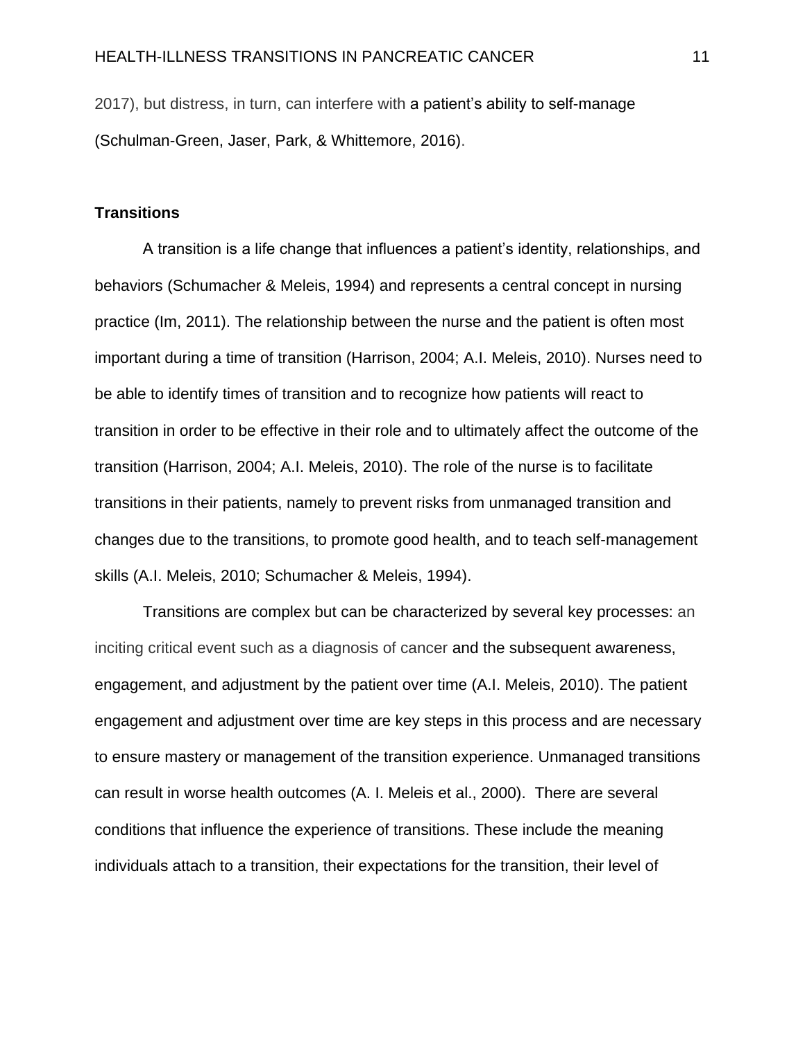2017), but distress, in turn, can interfere with a patient's ability to self-manage (Schulman-Green, Jaser, Park, & Whittemore, 2016).

## Transitions

A transition is a life change that influences a patient's identity, relationships, and behaviors (Schumacher & Meleis, 1994) and represents a central concept in nursing practice (Im, 2011). The relationship between the nurse and the patient is often most important during a time of transition (Harrison, 2004; A.I. Meleis, 2010). Nurses need to be able to identify times of transition and to recognize how patients will react to transition in order to be effective in their role and to ultimately affect the outcome of the transition (Harrison, 2004; A.I. Meleis, 2010). The role of the nurse is to facilitate transitions in their patients, namely to prevent risks from unmanaged transition and changes due to the transitions, to promote good health, and to teach self-management skills (A.I. Meleis, 2010; Schumacher & Meleis, 1994).

Transitions are complex but can be characterized by several key processes: an inciting critical event such as a diagnosis of cancer and the subsequent awareness, engagement, and adjustment by the patient over time (A.I. Meleis, 2010). The patient engagement and adjustment over time are key steps in this process and are necessary to ensure mastery or management of the transition experience. Unmanaged transitions can result in worse health outcomes (A. I. Meleis et al., 2000). There are several conditions that influence the experience of transitions. These include the meaning individuals attach to a transition, their expectations for the transition, their level of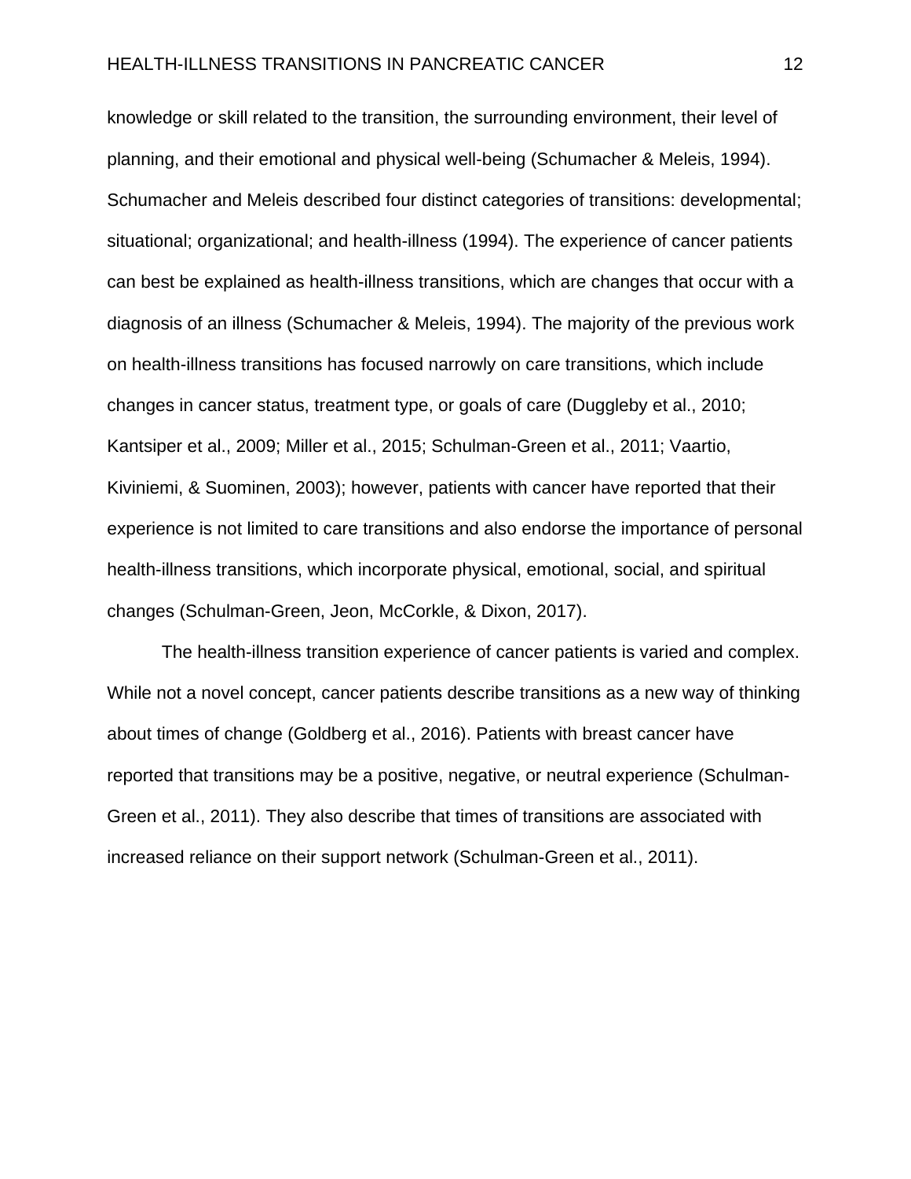knowledge or skill related to the transition, the surrounding environment, their level of planning, and their emotional and physical well-being (Schumacher & Meleis, 1994). Schumacher and Meleis described four distinct categories of transitions: developmental; situational; organizational; and health-illness (1994). The experience of cancer patients can best be explained as health-illness transitions, which are changes that occur with a diagnosis of an illness (Schumacher & Meleis, 1994). The majority of the previous work on health-illness transitions has focused narrowly on care transitions, which include changes in cancer status, treatment type, or goals of care (Duggleby et al., 2010; Kantsiper et al., 2009; Miller et al., 2015; Schulman-Green et al., 2011; Vaartio, Kiviniemi, & Suominen, 2003); however, patients with cancer have reported that their experience is not limited to care transitions and also endorse the importance of personal health-illness transitions, which incorporate physical, emotional, social, and spiritual changes (Schulman-Green, Jeon, McCorkle, & Dixon, 2017).

The health-illness transition experience of cancer patients is varied and complex. While not a novel concept, cancer patients describe transitions as a new way of thinking about times of change (Goldberg et al., 2016). Patients with breast cancer have reported that transitions may be a positive, negative, or neutral experience (Schulman-Green et al., 2011). They also describe that times of transitions are associated with increased reliance on their support network (Schulman-Green et al., 2011).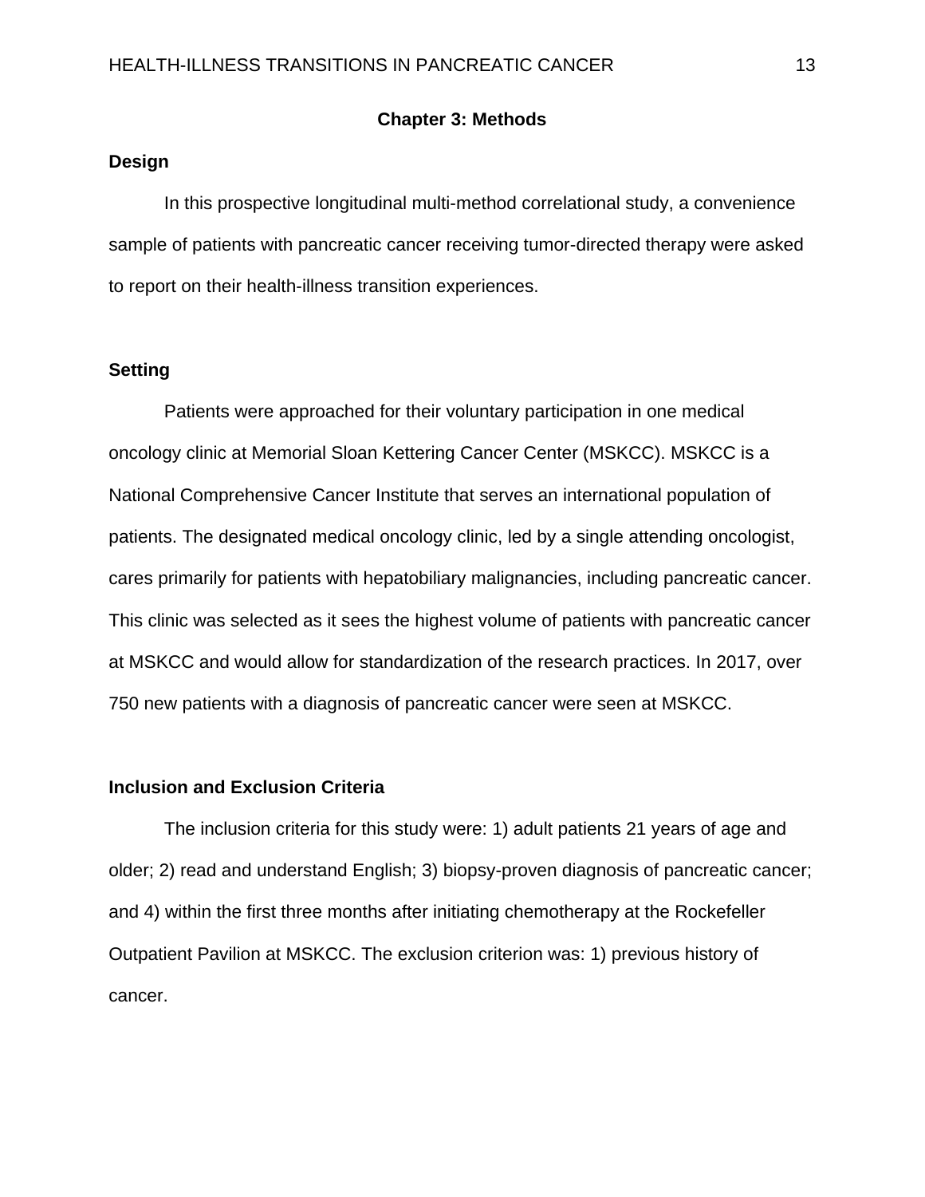# Chapter 3: Methods

## Design

In this prospective longitudinal multi-method correlational study, a convenience sample of patients with pancreatic cancer receiving tumor-directed therapy were asked to report on their health-illness transition experiences.

## Setting

Patients were approached for their voluntary participation in one medical oncology clinic at Memorial Sloan Kettering Cancer Center (MSKCC). MSKCC is a National Comprehensive Cancer Institute that serves an international population of patients. The designated medical oncology clinic, led by a single attending oncologist, cares primarily for patients with hepatobiliary malignancies, including pancreatic cancer. This clinic was selected as it sees the highest volume of patients with pancreatic cancer at MSKCC and would allow for standardization of the research practices. In 2017, over 750 new patients with a diagnosis of pancreatic cancer were seen at MSKCC.

## Inclusion and Exclusion Criteria

The inclusion criteria for this study were: 1) adult patients 21 years of age and older; 2) read and understand English; 3) biopsy-proven diagnosis of pancreatic cancer; and 4) within the first three months after initiating chemotherapy at the Rockefeller Outpatient Pavilion at MSKCC. The exclusion criterion was: 1) previous history of cancer.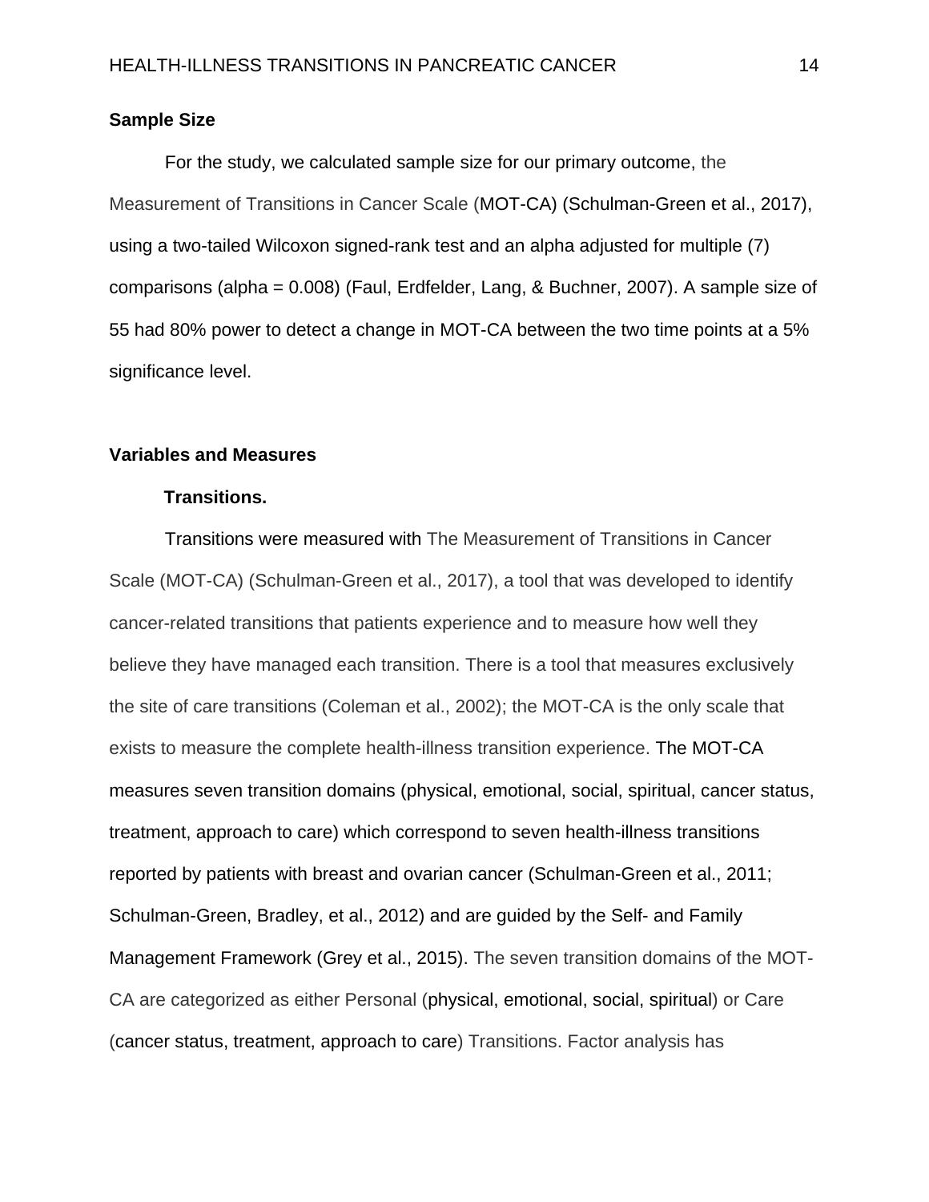**Sample Size**

For the study, we calculated sample size for our primary outcome, the Measurement of Transitions in Cancer Scale (MOT-CA) (Schulman-Green et al., 2017), using a two-tailed Wilcoxon signed-rank test and an alpha adjusted for multiple (7) comparisons (alpha = 0.008) (Faul, Erdfelder, Lang, & Buchner, 2007). A sample size of 55 had 80% power to detect a change in MOT-CA between the two time points at a 5% significance level.

**Variables and Measures**

**Transitions.**

Transitions were measured with The Measurement of Transitions in Cancer Scale (MOT-CA) (Schulman-Green et al., 2017), a tool that was developed to identify cancer-related transitions that patients experience and to measure how well they believe they have managed each transition. There is a tool that measures exclusively the site of care transitions (Coleman et al., 2002); the MOT-CA is the only scale that exists to measure the complete health-illness transition experience. The MOT-CA measures seven transition domains (physical, emotional, social, spiritual, cancer status, treatment, approach to care) which correspond to seven health-illness transitions reported by patients with breast and ovarian cancer (Schulman-Green et al., 2011; Schulman-Green, Bradley, et al., 2012) and are guided by the Self- and Family Management Framework (Grey et al., 2015). The seven transition domains of the MOT-CA are categorized as either Personal (physical, emotional, social, spiritual) or Care (cancer status, treatment, approach to care) Transitions. Factor analysis has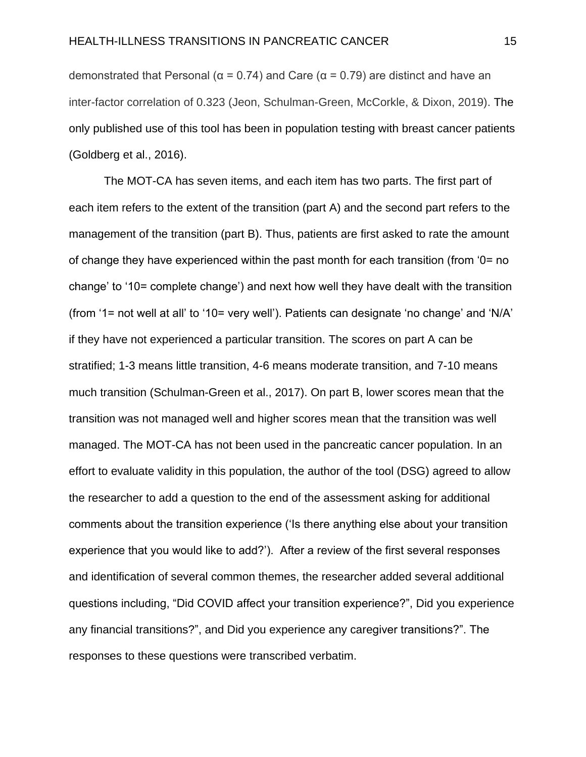demonstrated that Personal (α = 0.74) and Care (α = 0.79) are distinct and have an inter-factor correlation of 0.323 (Jeon, Schulman-Green, McCorkle, & Dixon, 2019). The only published use of this tool has been in population testing with breast cancer patients (Goldberg et al., 2016).

The MOT-CA has seven items, and each item has two parts. The first part of each item refers to the extent of the transition (part A) and the second part refers to the management of the transition (part B). Thus, patients are first asked to rate the amount of change they have experienced within the past month for each transition (from '0= no change' to '10= complete change') and next how well they have dealt with the transition (from '1= not well at all' to '10= very well'). Patients can designate 'no change' and 'N/A' if they have not experienced a particular transition. The scores on part A can be stratified; 1-3 means little transition, 4-6 means moderate transition, and 7-10 means much transition (Schulman-Green et al., 2017). On part B, lower scores mean that the transition was not managed well and higher scores mean that the transition was well managed. The MOT-CA has not been used in the pancreatic cancer population. In an effort to evaluate validity in this population, the author of the tool (DSG) agreed to allow the researcher to add a question to the end of the assessment asking for additional comments about the transition experience ('Is there anything else about your transition experience that you would like to add?'). After a review of the first several responses and identification of several common themes, the researcher added several additional questions including, "Did COVID affect your transition experience?", Did you experience any financial transitions?", and Did you experience any caregiver transitions?". The responses to these questions were transcribed verbatim.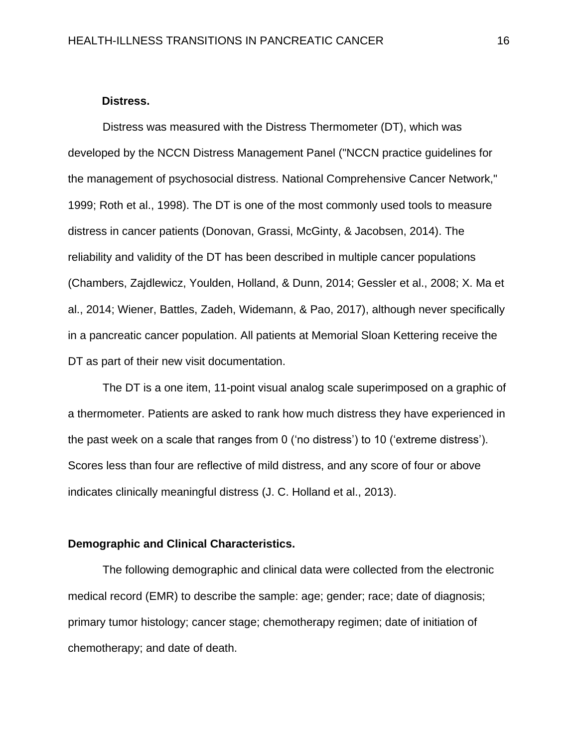**Distress.**

Distress was measured with the Distress Thermometer (DT), which was developed by the NCCN Distress Management Panel ("NCCN practice guidelines for the management of psychosocial distress. National Comprehensive Cancer Network," 1999; Roth et al., 1998). The DT is one of the most commonly used tools to measure distress in cancer patients (Donovan, Grassi, McGinty, & Jacobsen, 2014). The reliability and validity of the DT has been described in multiple cancer populations (Chambers, Zajdlewicz, Youlden, Holland, & Dunn, 2014; Gessler et al., 2008; X. Ma et al., 2014; Wiener, Battles, Zadeh, Widemann, & Pao, 2017), although never specifically in a pancreatic cancer population. All patients at Memorial Sloan Kettering receive the DT as part of their new visit documentation.

The DT is a one item, 11-point visual analog scale superimposed on a graphic of a thermometer. Patients are asked to rank how much distress they have experienced in the past week on a scale that ranges from 0 (‘no distress’) to 10 (‘extreme distress’). Scores less than four are reflective of mild distress, and any score of four or above indicates clinically meaningful distress (J. C. Holland et al., 2013).

**Demographic and Clinical Characteristics.**

The following demographic and clinical data were collected from the electronic medical record (EMR) to describe the sample: age; gender; race; date of diagnosis; primary tumor histology; cancer stage; chemotherapy regimen; date of initiation of chemotherapy; and date of death.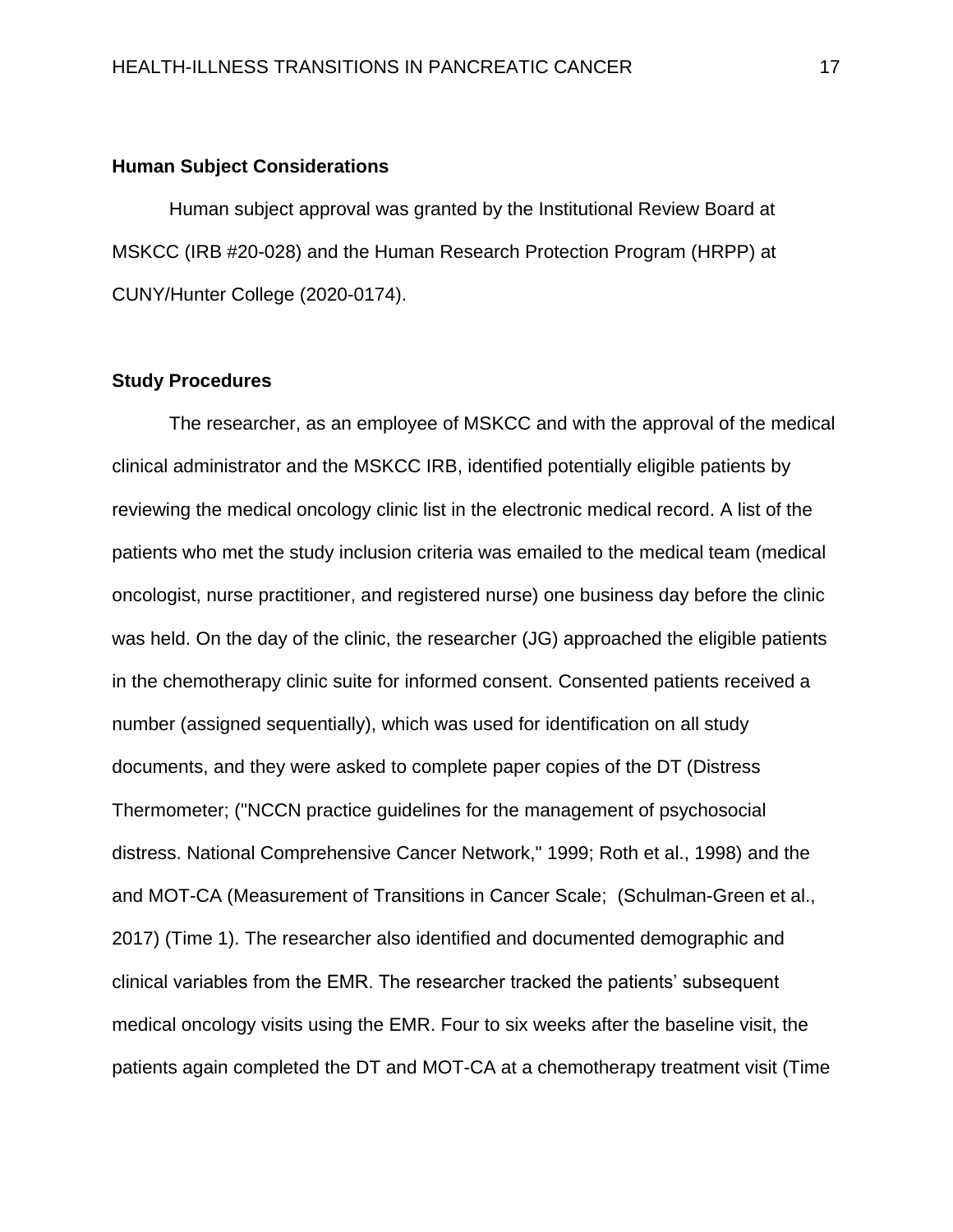**Human Subject Considerations**

Human subject approval was granted by the Institutional Review Board at MSKCC (IRB #20-028) and the Human Research Protection Program (HRPP) at CUNY/Hunter College (2020-0174).

**Study Procedures**

The researcher, as an employee of MSKCC and with the approval of the medical clinical administrator and the MSKCC IRB, identified potentially eligible patients by reviewing the medical oncology clinic list in the electronic medical record. A list of the patients who met the study inclusion criteria was emailed to the medical team (medical oncologist, nurse practitioner, and registered nurse) one business day before the clinic was held. On the day of the clinic, the researcher (JG) approached the eligible patients in the chemotherapy clinic suite for informed consent. Consented patients received a number (assigned sequentially), which was used for identification on all study documents, and they were asked to complete paper copies of the DT (Distress Thermometer; ("NCCN practice guidelines for the management of psychosocial distress. National Comprehensive Cancer Network," 1999; Roth et al., 1998) and the and MOT-CA (Measurement of Transitions in Cancer Scale; (Schulman-Green et al., 2017) (Time 1). The researcher also identified and documented demographic and clinical variables from the EMR. The researcher tracked the patients' subsequent medical oncology visits using the EMR. Four to six weeks after the baseline visit, the patients again completed the DT and MOT-CA at a chemotherapy treatment visit (Time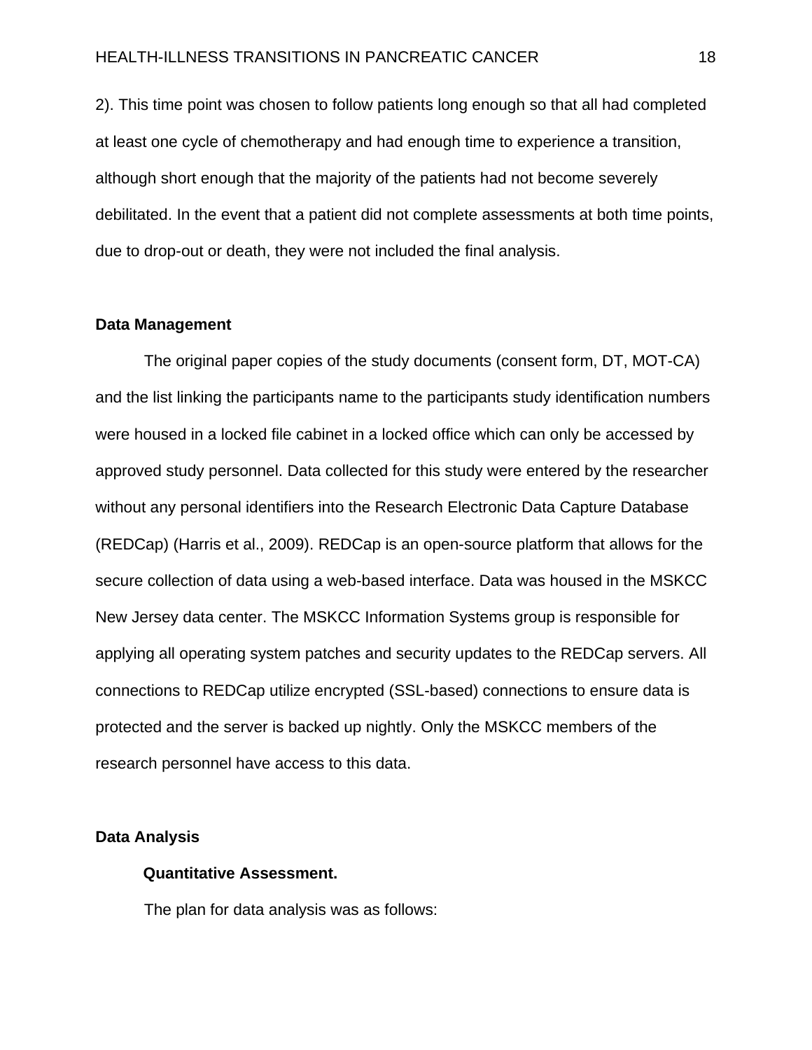2). This time point was chosen to follow patients long enough so that all had completed at least one cycle of chemotherapy and had enough time to experience a transition, although short enough that the majority of the patients had not become severely debilitated. In the event that a patient did not complete assessments at both time points, due to drop-out or death, they were not included the final analysis.

**Data Management**

The original paper copies of the study documents (consent form, DT, MOT-CA) and the list linking the participants name to the participants study identification numbers were housed in a locked file cabinet in a locked office which can only be accessed by approved study personnel. Data collected for this study were entered by the researcher without any personal identifiers into the Research Electronic Data Capture Database (REDCap) (Harris et al., 2009). REDCap is an open-source platform that allows for the secure collection of data using a web-based interface. Data was housed in the MSKCC New Jersey data center. The MSKCC Information Systems group is responsible for applying all operating system patches and security updates to the REDCap servers. All connections to REDCap utilize encrypted (SSL-based) connections to ensure data is protected and the server is backed up nightly. Only the MSKCC members of the research personnel have access to this data.

**Data Analysis**

**Quantitative Assessment.**

The plan for data analysis was as follows: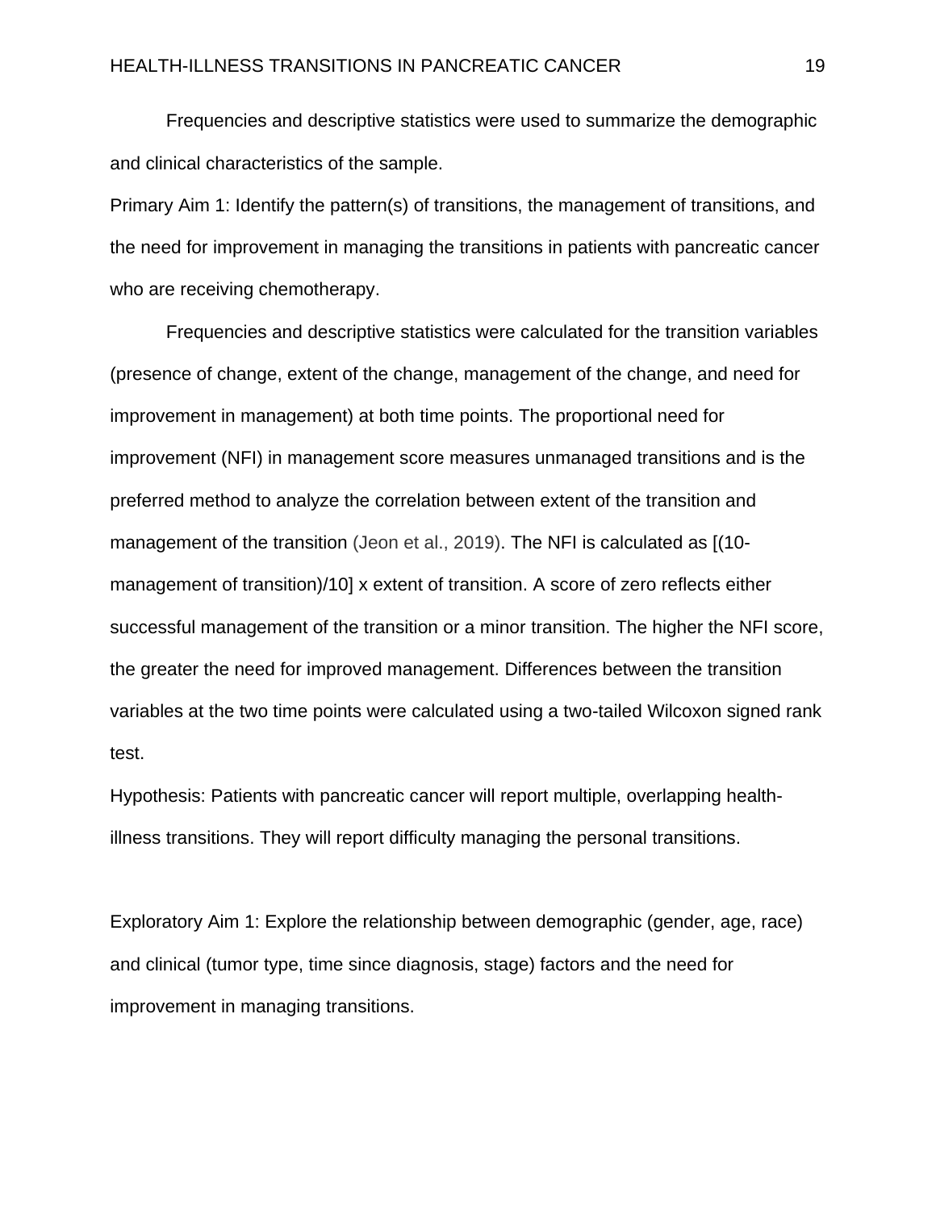Frequencies and descriptive statistics were used to summarize the demographic and clinical characteristics of the sample.

Primary Aim 1: Identify the pattern(s) of transitions, the management of transitions, and the need for improvement in managing the transitions in patients with pancreatic cancer who are receiving chemotherapy.

Frequencies and descriptive statistics were calculated for the transition variables (presence of change, extent of the change, management of the change, and need for improvement in management) at both time points. The proportional need for improvement (NFI) in management score measures unmanaged transitions and is the preferred method to analyze the correlation between extent of the transition and management of the transition (Jeon et al., 2019). The NFI is calculated as [(10-management of transition)/10] x extent of transition. A score of zero reflects either successful management of the transition or a minor transition. The higher the NFI score, the greater the need for improved management. Differences between the transition variables at the two time points were calculated using a two-tailed Wilcoxon signed rank test.

Hypothesis: Patients with pancreatic cancer will report multiple, overlapping health-illness transitions. They will report difficulty managing the personal transitions.

Exploratory Aim 1: Explore the relationship between demographic (gender, age, race) and clinical (tumor type, time since diagnosis, stage) factors and the need for improvement in managing transitions.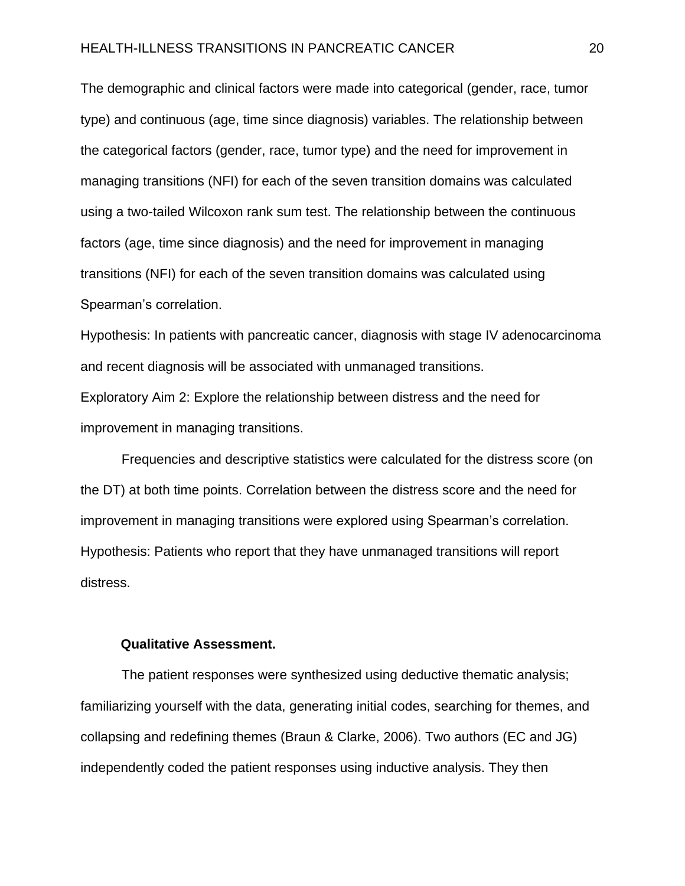The demographic and clinical factors were made into categorical (gender, race, tumor type) and continuous (age, time since diagnosis) variables. The relationship between the categorical factors (gender, race, tumor type) and the need for improvement in managing transitions (NFI) for each of the seven transition domains was calculated using a two-tailed Wilcoxon rank sum test. The relationship between the continuous factors (age, time since diagnosis) and the need for improvement in managing transitions (NFI) for each of the seven transition domains was calculated using Spearman's correlation.

Hypothesis: In patients with pancreatic cancer, diagnosis with stage IV adenocarcinoma and recent diagnosis will be associated with unmanaged transitions.

Exploratory Aim 2: Explore the relationship between distress and the need for improvement in managing transitions.

Frequencies and descriptive statistics were calculated for the distress score (on the DT) at both time points. Correlation between the distress score and the need for improvement in managing transitions were explored using Spearman's correlation.

Hypothesis: Patients who report that they have unmanaged transitions will report distress.

**Qualitative Assessment.**

The patient responses were synthesized using deductive thematic analysis; familiarizing yourself with the data, generating initial codes, searching for themes, and collapsing and redefining themes (Braun & Clarke, 2006). Two authors (EC and JG) independently coded the patient responses using inductive analysis. They then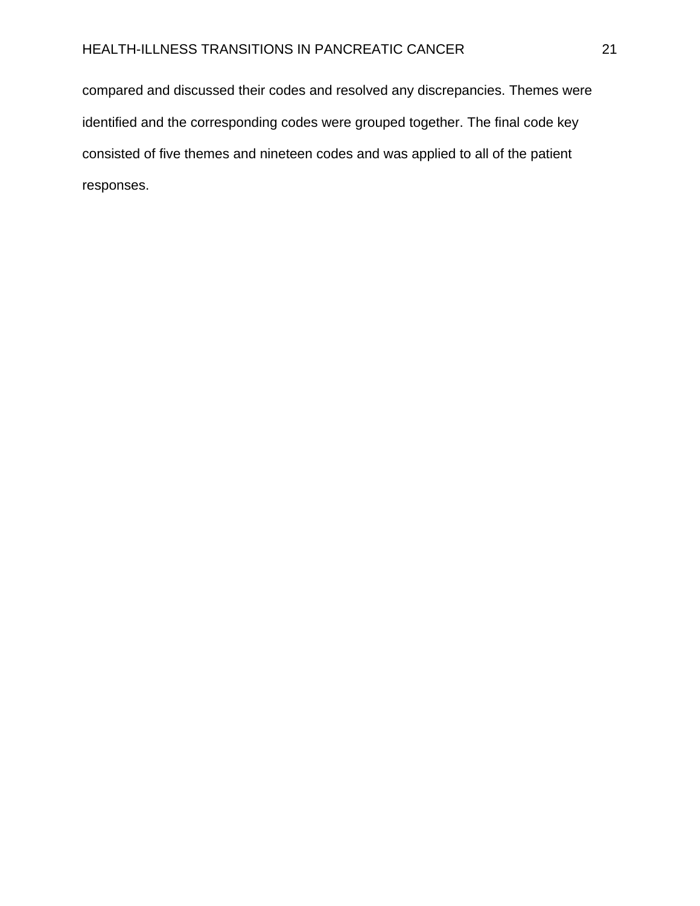compared and discussed their codes and resolved any discrepancies. Themes were identified and the corresponding codes were grouped together. The final code key consisted of five themes and nineteen codes and was applied to all of the patient responses.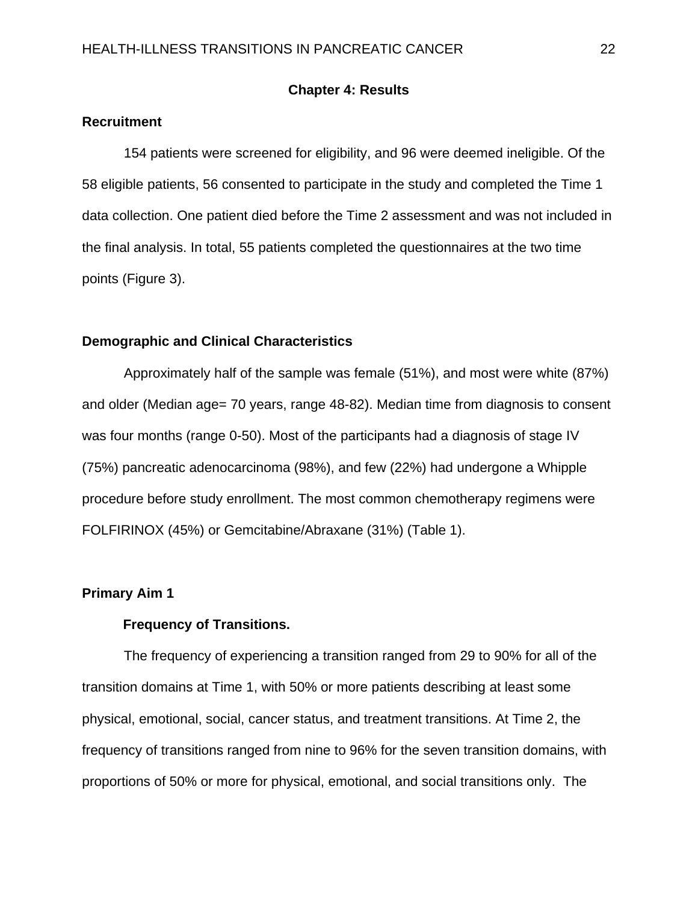# Chapter 4: Results

## Recruitment

154 patients were screened for eligibility, and 96 were deemed ineligible. Of the 58 eligible patients, 56 consented to participate in the study and completed the Time 1 data collection. One patient died before the Time 2 assessment and was not included in the final analysis. In total, 55 patients completed the questionnaires at the two time points (Figure 3).

## Demographic and Clinical Characteristics

Approximately half of the sample was female (51%), and most were white (87%) and older (Median age= 70 years, range 48-82). Median time from diagnosis to consent was four months (range 0-50). Most of the participants had a diagnosis of stage IV (75%) pancreatic adenocarcinoma (98%), and few (22%) had undergone a Whipple procedure before study enrollment. The most common chemotherapy regimens were FOLFIRINOX (45%) or Gemcitabine/Abraxane (31%) (Table 1).

## Primary Aim 1

### Frequency of Transitions.

The frequency of experiencing a transition ranged from 29 to 90% for all of the transition domains at Time 1, with 50% or more patients describing at least some physical, emotional, social, cancer status, and treatment transitions. At Time 2, the frequency of transitions ranged from nine to 96% for the seven transition domains, with proportions of 50% or more for physical, emotional, and social transitions only. The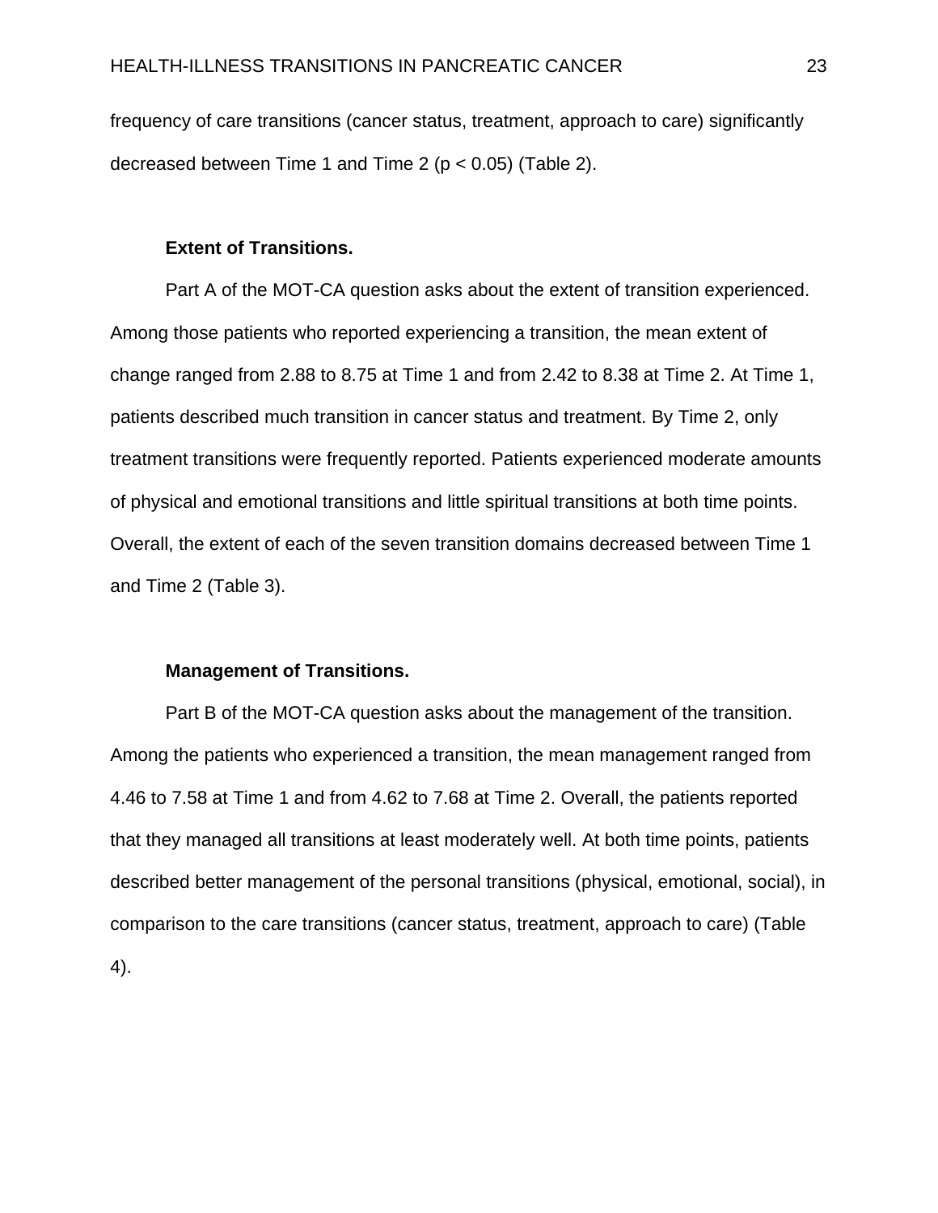frequency of care transitions (cancer status, treatment, approach to care) significantly decreased between Time 1 and Time 2 ($p < 0.05$) (Table 2).

**Extent of Transitions.**

Part A of the MOT-CA question asks about the extent of transition experienced. Among those patients who reported experiencing a transition, the mean extent of change ranged from 2.88 to 8.75 at Time 1 and from 2.42 to 8.38 at Time 2. At Time 1, patients described much transition in cancer status and treatment. By Time 2, only treatment transitions were frequently reported. Patients experienced moderate amounts of physical and emotional transitions and little spiritual transitions at both time points. Overall, the extent of each of the seven transition domains decreased between Time 1 and Time 2 (Table 3).

**Management of Transitions.**

Part B of the MOT-CA question asks about the management of the transition. Among the patients who experienced a transition, the mean management ranged from 4.46 to 7.58 at Time 1 and from 4.62 to 7.68 at Time 2. Overall, the patients reported that they managed all transitions at least moderately well. At both time points, patients described better management of the personal transitions (physical, emotional, social), in comparison to the care transitions (cancer status, treatment, approach to care) (Table 4).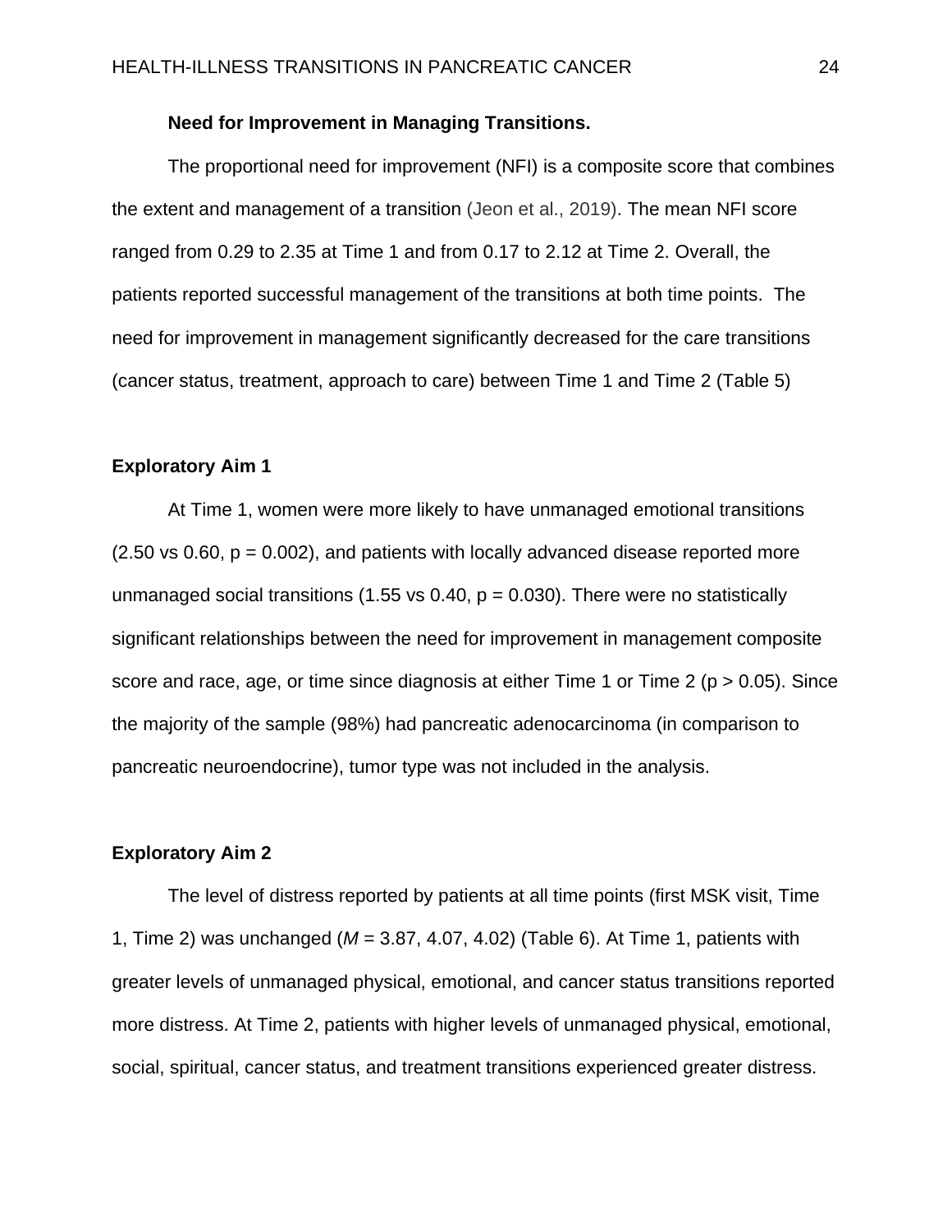### Need for Improvement in Managing Transitions.

The proportional need for improvement (NFI) is a composite score that combines the extent and management of a transition (Jeon et al., 2019). The mean NFI score ranged from 0.29 to 2.35 at Time 1 and from 0.17 to 2.12 at Time 2. Overall, the patients reported successful management of the transitions at both time points. The need for improvement in management significantly decreased for the care transitions (cancer status, treatment, approach to care) between Time 1 and Time 2 (Table 5)

## Exploratory Aim 1

At Time 1, women were more likely to have unmanaged emotional transitions (2.50 vs 0.60, $p = 0.002$), and patients with locally advanced disease reported more unmanaged social transitions (1.55 vs 0.40, $p = 0.030$). There were no statistically significant relationships between the need for improvement in management composite score and race, age, or time since diagnosis at either Time 1 or Time 2 ($p > 0.05$). Since the majority of the sample (98%) had pancreatic adenocarcinoma (in comparison to pancreatic neuroendocrine), tumor type was not included in the analysis.

## Exploratory Aim 2

The level of distress reported by patients at all time points (first MSK visit, Time 1, Time 2) was unchanged ($M$ = 3.87, 4.07, 4.02) (Table 6). At Time 1, patients with greater levels of unmanaged physical, emotional, and cancer status transitions reported more distress. At Time 2, patients with higher levels of unmanaged physical, emotional, social, spiritual, cancer status, and treatment transitions experienced greater distress.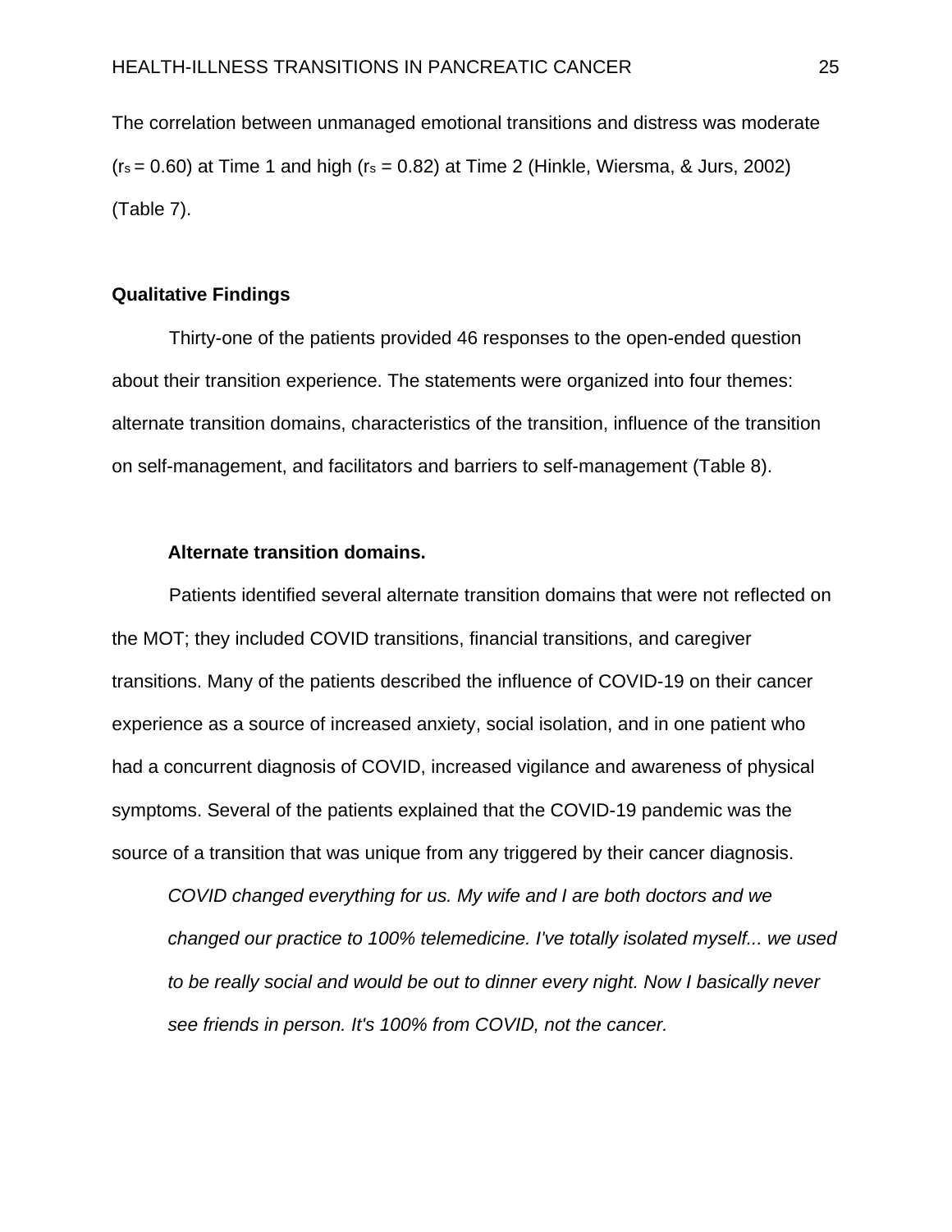The correlation between unmanaged emotional transitions and distress was moderate ($r_s = 0.60$) at Time 1 and high ($r_s = 0.82$) at Time 2 (Hinkle, Wiersma, & Jurs, 2002) (Table 7).

## Qualitative Findings

Thirty-one of the patients provided 46 responses to the open-ended question about their transition experience. The statements were organized into four themes: alternate transition domains, characteristics of the transition, influence of the transition on self-management, and facilitators and barriers to self-management (Table 8).

### Alternate transition domains.

Patients identified several alternate transition domains that were not reflected on the MOT; they included COVID transitions, financial transitions, and caregiver transitions. Many of the patients described the influence of COVID-19 on their cancer experience as a source of increased anxiety, social isolation, and in one patient who had a concurrent diagnosis of COVID, increased vigilance and awareness of physical symptoms. Several of the patients explained that the COVID-19 pandemic was the source of a transition that was unique from any triggered by their cancer diagnosis.

> *COVID changed everything for us. My wife and I are both doctors and we changed our practice to 100% telemedicine. I've totally isolated myself... we used to be really social and would be out to dinner every night. Now I basically never see friends in person. It's 100% from COVID, not the cancer.*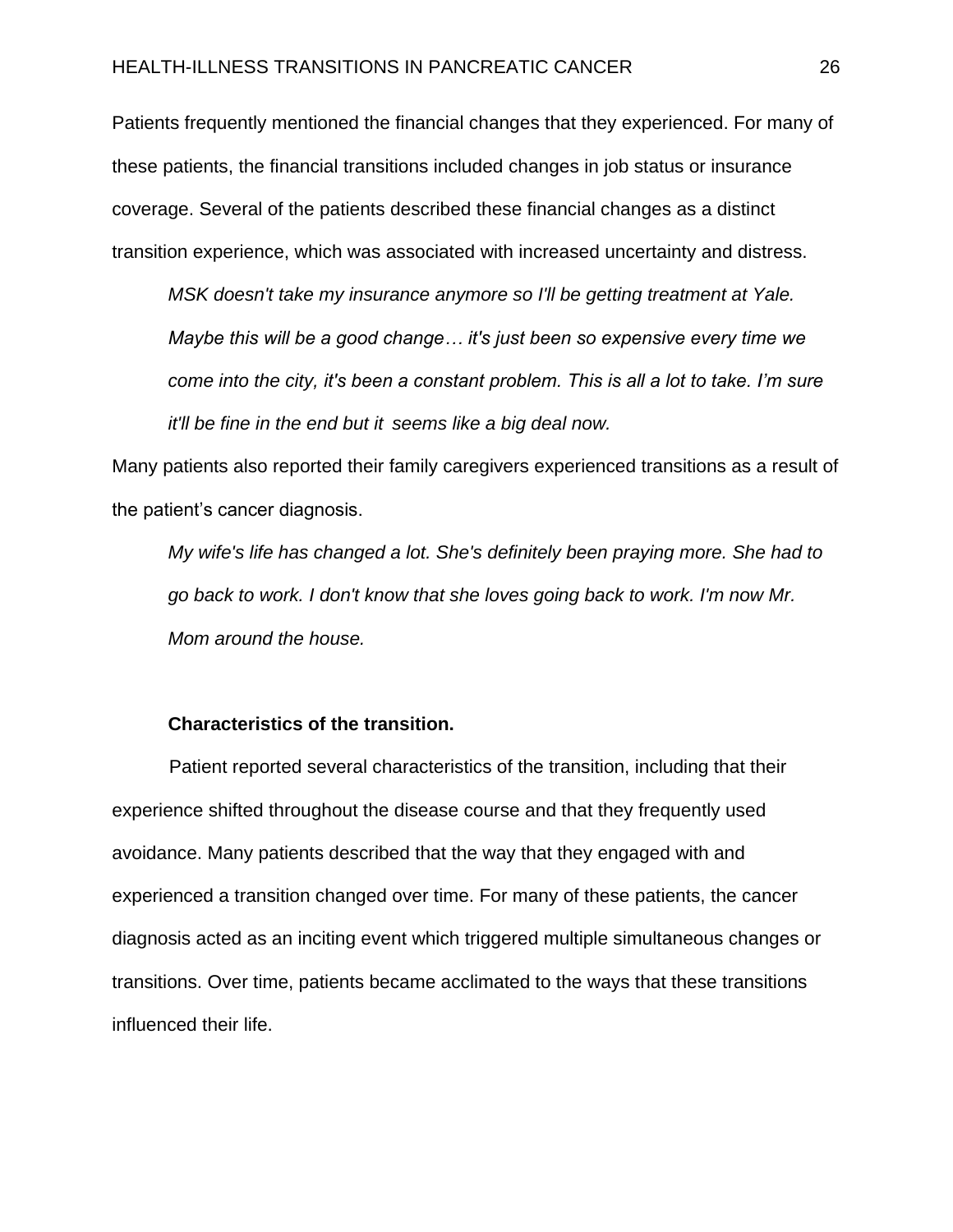Patients frequently mentioned the financial changes that they experienced. For many of these patients, the financial transitions included changes in job status or insurance coverage. Several of the patients described these financial changes as a distinct transition experience, which was associated with increased uncertainty and distress.

> *MSK doesn't take my insurance anymore so I'll be getting treatment at Yale. Maybe this will be a good change… it's just been so expensive every time we come into the city, it's been a constant problem. This is all a lot to take. I'm sure it'll be fine in the end but it seems like a big deal now.*

Many patients also reported their family caregivers experienced transitions as a result of the patient's cancer diagnosis.

> *My wife's life has changed a lot. She's definitely been praying more. She had to go back to work. I don't know that she loves going back to work. I'm now Mr. Mom around the house.*

**Characteristics of the transition.**

Patient reported several characteristics of the transition, including that their experience shifted throughout the disease course and that they frequently used avoidance. Many patients described that the way that they engaged with and experienced a transition changed over time. For many of these patients, the cancer diagnosis acted as an inciting event which triggered multiple simultaneous changes or transitions. Over time, patients became acclimated to the ways that these transitions influenced their life.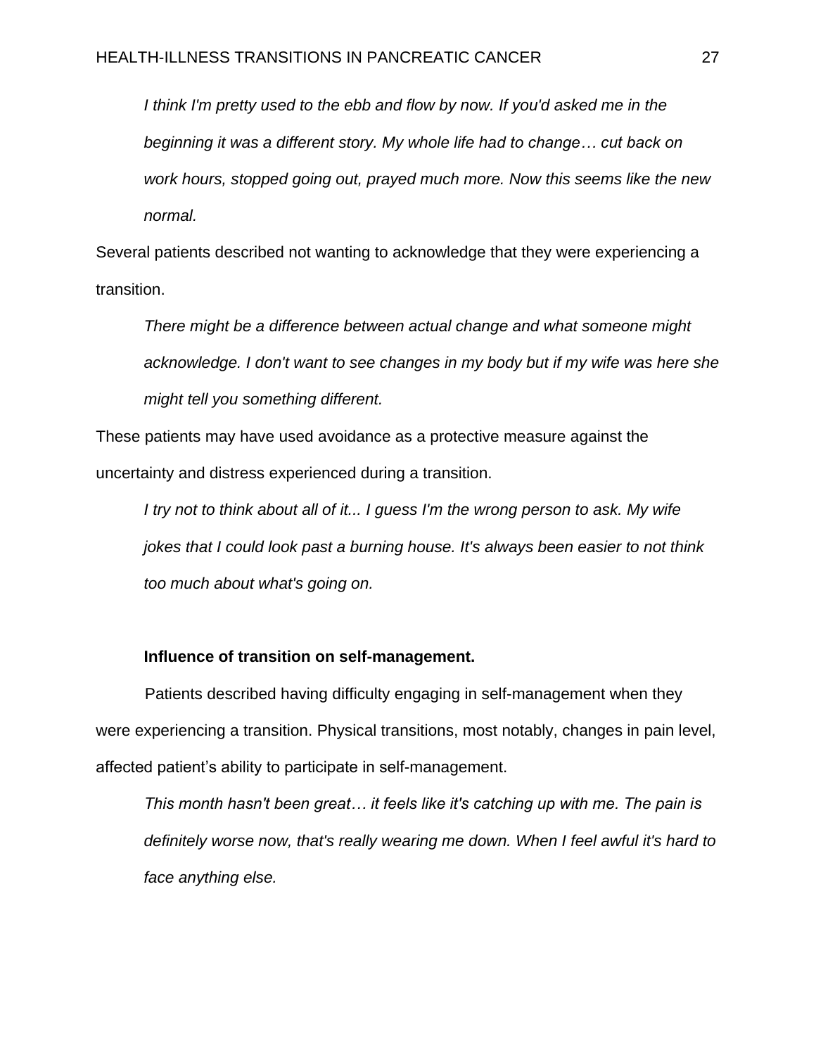> *I think I'm pretty used to the ebb and flow by now. If you'd asked me in the beginning it was a different story. My whole life had to change… cut back on work hours, stopped going out, prayed much more. Now this seems like the new normal.*

Several patients described not wanting to acknowledge that they were experiencing a transition.

> *There might be a difference between actual change and what someone might acknowledge. I don't want to see changes in my body but if my wife was here she might tell you something different.*

These patients may have used avoidance as a protective measure against the uncertainty and distress experienced during a transition.

> *I try not to think about all of it... I guess I'm the wrong person to ask. My wife jokes that I could look past a burning house. It's always been easier to not think too much about what's going on.*

**Influence of transition on self-management.**

Patients described having difficulty engaging in self-management when they were experiencing a transition. Physical transitions, most notably, changes in pain level, affected patient's ability to participate in self-management.

> *This month hasn't been great… it feels like it's catching up with me. The pain is definitely worse now, that's really wearing me down. When I feel awful it's hard to face anything else.*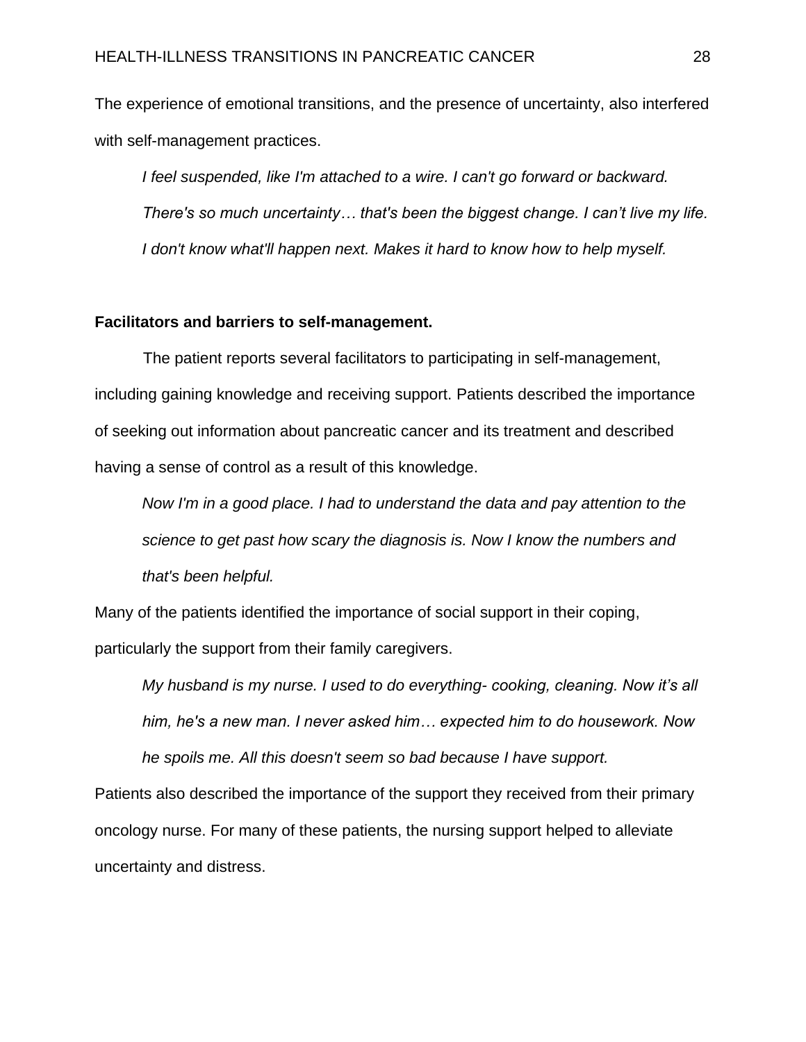The experience of emotional transitions, and the presence of uncertainty, also interfered with self-management practices.

> *I feel suspended, like I'm attached to a wire. I can't go forward or backward. There's so much uncertainty… that's been the biggest change. I can't live my life. I don't know what'll happen next. Makes it hard to know how to help myself.*

**Facilitators and barriers to self-management.**

The patient reports several facilitators to participating in self-management, including gaining knowledge and receiving support. Patients described the importance of seeking out information about pancreatic cancer and its treatment and described having a sense of control as a result of this knowledge.

> *Now I'm in a good place. I had to understand the data and pay attention to the science to get past how scary the diagnosis is. Now I know the numbers and that's been helpful.*

Many of the patients identified the importance of social support in their coping, particularly the support from their family caregivers.

> *My husband is my nurse. I used to do everything- cooking, cleaning. Now it's all him, he's a new man. I never asked him… expected him to do housework. Now he spoils me. All this doesn't seem so bad because I have support.*

Patients also described the importance of the support they received from their primary oncology nurse. For many of these patients, the nursing support helped to alleviate uncertainty and distress.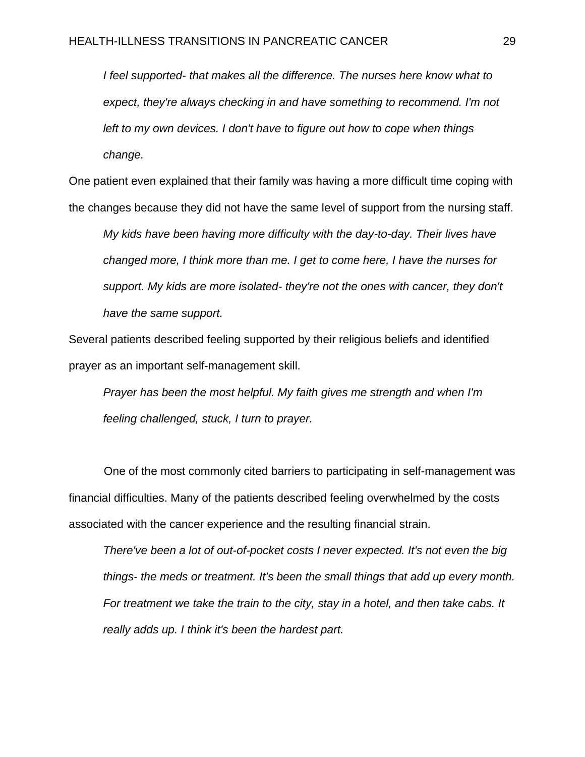> *I feel supported- that makes all the difference. The nurses here know what to expect, they're always checking in and have something to recommend. I'm not left to my own devices. I don't have to figure out how to cope when things change.*

One patient even explained that their family was having a more difficult time coping with the changes because they did not have the same level of support from the nursing staff.

> *My kids have been having more difficulty with the day-to-day. Their lives have changed more, I think more than me. I get to come here, I have the nurses for support. My kids are more isolated- they're not the ones with cancer, they don't have the same support.*

Several patients described feeling supported by their religious beliefs and identified prayer as an important self-management skill.

> *Prayer has been the most helpful. My faith gives me strength and when I'm feeling challenged, stuck, I turn to prayer.*

One of the most commonly cited barriers to participating in self-management was financial difficulties. Many of the patients described feeling overwhelmed by the costs associated with the cancer experience and the resulting financial strain.

> *There've been a lot of out-of-pocket costs I never expected. It's not even the big things- the meds or treatment. It's been the small things that add up every month. For treatment we take the train to the city, stay in a hotel, and then take cabs. It really adds up. I think it's been the hardest part.*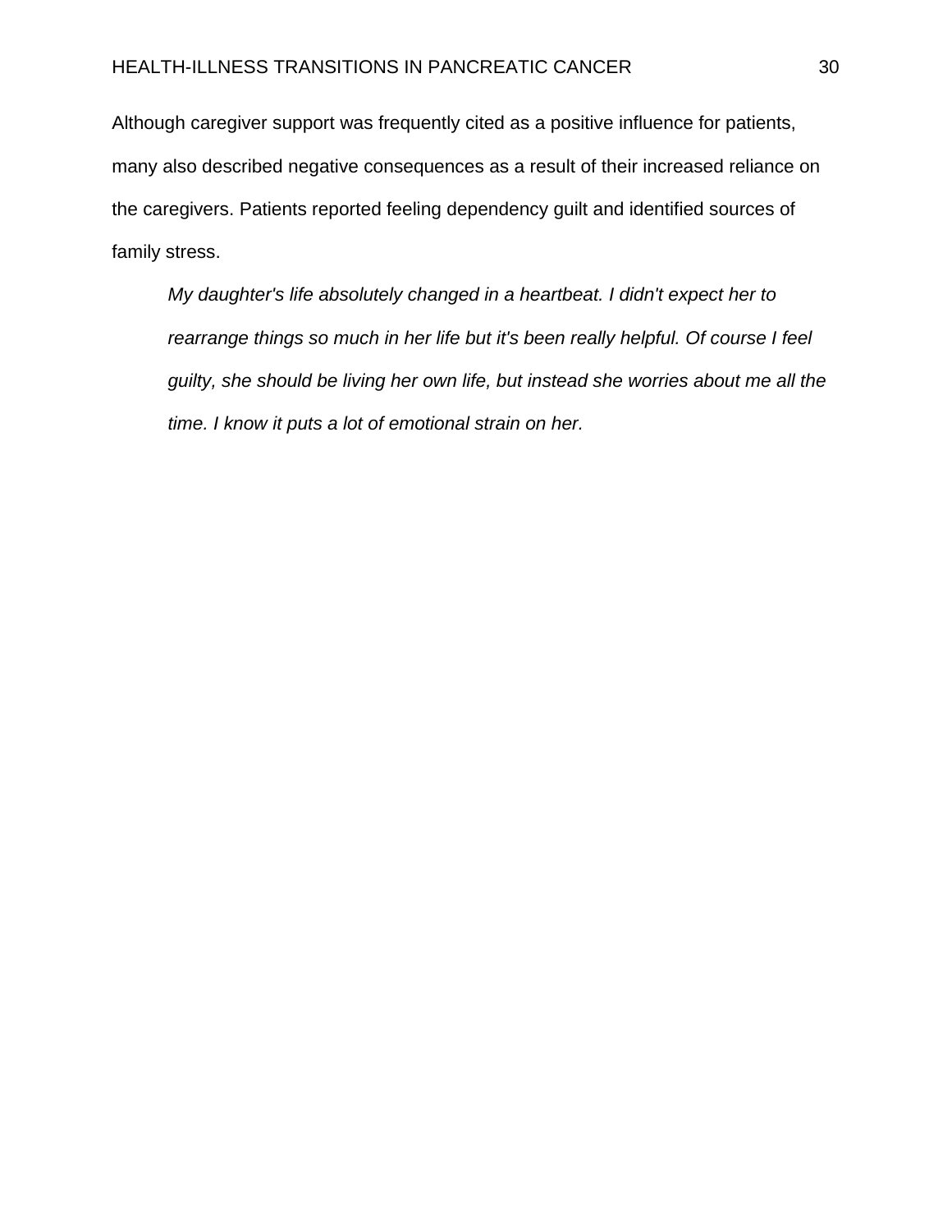Although caregiver support was frequently cited as a positive influence for patients, many also described negative consequences as a result of their increased reliance on the caregivers. Patients reported feeling dependency guilt and identified sources of family stress.

> *My daughter's life absolutely changed in a heartbeat. I didn't expect her to rearrange things so much in her life but it's been really helpful. Of course I feel guilty, she should be living her own life, but instead she worries about me all the time. I know it puts a lot of emotional strain on her.*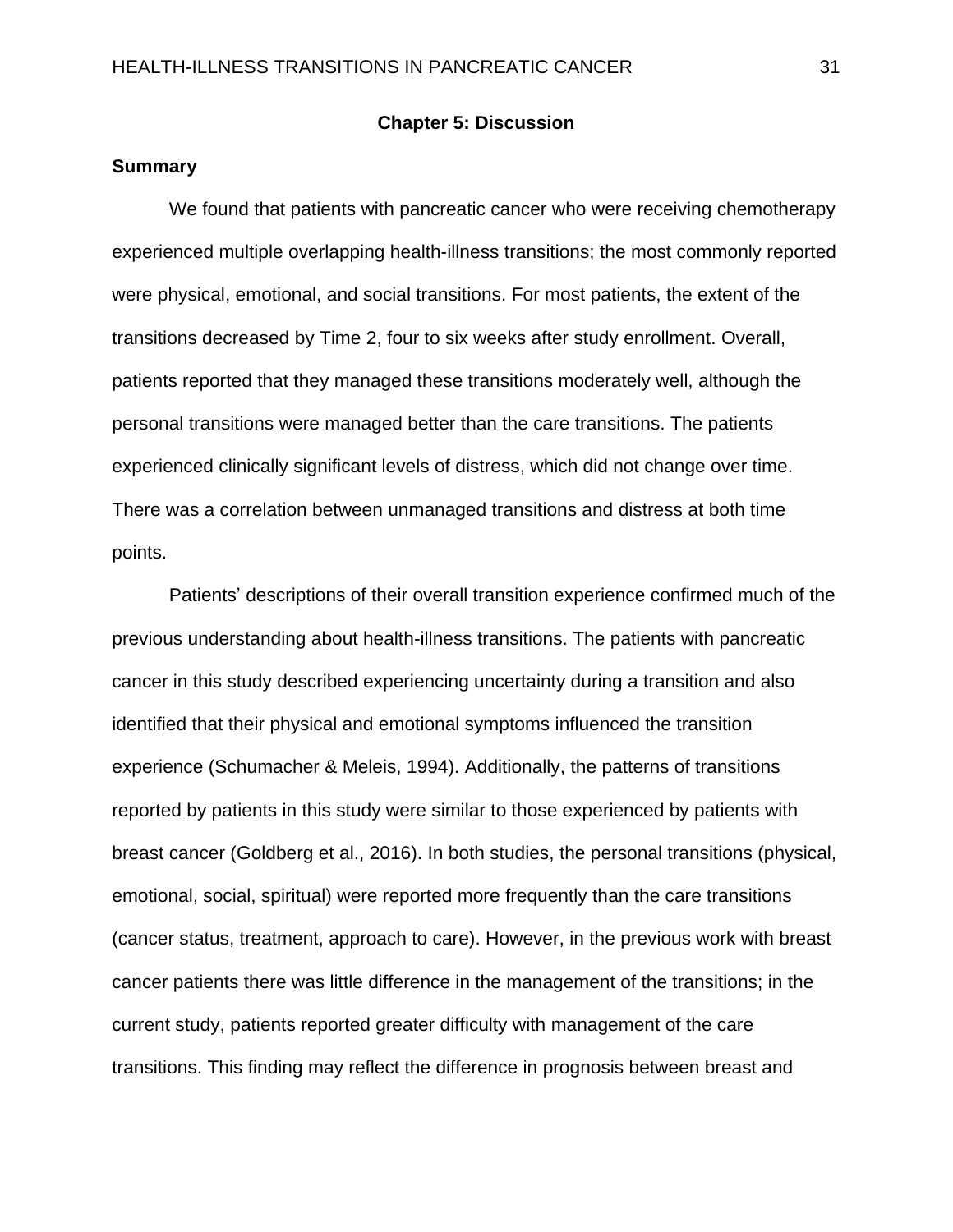# Chapter 5: Discussion

## Summary

We found that patients with pancreatic cancer who were receiving chemotherapy experienced multiple overlapping health-illness transitions; the most commonly reported were physical, emotional, and social transitions. For most patients, the extent of the transitions decreased by Time 2, four to six weeks after study enrollment. Overall, patients reported that they managed these transitions moderately well, although the personal transitions were managed better than the care transitions. The patients experienced clinically significant levels of distress, which did not change over time. There was a correlation between unmanaged transitions and distress at both time points.

Patients' descriptions of their overall transition experience confirmed much of the previous understanding about health-illness transitions. The patients with pancreatic cancer in this study described experiencing uncertainty during a transition and also identified that their physical and emotional symptoms influenced the transition experience (Schumacher & Meleis, 1994). Additionally, the patterns of transitions reported by patients in this study were similar to those experienced by patients with breast cancer (Goldberg et al., 2016). In both studies, the personal transitions (physical, emotional, social, spiritual) were reported more frequently than the care transitions (cancer status, treatment, approach to care). However, in the previous work with breast cancer patients there was little difference in the management of the transitions; in the current study, patients reported greater difficulty with management of the care transitions. This finding may reflect the difference in prognosis between breast and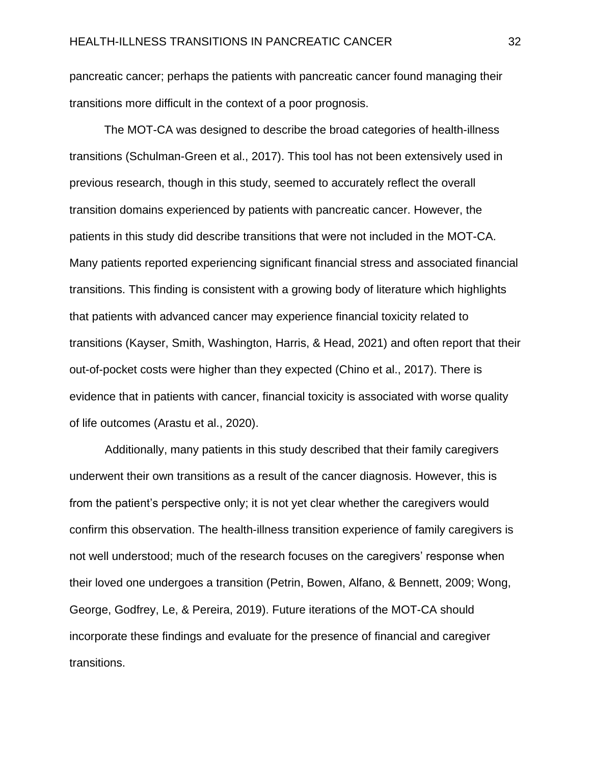pancreatic cancer; perhaps the patients with pancreatic cancer found managing their transitions more difficult in the context of a poor prognosis.

The MOT-CA was designed to describe the broad categories of health-illness transitions (Schulman-Green et al., 2017). This tool has not been extensively used in previous research, though in this study, seemed to accurately reflect the overall transition domains experienced by patients with pancreatic cancer. However, the patients in this study did describe transitions that were not included in the MOT-CA. Many patients reported experiencing significant financial stress and associated financial transitions. This finding is consistent with a growing body of literature which highlights that patients with advanced cancer may experience financial toxicity related to transitions (Kayser, Smith, Washington, Harris, & Head, 2021) and often report that their out-of-pocket costs were higher than they expected (Chino et al., 2017). There is evidence that in patients with cancer, financial toxicity is associated with worse quality of life outcomes (Arastu et al., 2020).

Additionally, many patients in this study described that their family caregivers underwent their own transitions as a result of the cancer diagnosis. However, this is from the patient's perspective only; it is not yet clear whether the caregivers would confirm this observation. The health-illness transition experience of family caregivers is not well understood; much of the research focuses on the caregivers' response when their loved one undergoes a transition (Petrin, Bowen, Alfano, & Bennett, 2009; Wong, George, Godfrey, Le, & Pereira, 2019). Future iterations of the MOT-CA should incorporate these findings and evaluate for the presence of financial and caregiver transitions.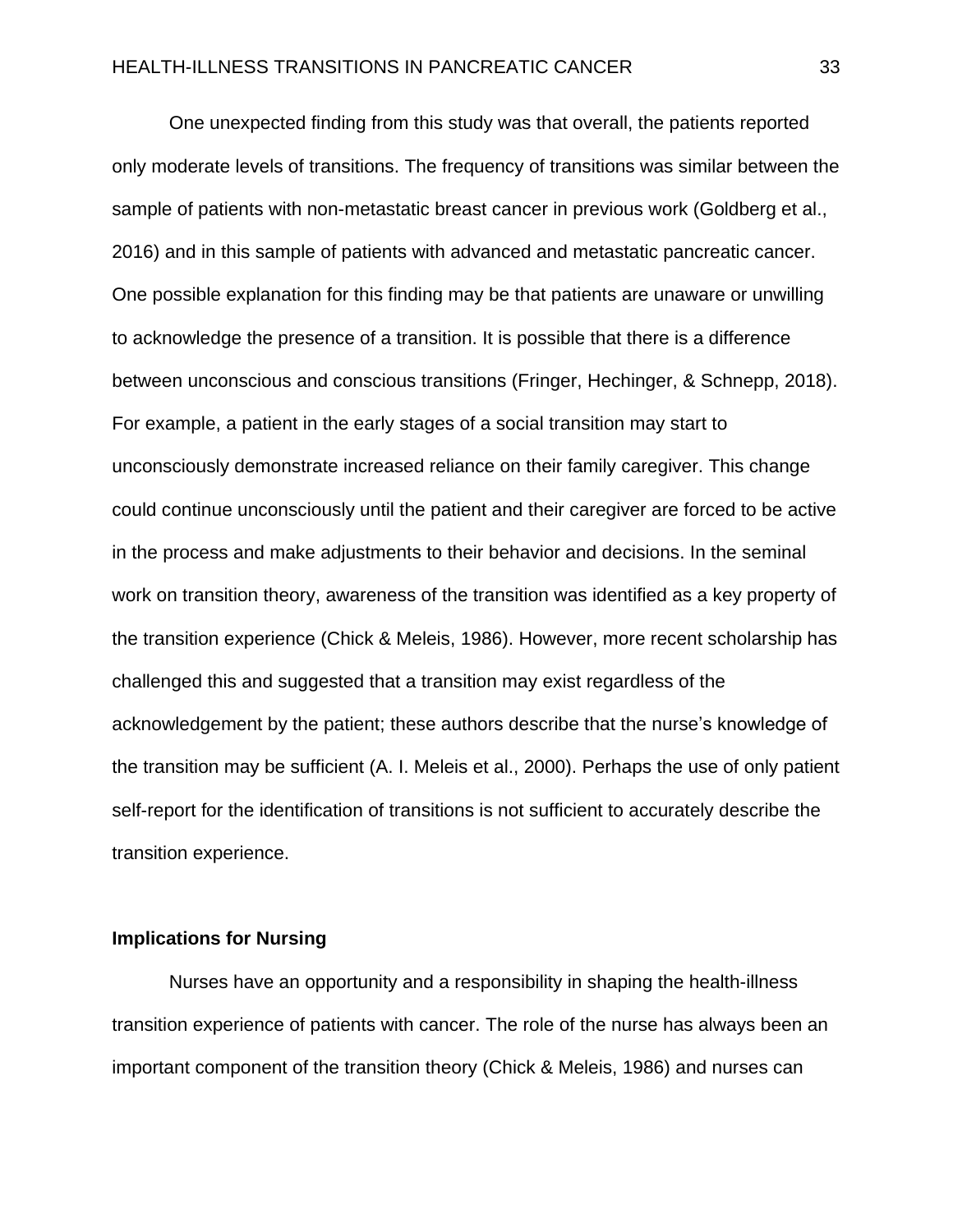One unexpected finding from this study was that overall, the patients reported only moderate levels of transitions. The frequency of transitions was similar between the sample of patients with non-metastatic breast cancer in previous work (Goldberg et al., 2016) and in this sample of patients with advanced and metastatic pancreatic cancer. One possible explanation for this finding may be that patients are unaware or unwilling to acknowledge the presence of a transition. It is possible that there is a difference between unconscious and conscious transitions (Fringer, Hechinger, & Schnepp, 2018). For example, a patient in the early stages of a social transition may start to unconsciously demonstrate increased reliance on their family caregiver. This change could continue unconsciously until the patient and their caregiver are forced to be active in the process and make adjustments to their behavior and decisions. In the seminal work on transition theory, awareness of the transition was identified as a key property of the transition experience (Chick & Meleis, 1986). However, more recent scholarship has challenged this and suggested that a transition may exist regardless of the acknowledgement by the patient; these authors describe that the nurse's knowledge of the transition may be sufficient (A. I. Meleis et al., 2000). Perhaps the use of only patient self-report for the identification of transitions is not sufficient to accurately describe the transition experience.

**Implications for Nursing**

Nurses have an opportunity and a responsibility in shaping the health-illness transition experience of patients with cancer. The role of the nurse has always been an important component of the transition theory (Chick & Meleis, 1986) and nurses can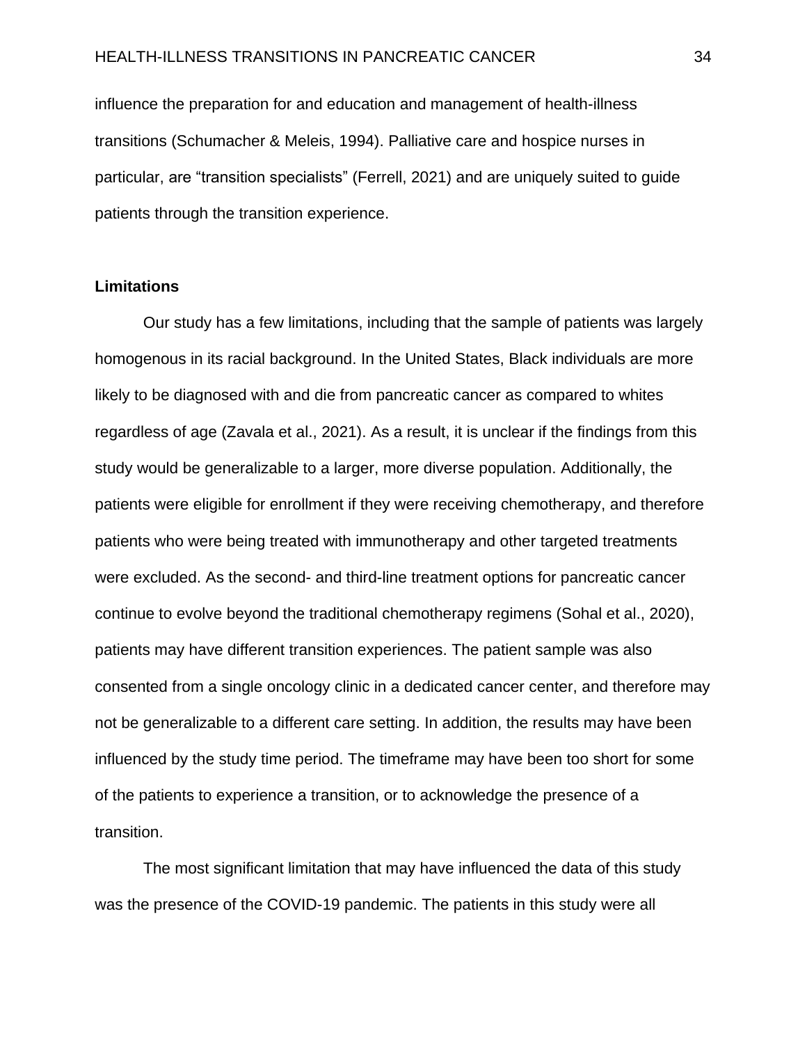influence the preparation for and education and management of health-illness transitions (Schumacher & Meleis, 1994). Palliative care and hospice nurses in particular, are "transition specialists" (Ferrell, 2021) and are uniquely suited to guide patients through the transition experience.

## Limitations

Our study has a few limitations, including that the sample of patients was largely homogenous in its racial background. In the United States, Black individuals are more likely to be diagnosed with and die from pancreatic cancer as compared to whites regardless of age (Zavala et al., 2021). As a result, it is unclear if the findings from this study would be generalizable to a larger, more diverse population. Additionally, the patients were eligible for enrollment if they were receiving chemotherapy, and therefore patients who were being treated with immunotherapy and other targeted treatments were excluded. As the second- and third-line treatment options for pancreatic cancer continue to evolve beyond the traditional chemotherapy regimens (Sohal et al., 2020), patients may have different transition experiences. The patient sample was also consented from a single oncology clinic in a dedicated cancer center, and therefore may not be generalizable to a different care setting. In addition, the results may have been influenced by the study time period. The timeframe may have been too short for some of the patients to experience a transition, or to acknowledge the presence of a transition.

The most significant limitation that may have influenced the data of this study was the presence of the COVID-19 pandemic. The patients in this study were all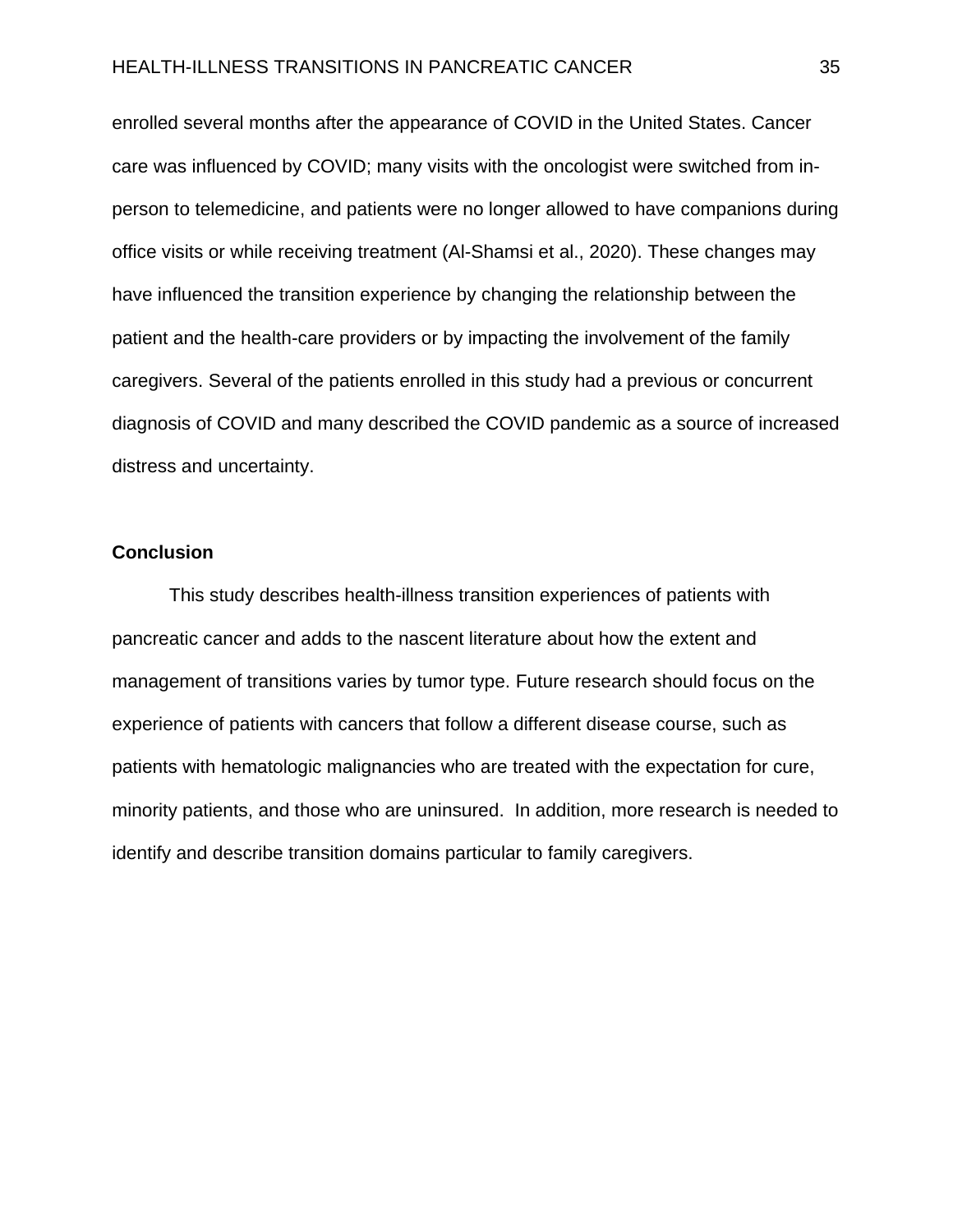enrolled several months after the appearance of COVID in the United States. Cancer care was influenced by COVID; many visits with the oncologist were switched from in-person to telemedicine, and patients were no longer allowed to have companions during office visits or while receiving treatment (Al-Shamsi et al., 2020). These changes may have influenced the transition experience by changing the relationship between the patient and the health-care providers or by impacting the involvement of the family caregivers. Several of the patients enrolled in this study had a previous or concurrent diagnosis of COVID and many described the COVID pandemic as a source of increased distress and uncertainty.

## Conclusion

This study describes health-illness transition experiences of patients with pancreatic cancer and adds to the nascent literature about how the extent and management of transitions varies by tumor type. Future research should focus on the experience of patients with cancers that follow a different disease course, such as patients with hematologic malignancies who are treated with the expectation for cure, minority patients, and those who are uninsured. In addition, more research is needed to identify and describe transition domains particular to family caregivers.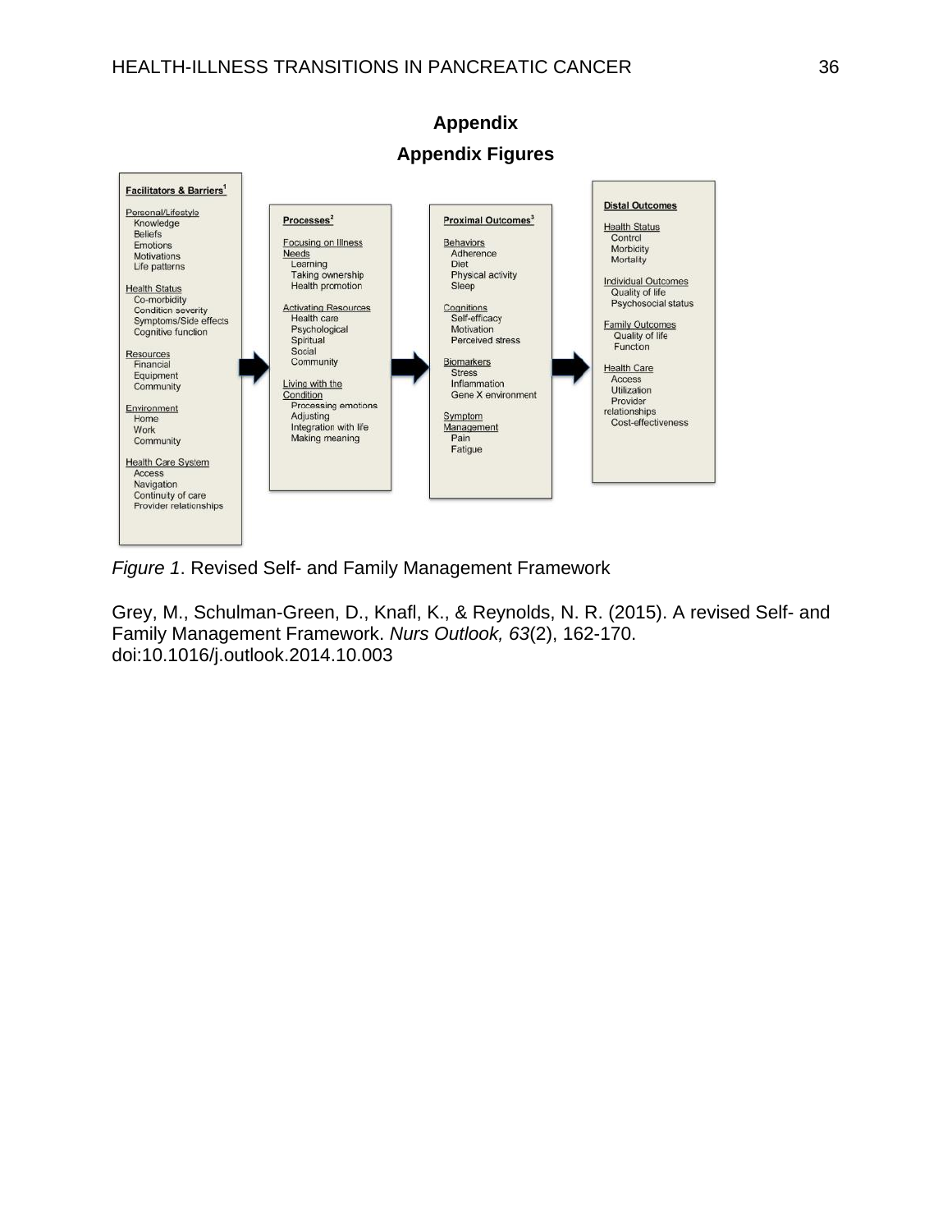# Appendix

## Appendix Figures

**Facilitators & Barriers**[1]

Personal/Lifestyle
- Knowledge
- Beliefs
- Emotions
- Motivations
- Life patterns

Health Status
- Co-morbidity
- Condition severity
- Symptoms/Side effects
- Cognitive function

Resources
- Financial
- Equipment
- Community

Environment
- Home
- Work
- Community

Health Care System
- Access
- Navigation
- Continuity of care
- Provider relationships

**Processes**[2]

Focusing on Illness Needs
- Learning
- Taking ownership
- Health promotion

Activating Resources
- Health care
- Psychological
- Spiritual
- Social
- Community

Living with the Condition
- Processing emotions
- Adjusting
- Integration with life
- Making meaning

**Proximal Outcomes**[3]

Behaviors
- Adherence
- Diet
- Physical activity
- Sleep

Cognitions
- Self-efficacy
- Motivation
- Perceived stress

Biomarkers
- Stress
- Inflammation
- Gene X environment

Symptom Management
- Pain
- Fatigue

**Distal Outcomes**

Health Status
- Control
- Morbidity
- Mortality

Individual Outcomes
- Quality of life
- Psychosocial status

Family Outcomes
- Quality of life
- Function

Health Care
- Access
- Utilization
- Provider relationships
- Cost-effectiveness

*Figure 1*. Revised Self- and Family Management Framework

Grey, M., Schulman-Green, D., Knafl, K., & Reynolds, N. R. (2015). A revised Self- and Family Management Framework. *Nurs Outlook, 63*(2), 162-170. doi:10.1016/j.outlook.2014.10.003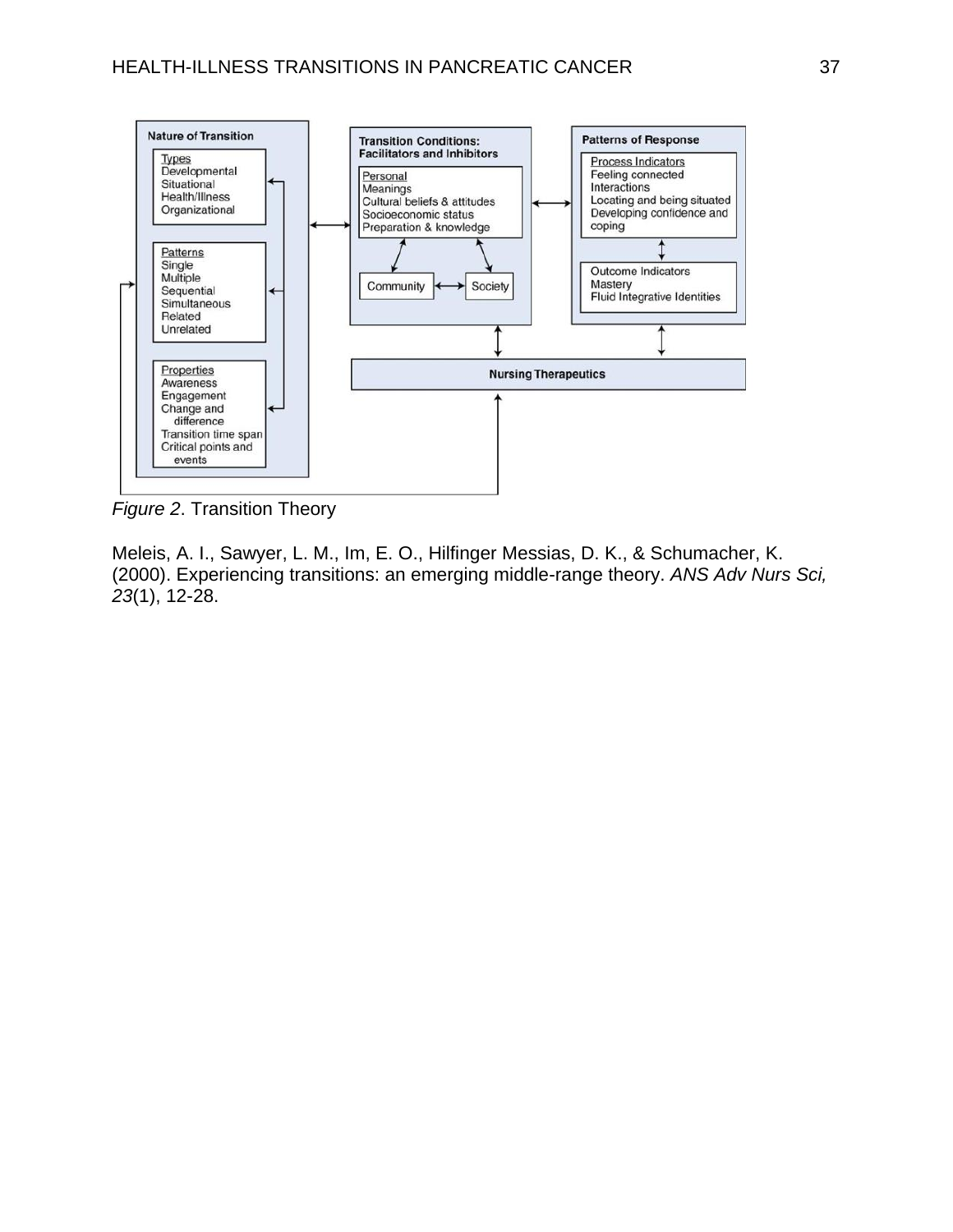**Nature of Transition**

Types
- Developmental
- Situational
- Health/Illness
- Organizational

Patterns
- Single
- Multiple
- Sequential
- Simultaneous
- Related
- Unrelated

Properties
- Awareness
- Engagement
- Change and difference
- Transition time span
- Critical points and events

**Transition Conditions: Facilitators and Inhibitors**

Personal
- Meanings
- Cultural beliefs & attitudes
- Socioeconomic status
- Preparation & knowledge

Community ⟷ Society

**Patterns of Response**

Process Indicators
- Feeling connected
- Interactions
- Locating and being situated
- Developing confidence and coping

Outcome Indicators
- Mastery
- Fluid Integrative Identities

**Nursing Therapeutics**

*Figure 2*. Transition Theory

Meleis, A. I., Sawyer, L. M., Im, E. O., Hilfinger Messias, D. K., & Schumacher, K. (2000). Experiencing transitions: an emerging middle-range theory. *ANS Adv Nurs Sci, 23*(1), 12-28.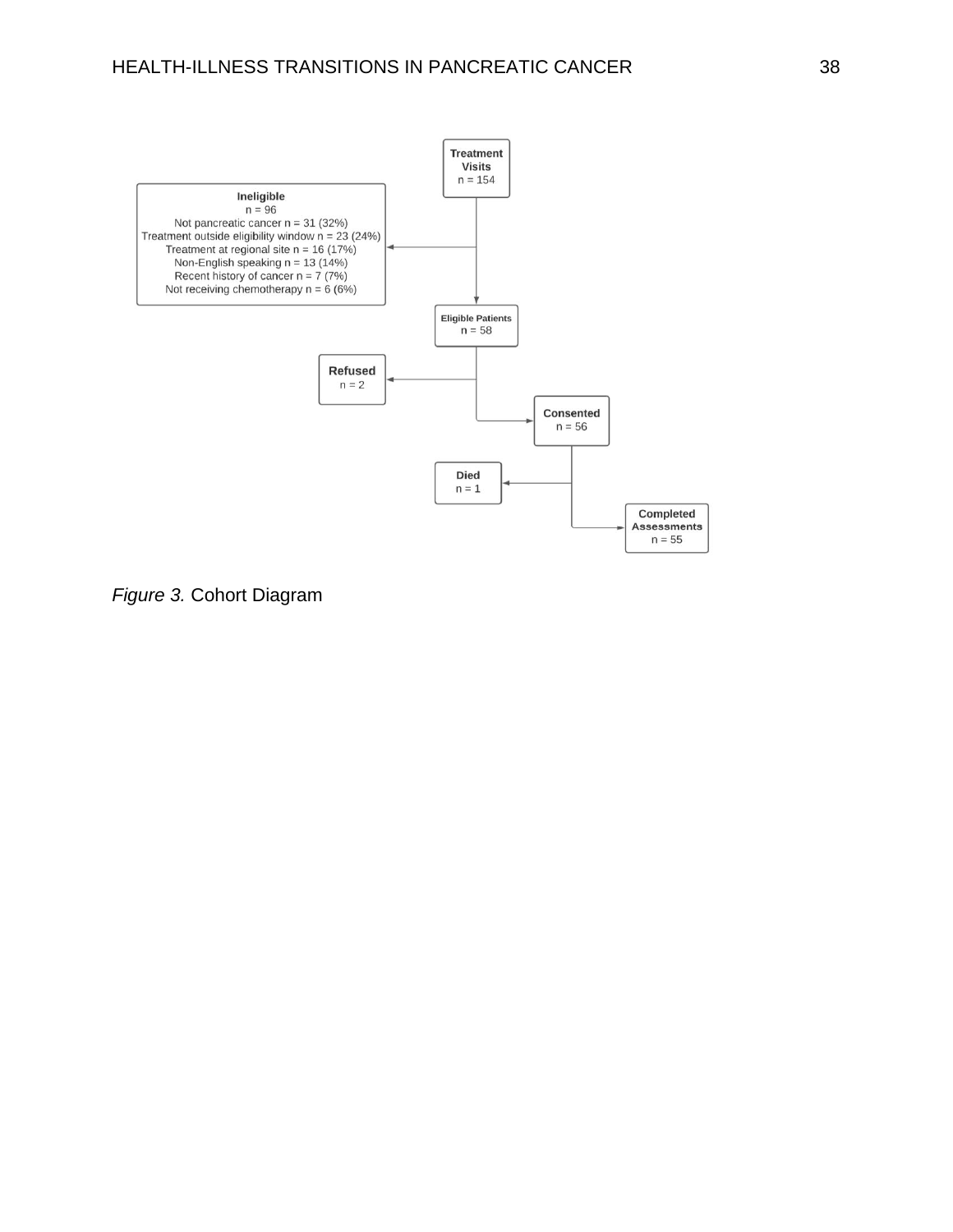Treatment Visits
n = 154

Ineligible
n = 96
Not pancreatic cancer n = 31 (32%)
Treatment outside eligibility window n = 23 (24%)
Treatment at regional site n = 16 (17%)
Non-English speaking n = 13 (14%)
Recent history of cancer n = 7 (7%)
Not receiving chemotherapy n = 6 (6%)

Eligible Patients
n = 58

Refused
n = 2

Consented
n = 56

Died
n = 1

Completed Assessments
n = 55

*Figure 3.* Cohort Diagram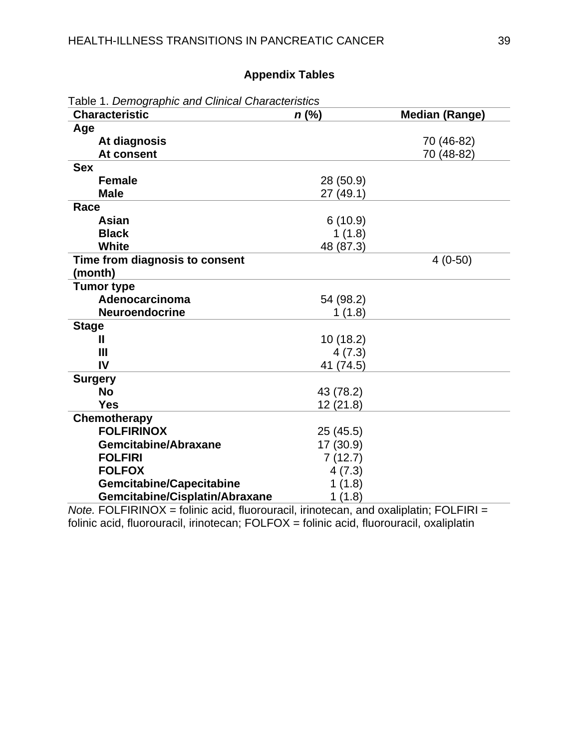## Appendix Tables

Table 1. *Demographic and Clinical Characteristics*

| Characteristic | *n* (%) | Median (Range) |
|---|---|---|
| **Age** | | |
| **At diagnosis** | | 70 (46-82) |
| **At consent** | | 70 (48-82) |
| **Sex** | | |
| **Female** | 28 (50.9) | |
| **Male** | 27 (49.1) | |
| **Race** | | |
| **Asian** | 6 (10.9) | |
| **Black** | 1 (1.8) | |
| **White** | 48 (87.3) | |
| **Time from diagnosis to consent (month)** | | 4 (0-50) |
| **Tumor type** | | |
| **Adenocarcinoma** | 54 (98.2) | |
| **Neuroendocrine** | 1 (1.8) | |
| **Stage** | | |
| **II** | 10 (18.2) | |
| **III** | 4 (7.3) | |
| **IV** | 41 (74.5) | |
| **Surgery** | | |
| **No** | 43 (78.2) | |
| **Yes** | 12 (21.8) | |
| **Chemotherapy** | | |
| **FOLFIRINOX** | 25 (45.5) | |
| **Gemcitabine/Abraxane** | 17 (30.9) | |
| **FOLFIRI** | 7 (12.7) | |
| **FOLFOX** | 4 (7.3) | |
| **Gemcitabine/Capecitabine** | 1 (1.8) | |
| **Gemcitabine/Cisplatin/Abraxane** | 1 (1.8) | |

*Note.* FOLFIRINOX = folinic acid, fluorouracil, irinotecan, and oxaliplatin; FOLFIRI = folinic acid, fluorouracil, irinotecan; FOLFOX = folinic acid, fluorouracil, oxaliplatin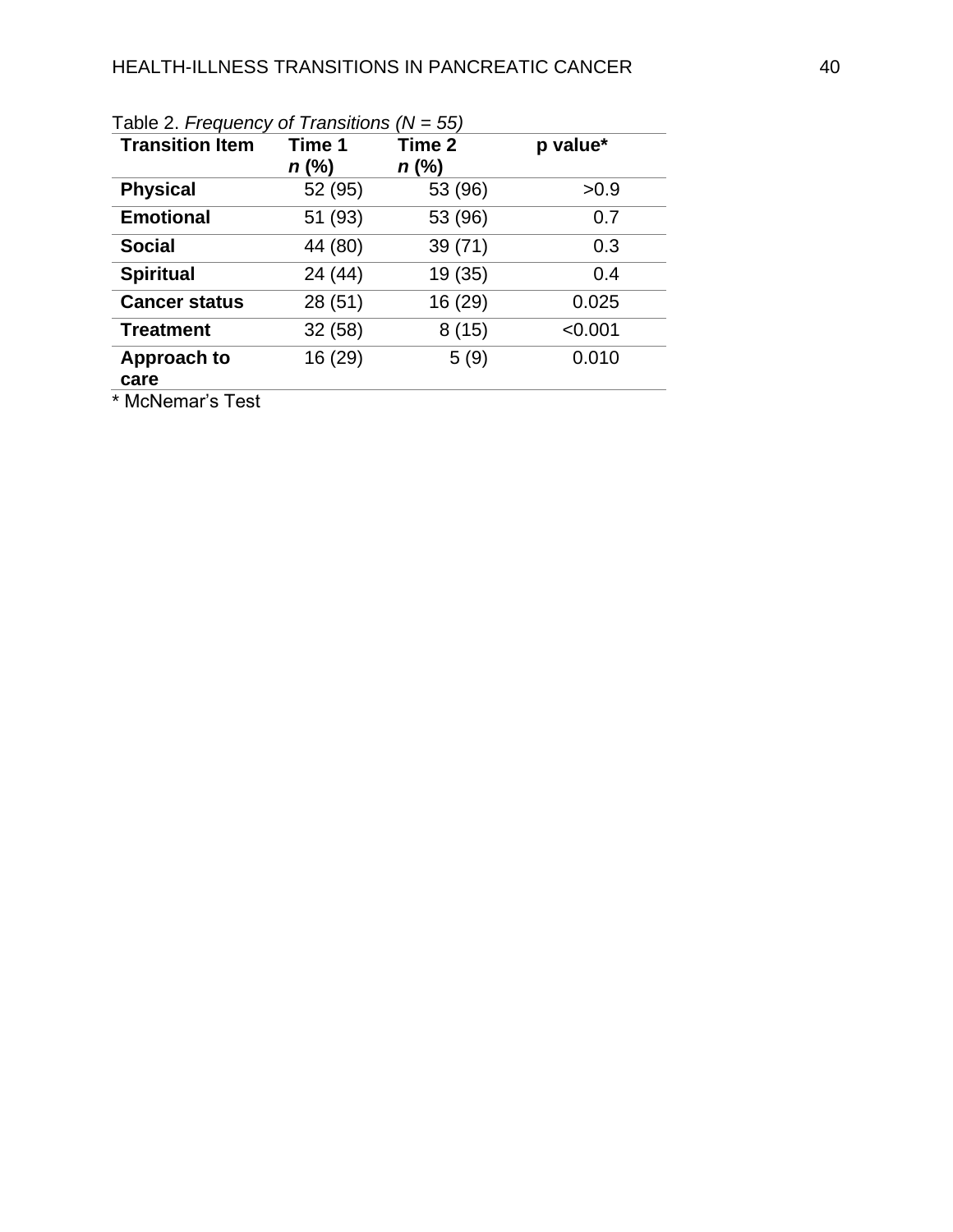Table 2. *Frequency of Transitions (N = 55)*

| Transition Item | Time 1 *n* (%) | Time 2 *n* (%) | p value* |
|---|---|---|---|
| **Physical** | 52 (95) | 53 (96) | >0.9 |
| **Emotional** | 51 (93) | 53 (96) | 0.7 |
| **Social** | 44 (80) | 39 (71) | 0.3 |
| **Spiritual** | 24 (44) | 19 (35) | 0.4 |
| **Cancer status** | 28 (51) | 16 (29) | 0.025 |
| **Treatment** | 32 (58) | 8 (15) | <0.001 |
| **Approach to care** | 16 (29) | 5 (9) | 0.010 |

* McNemar's Test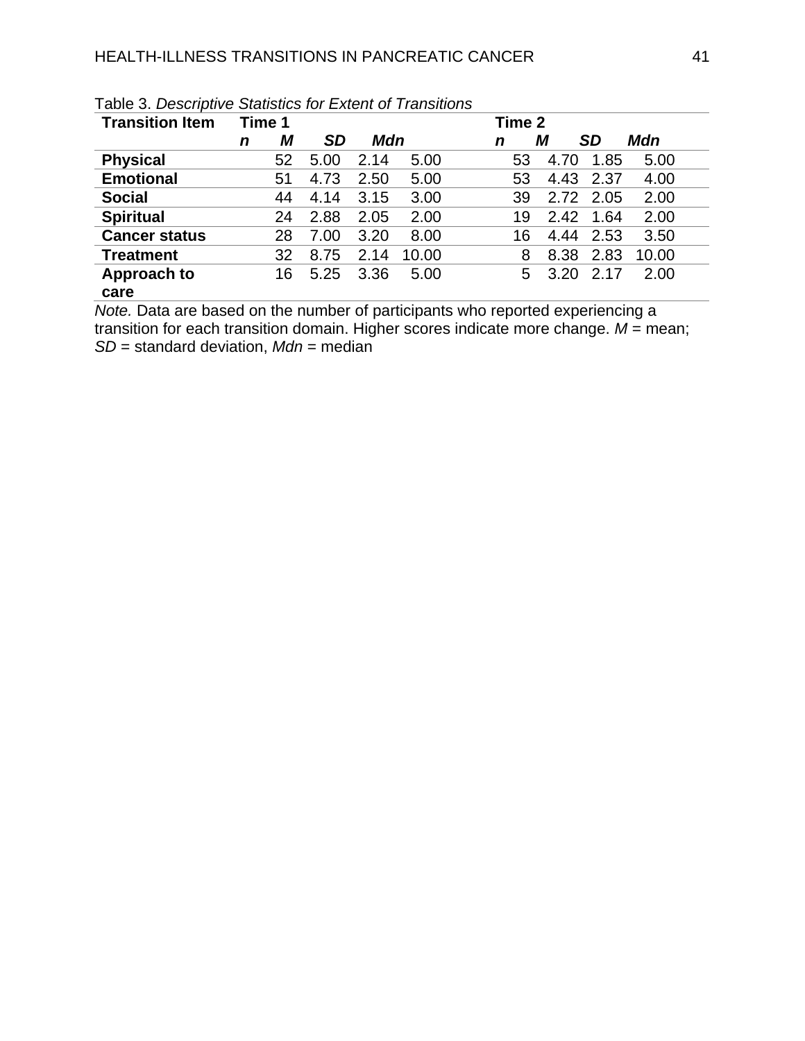Table 3. *Descriptive Statistics for Extent of Transitions*

| Transition Item | Time 1 | | | | Time 2 | | | |
|---|---|---|---|---|---|---|---|---|
| | *n* | *M* | *SD* | *Mdn* | *n* | *M* | *SD* | *Mdn* |
| **Physical** | 52 | 5.00 | 2.14 | 5.00 | 53 | 4.70 | 1.85 | 5.00 |
| **Emotional** | 51 | 4.73 | 2.50 | 5.00 | 53 | 4.43 | 2.37 | 4.00 |
| **Social** | 44 | 4.14 | 3.15 | 3.00 | 39 | 2.72 | 2.05 | 2.00 |
| **Spiritual** | 24 | 2.88 | 2.05 | 2.00 | 19 | 2.42 | 1.64 | 2.00 |
| **Cancer status** | 28 | 7.00 | 3.20 | 8.00 | 16 | 4.44 | 2.53 | 3.50 |
| **Treatment** | 32 | 8.75 | 2.14 | 10.00 | 8 | 8.38 | 2.83 | 10.00 |
| **Approach to care** | 16 | 5.25 | 3.36 | 5.00 | 5 | 3.20 | 2.17 | 2.00 |

*Note.* Data are based on the number of participants who reported experiencing a transition for each transition domain. Higher scores indicate more change. *M* = mean; *SD* = standard deviation, *Mdn* = median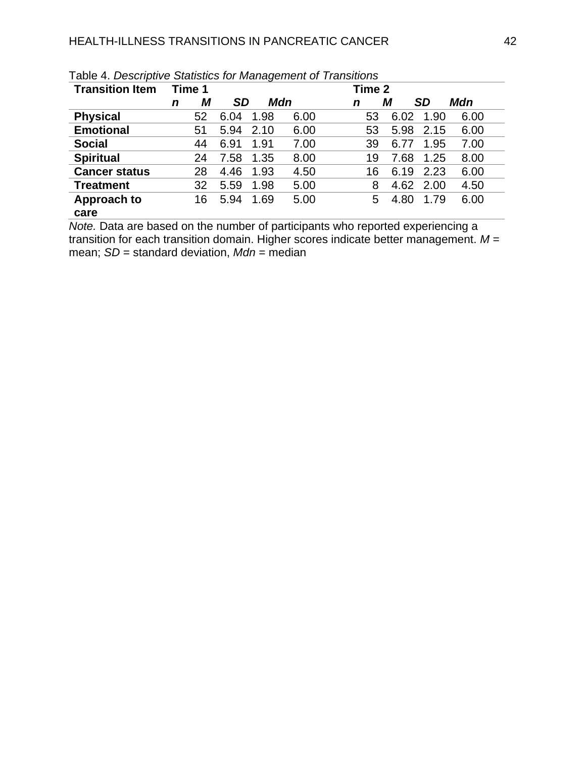Table 4. *Descriptive Statistics for Management of Transitions*

| Transition Item | Time 1 | | | | Time 2 | | | |
|---|---|---|---|---|---|---|---|---|
| | *n* | *M* | *SD* | *Mdn* | *n* | *M* | *SD* | *Mdn* |
| **Physical** | 52 | 6.04 | 1.98 | 6.00 | 53 | 6.02 | 1.90 | 6.00 |
| **Emotional** | 51 | 5.94 | 2.10 | 6.00 | 53 | 5.98 | 2.15 | 6.00 |
| **Social** | 44 | 6.91 | 1.91 | 7.00 | 39 | 6.77 | 1.95 | 7.00 |
| **Spiritual** | 24 | 7.58 | 1.35 | 8.00 | 19 | 7.68 | 1.25 | 8.00 |
| **Cancer status** | 28 | 4.46 | 1.93 | 4.50 | 16 | 6.19 | 2.23 | 6.00 |
| **Treatment** | 32 | 5.59 | 1.98 | 5.00 | 8 | 4.62 | 2.00 | 4.50 |
| **Approach to care** | 16 | 5.94 | 1.69 | 5.00 | 5 | 4.80 | 1.79 | 6.00 |

*Note.* Data are based on the number of participants who reported experiencing a transition for each transition domain. Higher scores indicate better management. *M* = mean; *SD* = standard deviation, *Mdn* = median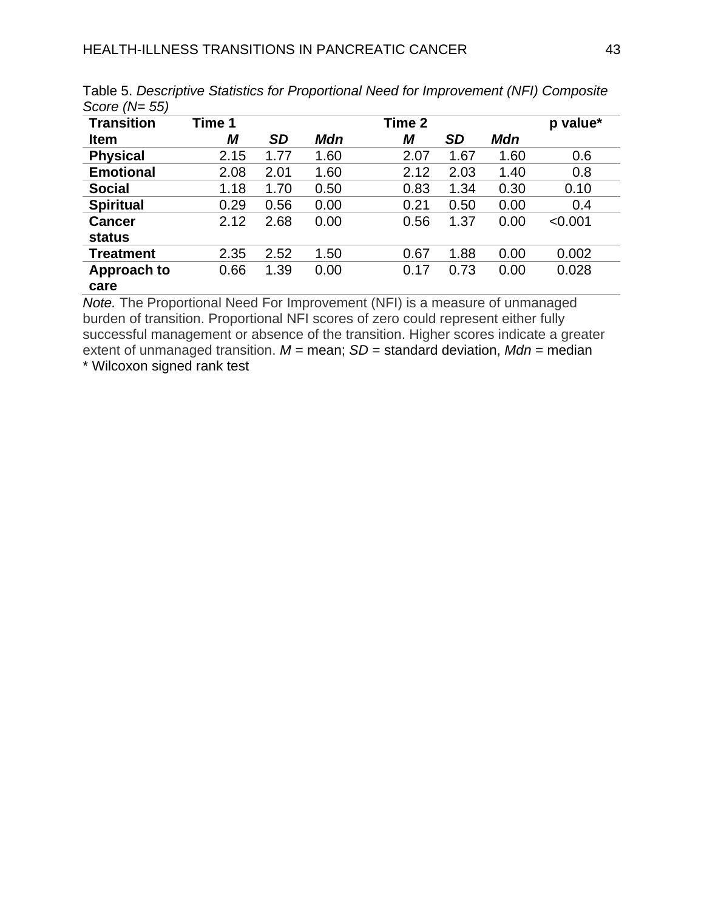Table 5. *Descriptive Statistics for Proportional Need for Improvement (NFI) Composite Score (N= 55)*

| **Transition** | **Time 1** | | | **Time 2** | | | **p value*** |
|---|---|---|---|---|---|---|---|
| **Item** | ***M*** | ***SD*** | ***Mdn*** | ***M*** | ***SD*** | ***Mdn*** | |
| **Physical** | 2.15 | 1.77 | 1.60 | 2.07 | 1.67 | 1.60 | 0.6 |
| **Emotional** | 2.08 | 2.01 | 1.60 | 2.12 | 2.03 | 1.40 | 0.8 |
| **Social** | 1.18 | 1.70 | 0.50 | 0.83 | 1.34 | 0.30 | 0.10 |
| **Spiritual** | 0.29 | 0.56 | 0.00 | 0.21 | 0.50 | 0.00 | 0.4 |
| **Cancer status** | 2.12 | 2.68 | 0.00 | 0.56 | 1.37 | 0.00 | <0.001 |
| **Treatment** | 2.35 | 2.52 | 1.50 | 0.67 | 1.88 | 0.00 | 0.002 |
| **Approach to care** | 0.66 | 1.39 | 0.00 | 0.17 | 0.73 | 0.00 | 0.028 |

*Note.* The Proportional Need For Improvement (NFI) is a measure of unmanaged burden of transition. Proportional NFI scores of zero could represent either fully successful management or absence of the transition. Higher scores indicate a greater extent of unmanaged transition. *M* = mean; *SD* = standard deviation, *Mdn* = median

\* Wilcoxon signed rank test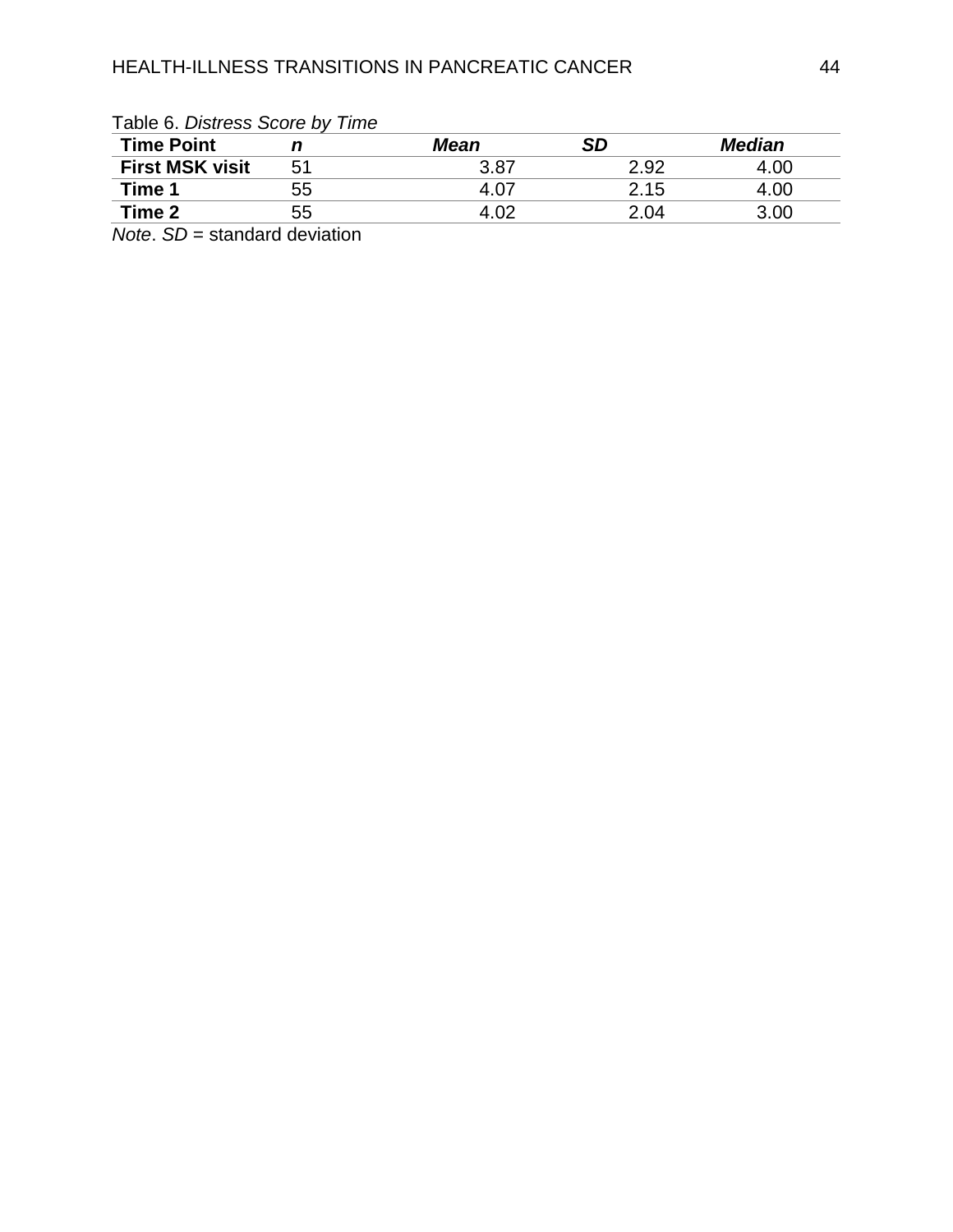Table 6. *Distress Score by Time*

| **Time Point** | ***n*** | ***Mean*** | ***SD*** | ***Median*** |
|---|---|---|---|---|
| **First MSK visit** | 51 | 3.87 | 2.92 | 4.00 |
| **Time 1** | 55 | 4.07 | 2.15 | 4.00 |
| **Time 2** | 55 | 4.02 | 2.04 | 3.00 |

*Note*. *SD* = standard deviation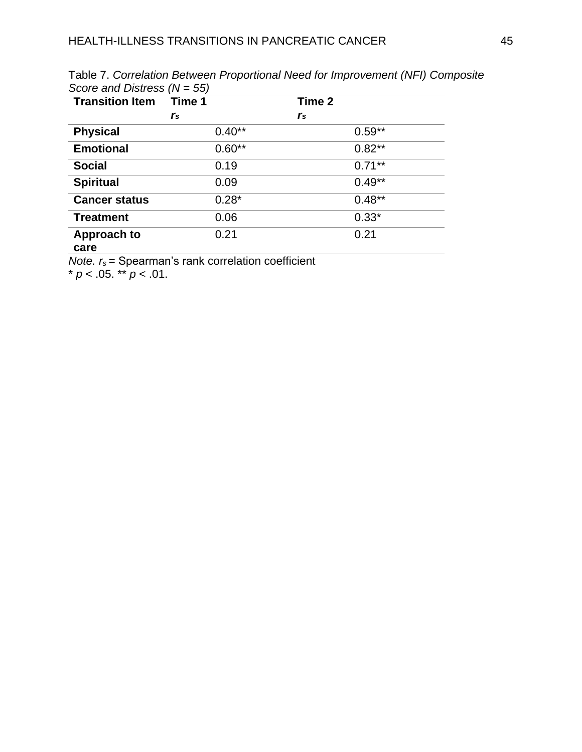Table 7. *Correlation Between Proportional Need for Improvement (NFI) Composite Score and Distress (N = 55)*

| **Transition Item** | **Time 1** $r_s$ | **Time 2** $r_s$ |
|---|---|---|
| **Physical** | 0.40** | 0.59** |
| **Emotional** | 0.60** | 0.82** |
| **Social** | 0.19 | 0.71** |
| **Spiritual** | 0.09 | 0.49** |
| **Cancer status** | 0.28* | 0.48** |
| **Treatment** | 0.06 | 0.33* |
| **Approach to care** | 0.21 | 0.21 |

*Note.* $r_s$ = Spearman's rank correlation coefficient
* $p < .05$. ** $p < .01$.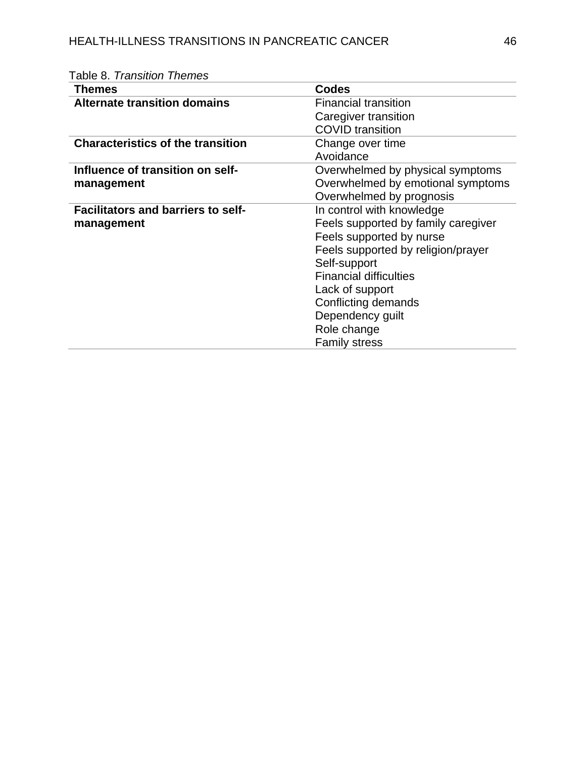Table 8. *Transition Themes*

| Themes | Codes |
|---|---|
| **Alternate transition domains** | Financial transition |
| | Caregiver transition |
| | COVID transition |
| **Characteristics of the transition** | Change over time |
| | Avoidance |
| **Influence of transition on self-management** | Overwhelmed by physical symptoms |
| | Overwhelmed by emotional symptoms |
| | Overwhelmed by prognosis |
| **Facilitators and barriers to self-management** | In control with knowledge |
| | Feels supported by family caregiver |
| | Feels supported by nurse |
| | Feels supported by religion/prayer |
| | Self-support |
| | Financial difficulties |
| | Lack of support |
| | Conflicting demands |
| | Dependency guilt |
| | Role change |
| | Family stress |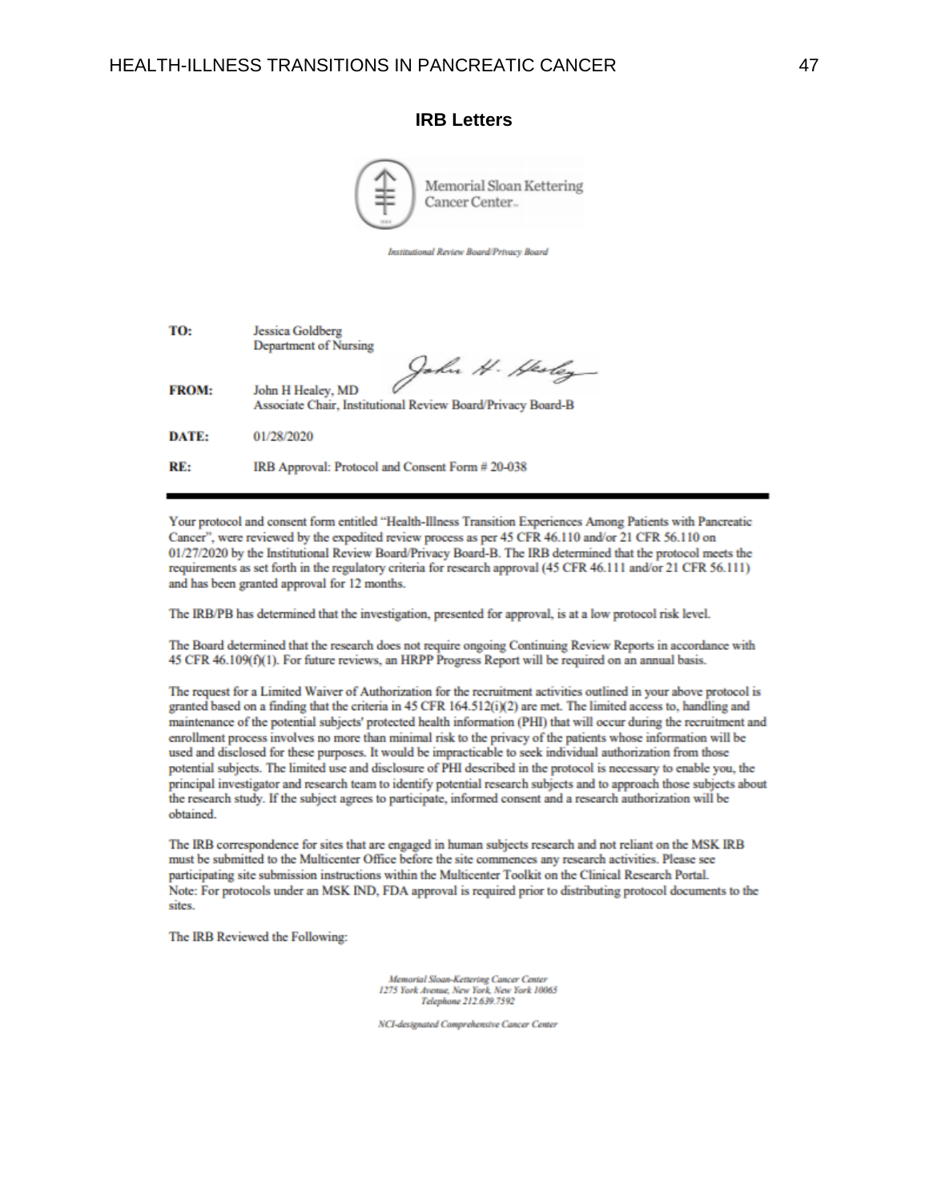## IRB Letters

Memorial Sloan Kettering Cancer Center

*Institutional Review Board/Privacy Board*

| | |
|---|---|
| **TO:** | Jessica Goldberg<br>Department of Nursing |
| **FROM:** | John H Healey, MD<br>Associate Chair, Institutional Review Board/Privacy Board-B |
| **DATE:** | 01/28/2020 |
| **RE:** | IRB Approval: Protocol and Consent Form # 20-038 |

Your protocol and consent form entitled "Health-Illness Transition Experiences Among Patients with Pancreatic Cancer", were reviewed by the expedited review process as per 45 CFR 46.110 and/or 21 CFR 56.110 on 01/27/2020 by the Institutional Review Board/Privacy Board-B. The IRB determined that the protocol meets the requirements as set forth in the regulatory criteria for research approval (45 CFR 46.111 and/or 21 CFR 56.111) and has been granted approval for 12 months.

The IRB/PB has determined that the investigation, presented for approval, is at a low protocol risk level.

The Board determined that the research does not require ongoing Continuing Review Reports in accordance with 45 CFR 46.109(f)(1). For future reviews, an HRPP Progress Report will be required on an annual basis.

The request for a Limited Waiver of Authorization for the recruitment activities outlined in your above protocol is granted based on a finding that the criteria in 45 CFR 164.512(i)(2) are met. The limited access to, handling and maintenance of the potential subjects' protected health information (PHI) that will occur during the recruitment and enrollment process involves no more than minimal risk to the privacy of the patients whose information will be used and disclosed for these purposes. It would be impracticable to seek individual authorization from those potential subjects. The limited use and disclosure of PHI described in the protocol is necessary to enable you, the principal investigator and research team to identify potential research subjects and to approach those subjects about the research study. If the subject agrees to participate, informed consent and a research authorization will be obtained.

The IRB correspondence for sites that are engaged in human subjects research and not reliant on the MSK IRB must be submitted to the Multicenter Office before the site commences any research activities. Please see participating site submission instructions within the Multicenter Toolkit on the Clinical Research Portal.
Note: For protocols under an MSK IND, FDA approval is required prior to distributing protocol documents to the sites.

The IRB Reviewed the Following:

*Memorial Sloan-Kettering Cancer Center*
*1275 York Avenue, New York, New York 10065*
*Telephone 212.639.7592*

*NCI-designated Comprehensive Cancer Center*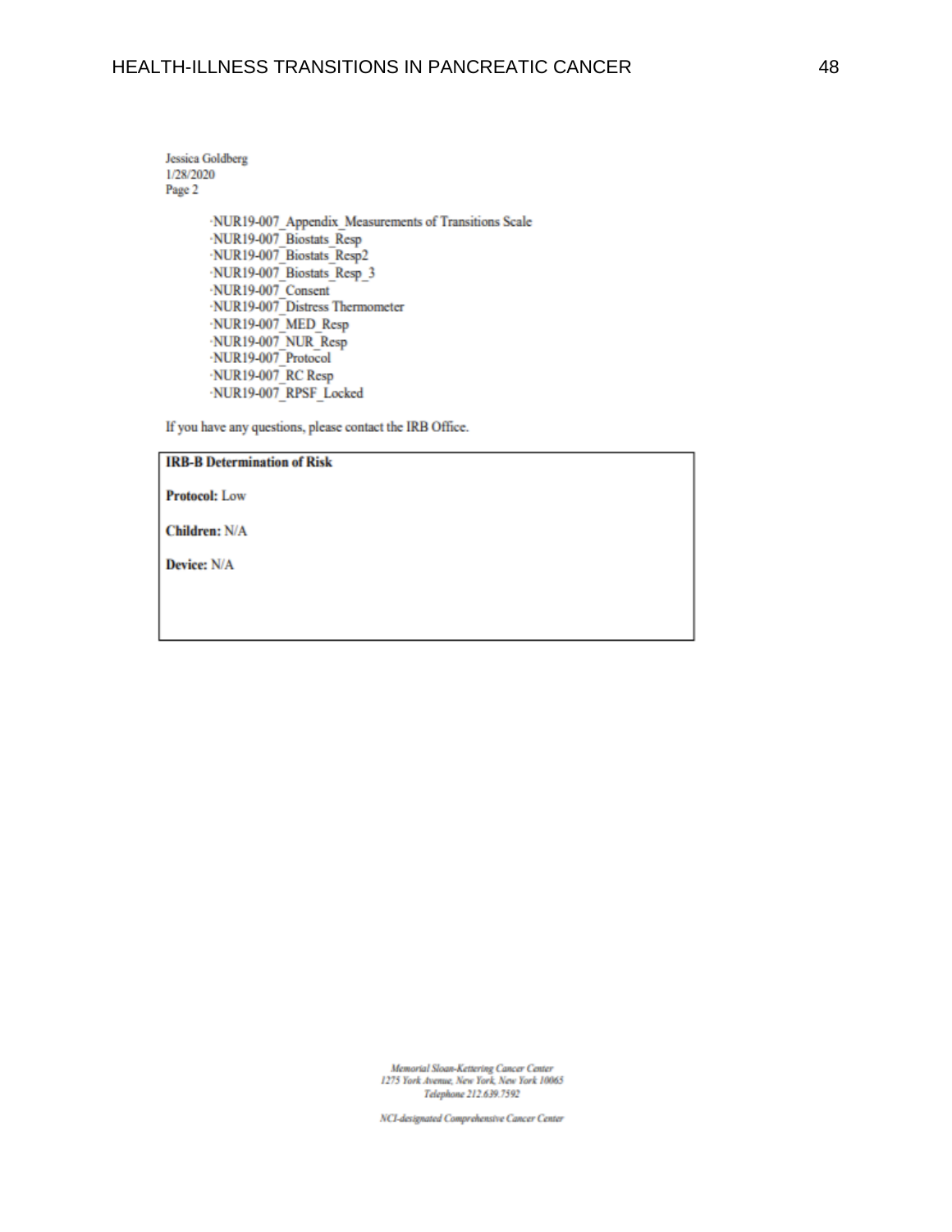Jessica Goldberg
1/28/2020
Page 2

- NUR19-007_Appendix_Measurements of Transitions Scale
- NUR19-007_Biostats_Resp
- NUR19-007_Biostats_Resp2
- NUR19-007_Biostats_Resp_3
- NUR19-007_Consent
- NUR19-007_Distress Thermometer
- NUR19-007_MED_Resp
- NUR19-007_NUR_Resp
- NUR19-007_Protocol
- NUR19-007_RC Resp
- NUR19-007_RPSF_Locked

If you have any questions, please contact the IRB Office.

| **IRB-B Determination of Risk** |
|---|
| **Protocol:** Low |
| **Children:** N/A |
| **Device:** N/A |

*Memorial Sloan-Kettering Cancer Center*
*1275 York Avenue, New York, New York 10065*
*Telephone 212.639.7592*

*NCI-designated Comprehensive Cancer Center*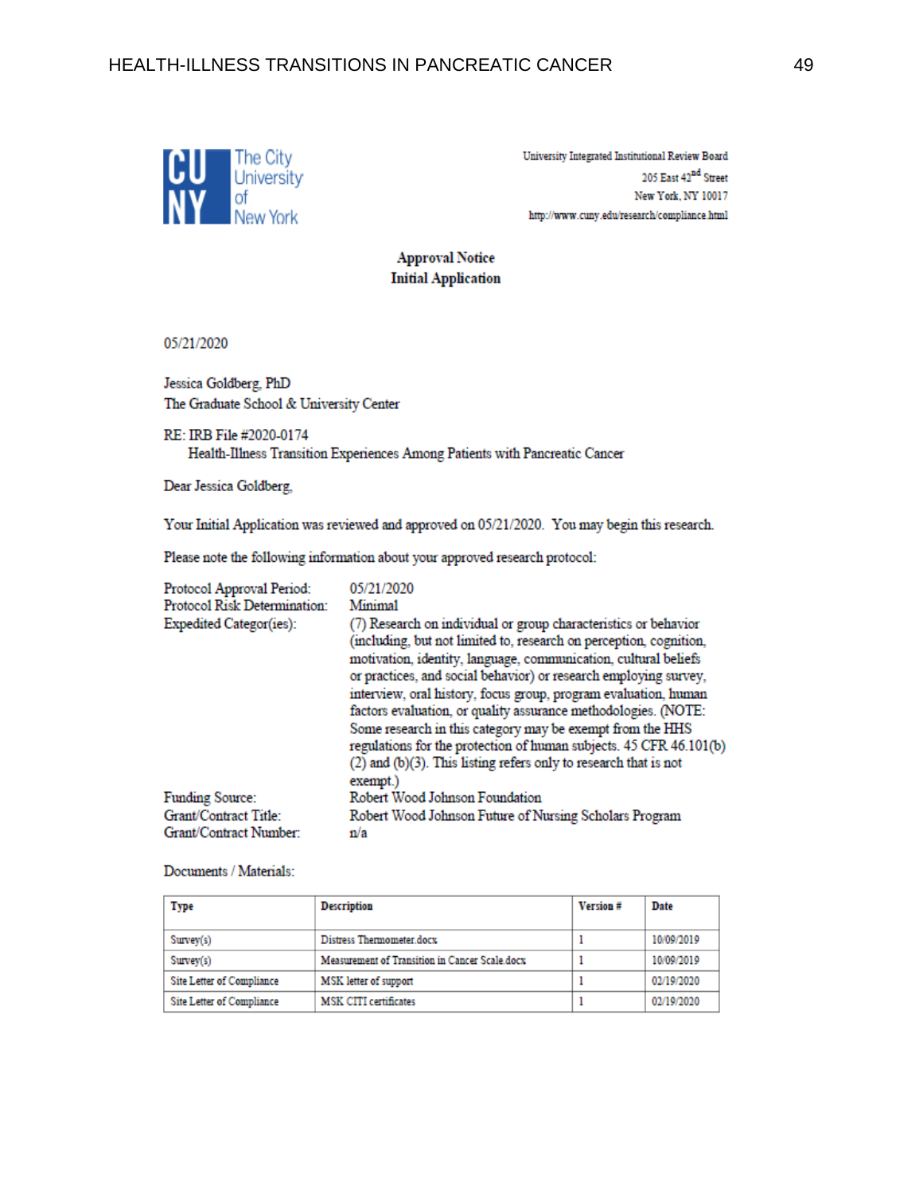The City University of New York

University Integrated Institutional Review Board
205 East 42nd Street
New York, NY 10017
http://www.cuny.edu/research/compliance.html

**Approval Notice**
**Initial Application**

05/21/2020

Jessica Goldberg, PhD
The Graduate School & University Center

RE: IRB File #2020-0174
Health-Illness Transition Experiences Among Patients with Pancreatic Cancer

Dear Jessica Goldberg,

Your Initial Application was reviewed and approved on 05/21/2020. You may begin this research.

Please note the following information about your approved research protocol:

| | |
|---|---|
| Protocol Approval Period: | 05/21/2020 |
| Protocol Risk Determination: | Minimal |
| Expedited Categor(ies): | (7) Research on individual or group characteristics or behavior (including, but not limited to, research on perception, cognition, motivation, identity, language, communication, cultural beliefs or practices, and social behavior) or research employing survey, interview, oral history, focus group, program evaluation, human factors evaluation, or quality assurance methodologies. (NOTE: Some research in this category may be exempt from the HHS regulations for the protection of human subjects. 45 CFR 46.101(b)(2) and (b)(3). This listing refers only to research that is not exempt.) |
| Funding Source: | Robert Wood Johnson Foundation |
| Grant/Contract Title: | Robert Wood Johnson Future of Nursing Scholars Program |
| Grant/Contract Number: | n/a |

Documents / Materials:

| Type | Description | Version # | Date |
|---|---|---|---|
| Survey(s) | Distress Thermometer.docx | 1 | 10/09/2019 |
| Survey(s) | Measurement of Transition in Cancer Scale.docx | 1 | 10/09/2019 |
| Site Letter of Compliance | MSK letter of support | 1 | 02/19/2020 |
| Site Letter of Compliance | MSK CITI certificates | 1 | 02/19/2020 |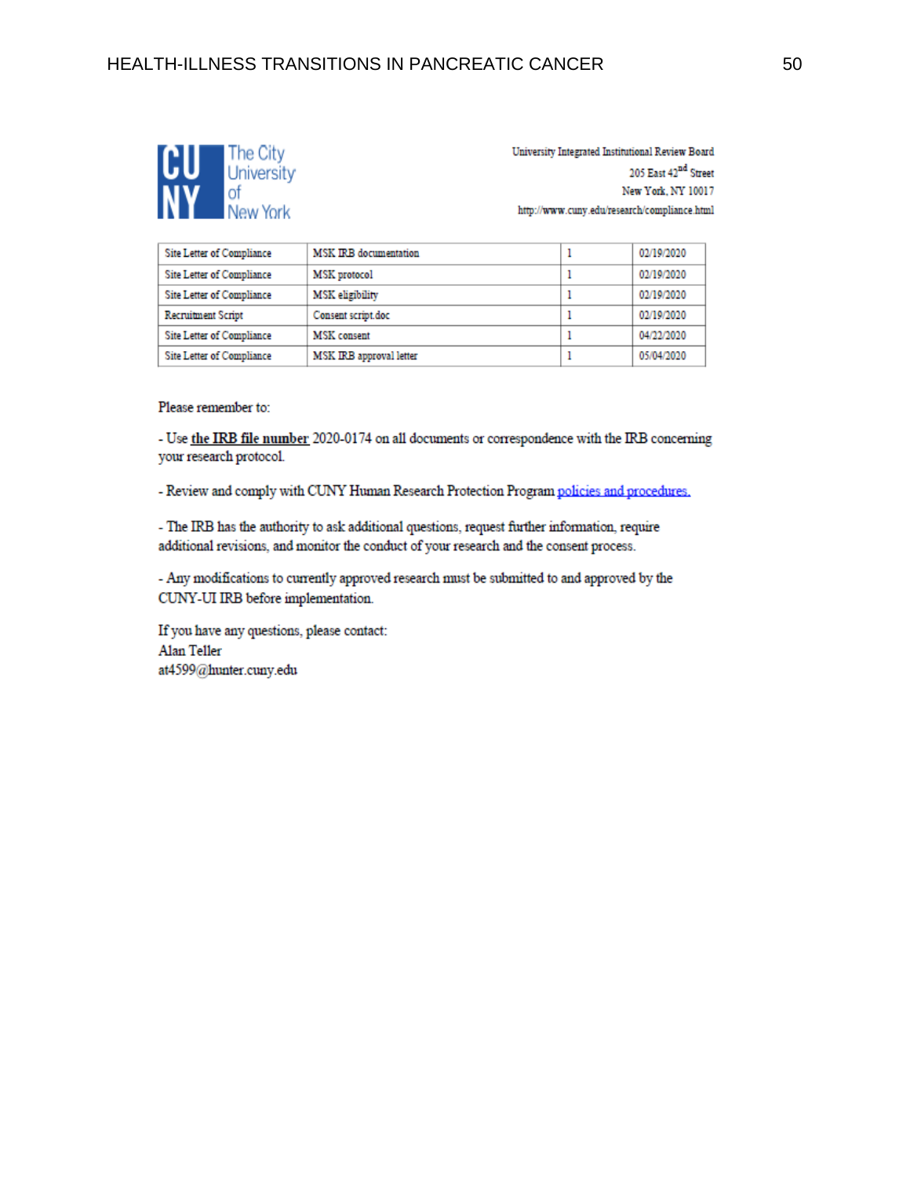CUNY The City University of New York

University Integrated Institutional Review Board
205 East 42nd Street
New York, NY 10017
http://www.cuny.edu/research/compliance.html

| Site Letter of Compliance | MSK IRB documentation | 1 | 02/19/2020 |
|---|---|---|---|
| Site Letter of Compliance | MSK protocol | 1 | 02/19/2020 |
| Site Letter of Compliance | MSK eligibility | 1 | 02/19/2020 |
| Recruitment Script | Consent script.doc | 1 | 02/19/2020 |
| Site Letter of Compliance | MSK consent | 1 | 04/22/2020 |
| Site Letter of Compliance | MSK IRB approval letter | 1 | 05/04/2020 |

Please remember to:

- Use **the IRB file number** 2020-0174 on all documents or correspondence with the IRB concerning your research protocol.

- Review and comply with CUNY Human Research Protection Program policies and procedures.

- The IRB has the authority to ask additional questions, request further information, require additional revisions, and monitor the conduct of your research and the consent process.

- Any modifications to currently approved research must be submitted to and approved by the CUNY-UI IRB before implementation.

If you have any questions, please contact:
Alan Teller
at4599@hunter.cuny.edu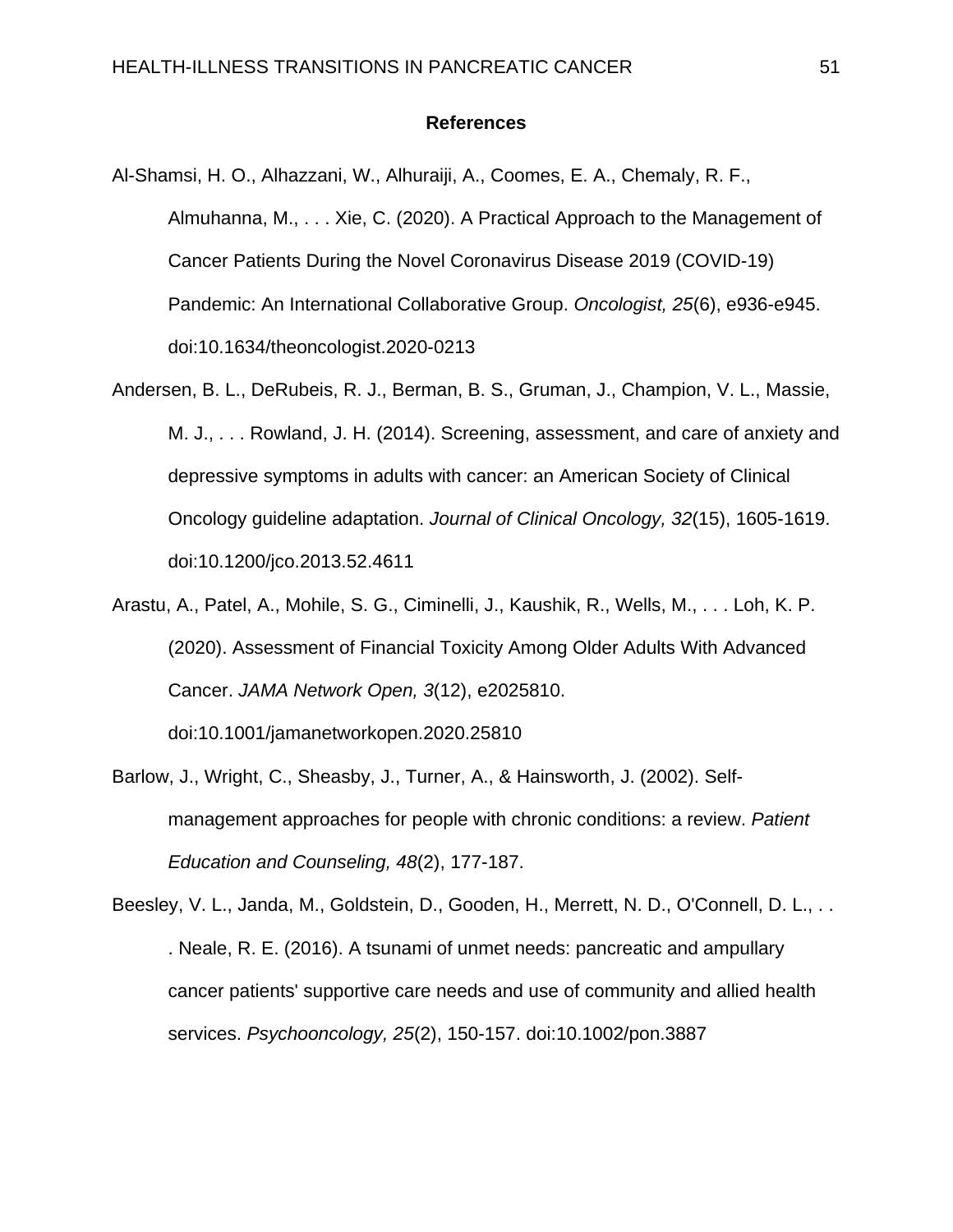# References

Al-Shamsi, H. O., Alhazzani, W., Alhuraiji, A., Coomes, E. A., Chemaly, R. F., Almuhanna, M., . . . Xie, C. (2020). A Practical Approach to the Management of Cancer Patients During the Novel Coronavirus Disease 2019 (COVID-19) Pandemic: An International Collaborative Group. *Oncologist, 25*(6), e936-e945. doi:10.1634/theoncologist.2020-0213

Andersen, B. L., DeRubeis, R. J., Berman, B. S., Gruman, J., Champion, V. L., Massie, M. J., . . . Rowland, J. H. (2014). Screening, assessment, and care of anxiety and depressive symptoms in adults with cancer: an American Society of Clinical Oncology guideline adaptation. *Journal of Clinical Oncology, 32*(15), 1605-1619. doi:10.1200/jco.2013.52.4611

Arastu, A., Patel, A., Mohile, S. G., Ciminelli, J., Kaushik, R., Wells, M., . . . Loh, K. P. (2020). Assessment of Financial Toxicity Among Older Adults With Advanced Cancer. *JAMA Network Open, 3*(12), e2025810. doi:10.1001/jamanetworkopen.2020.25810

Barlow, J., Wright, C., Sheasby, J., Turner, A., & Hainsworth, J. (2002). Self-management approaches for people with chronic conditions: a review. *Patient Education and Counseling, 48*(2), 177-187.

Beesley, V. L., Janda, M., Goldstein, D., Gooden, H., Merrett, N. D., O'Connell, D. L., . . . Neale, R. E. (2016). A tsunami of unmet needs: pancreatic and ampullary cancer patients' supportive care needs and use of community and allied health services. *Psychooncology, 25*(2), 150-157. doi:10.1002/pon.3887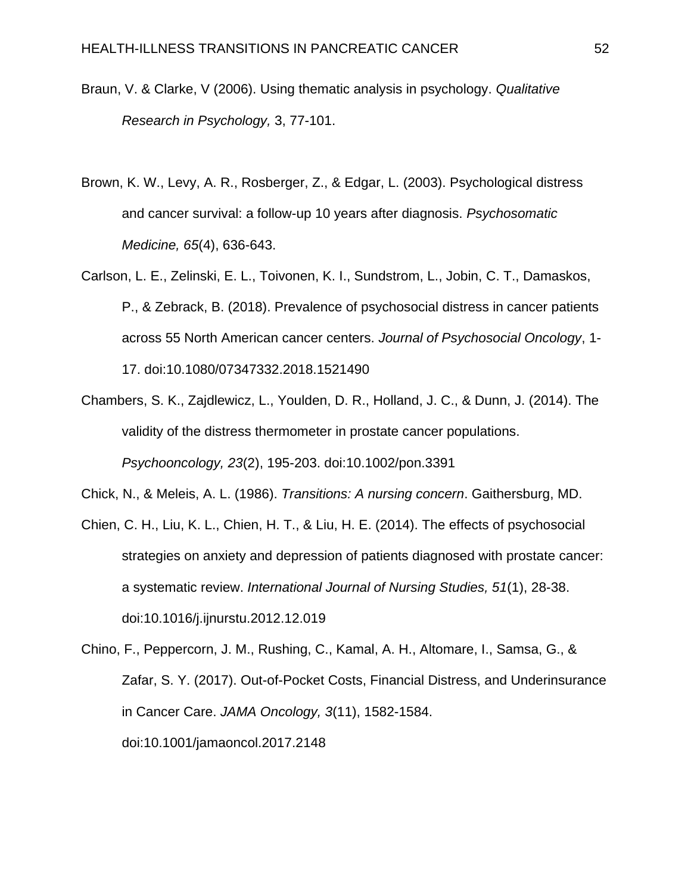Braun, V. & Clarke, V (2006). Using thematic analysis in psychology. *Qualitative Research in Psychology,* 3, 77-101.

Brown, K. W., Levy, A. R., Rosberger, Z., & Edgar, L. (2003). Psychological distress and cancer survival: a follow-up 10 years after diagnosis. *Psychosomatic Medicine, 65*(4), 636-643.

Carlson, L. E., Zelinski, E. L., Toivonen, K. I., Sundstrom, L., Jobin, C. T., Damaskos, P., & Zebrack, B. (2018). Prevalence of psychosocial distress in cancer patients across 55 North American cancer centers. *Journal of Psychosocial Oncology*, 1-17. doi:10.1080/07347332.2018.1521490

Chambers, S. K., Zajdlewicz, L., Youlden, D. R., Holland, J. C., & Dunn, J. (2014). The validity of the distress thermometer in prostate cancer populations. *Psychooncology, 23*(2), 195-203. doi:10.1002/pon.3391

Chick, N., & Meleis, A. L. (1986). *Transitions: A nursing concern*. Gaithersburg, MD.

Chien, C. H., Liu, K. L., Chien, H. T., & Liu, H. E. (2014). The effects of psychosocial strategies on anxiety and depression of patients diagnosed with prostate cancer: a systematic review. *International Journal of Nursing Studies, 51*(1), 28-38. doi:10.1016/j.ijnurstu.2012.12.019

Chino, F., Peppercorn, J. M., Rushing, C., Kamal, A. H., Altomare, I., Samsa, G., & Zafar, S. Y. (2017). Out-of-Pocket Costs, Financial Distress, and Underinsurance in Cancer Care. *JAMA Oncology, 3*(11), 1582-1584. doi:10.1001/jamaoncol.2017.2148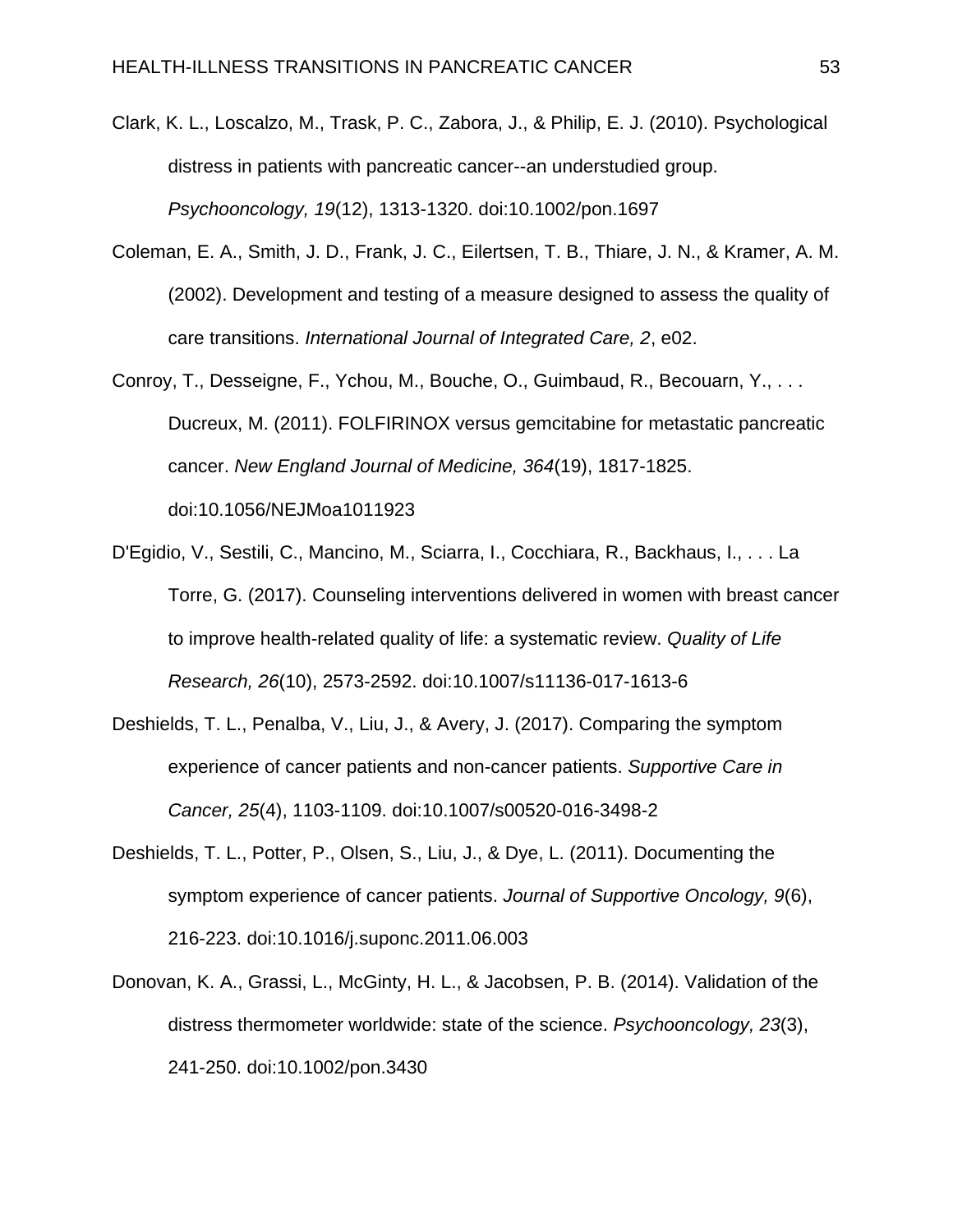Clark, K. L., Loscalzo, M., Trask, P. C., Zabora, J., & Philip, E. J. (2010). Psychological distress in patients with pancreatic cancer--an understudied group. *Psychooncology, 19*(12), 1313-1320. doi:10.1002/pon.1697

Coleman, E. A., Smith, J. D., Frank, J. C., Eilertsen, T. B., Thiare, J. N., & Kramer, A. M. (2002). Development and testing of a measure designed to assess the quality of care transitions. *International Journal of Integrated Care, 2*, e02.

Conroy, T., Desseigne, F., Ychou, M., Bouche, O., Guimbaud, R., Becouarn, Y., . . . Ducreux, M. (2011). FOLFIRINOX versus gemcitabine for metastatic pancreatic cancer. *New England Journal of Medicine, 364*(19), 1817-1825. doi:10.1056/NEJMoa1011923

D'Egidio, V., Sestili, C., Mancino, M., Sciarra, I., Cocchiara, R., Backhaus, I., . . . La Torre, G. (2017). Counseling interventions delivered in women with breast cancer to improve health-related quality of life: a systematic review. *Quality of Life Research, 26*(10), 2573-2592. doi:10.1007/s11136-017-1613-6

Deshields, T. L., Penalba, V., Liu, J., & Avery, J. (2017). Comparing the symptom experience of cancer patients and non-cancer patients. *Supportive Care in Cancer, 25*(4), 1103-1109. doi:10.1007/s00520-016-3498-2

Deshields, T. L., Potter, P., Olsen, S., Liu, J., & Dye, L. (2011). Documenting the symptom experience of cancer patients. *Journal of Supportive Oncology, 9*(6), 216-223. doi:10.1016/j.suponc.2011.06.003

Donovan, K. A., Grassi, L., McGinty, H. L., & Jacobsen, P. B. (2014). Validation of the distress thermometer worldwide: state of the science. *Psychooncology, 23*(3), 241-250. doi:10.1002/pon.3430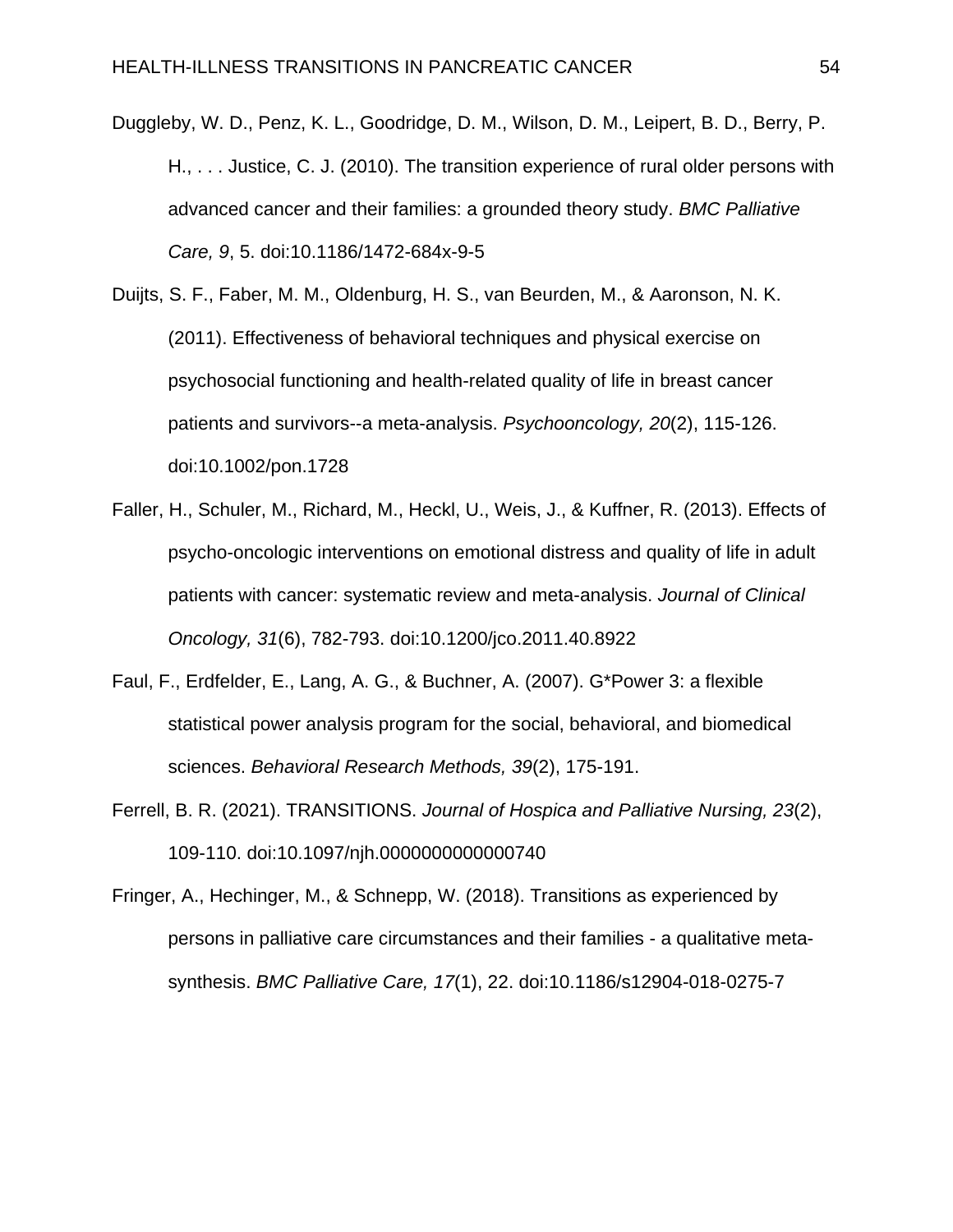Duggleby, W. D., Penz, K. L., Goodridge, D. M., Wilson, D. M., Leipert, B. D., Berry, P. H., . . . Justice, C. J. (2010). The transition experience of rural older persons with advanced cancer and their families: a grounded theory study. *BMC Palliative Care, 9*, 5. doi:10.1186/1472-684x-9-5

Duijts, S. F., Faber, M. M., Oldenburg, H. S., van Beurden, M., & Aaronson, N. K. (2011). Effectiveness of behavioral techniques and physical exercise on psychosocial functioning and health-related quality of life in breast cancer patients and survivors--a meta-analysis. *Psychooncology, 20*(2), 115-126. doi:10.1002/pon.1728

Faller, H., Schuler, M., Richard, M., Heckl, U., Weis, J., & Kuffner, R. (2013). Effects of psycho-oncologic interventions on emotional distress and quality of life in adult patients with cancer: systematic review and meta-analysis. *Journal of Clinical Oncology, 31*(6), 782-793. doi:10.1200/jco.2011.40.8922

Faul, F., Erdfelder, E., Lang, A. G., & Buchner, A. (2007). G*Power 3: a flexible statistical power analysis program for the social, behavioral, and biomedical sciences. *Behavioral Research Methods, 39*(2), 175-191.

Ferrell, B. R. (2021). TRANSITIONS. *Journal of Hospica and Palliative Nursing, 23*(2), 109-110. doi:10.1097/njh.0000000000000740

Fringer, A., Hechinger, M., & Schnepp, W. (2018). Transitions as experienced by persons in palliative care circumstances and their families - a qualitative meta-synthesis. *BMC Palliative Care, 17*(1), 22. doi:10.1186/s12904-018-0275-7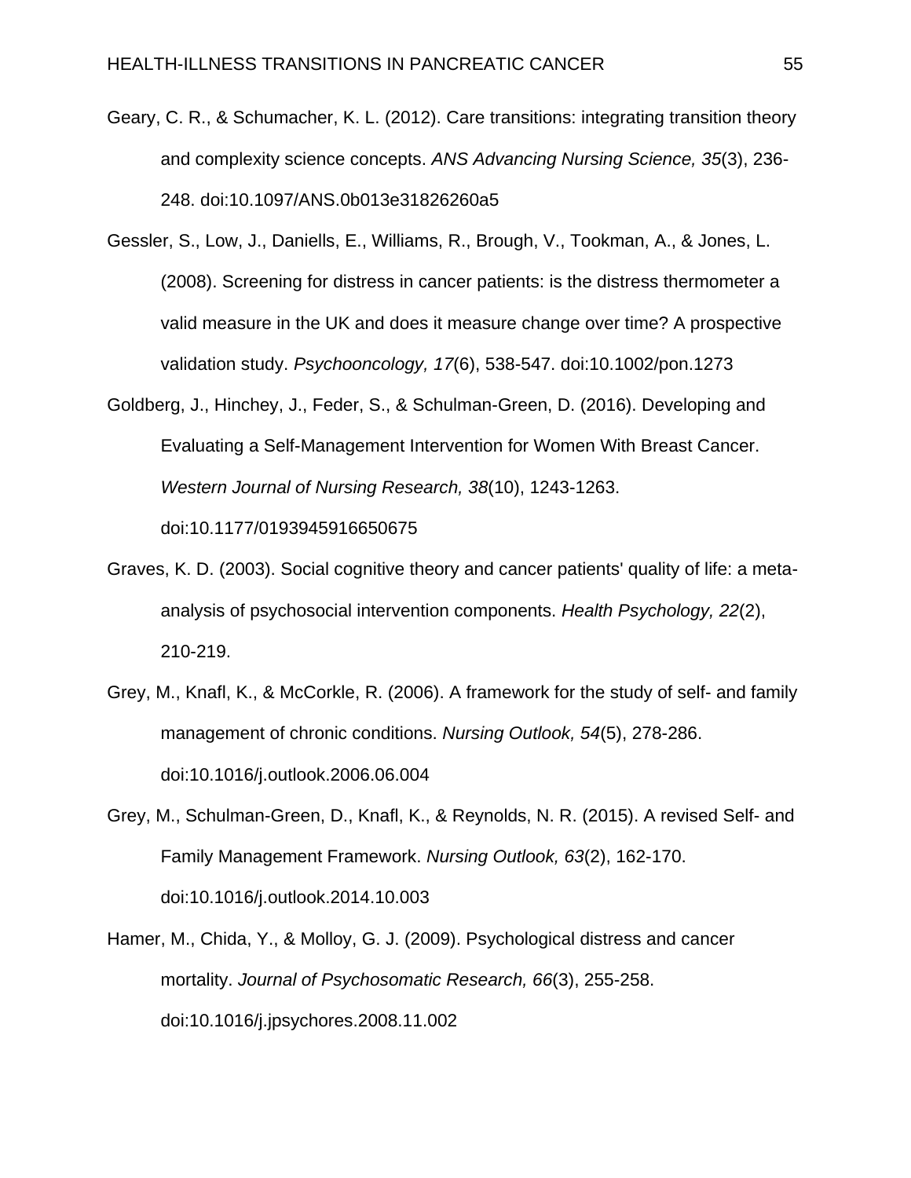Geary, C. R., & Schumacher, K. L. (2012). Care transitions: integrating transition theory and complexity science concepts. *ANS Advancing Nursing Science, 35*(3), 236-248. doi:10.1097/ANS.0b013e31826260a5

Gessler, S., Low, J., Daniells, E., Williams, R., Brough, V., Tookman, A., & Jones, L. (2008). Screening for distress in cancer patients: is the distress thermometer a valid measure in the UK and does it measure change over time? A prospective validation study. *Psychooncology, 17*(6), 538-547. doi:10.1002/pon.1273

Goldberg, J., Hinchey, J., Feder, S., & Schulman-Green, D. (2016). Developing and Evaluating a Self-Management Intervention for Women With Breast Cancer. *Western Journal of Nursing Research, 38*(10), 1243-1263. doi:10.1177/0193945916650675

Graves, K. D. (2003). Social cognitive theory and cancer patients' quality of life: a meta-analysis of psychosocial intervention components. *Health Psychology, 22*(2), 210-219.

Grey, M., Knafl, K., & McCorkle, R. (2006). A framework for the study of self- and family management of chronic conditions. *Nursing Outlook, 54*(5), 278-286. doi:10.1016/j.outlook.2006.06.004

Grey, M., Schulman-Green, D., Knafl, K., & Reynolds, N. R. (2015). A revised Self- and Family Management Framework. *Nursing Outlook, 63*(2), 162-170. doi:10.1016/j.outlook.2014.10.003

Hamer, M., Chida, Y., & Molloy, G. J. (2009). Psychological distress and cancer mortality. *Journal of Psychosomatic Research, 66*(3), 255-258. doi:10.1016/j.jpsychores.2008.11.002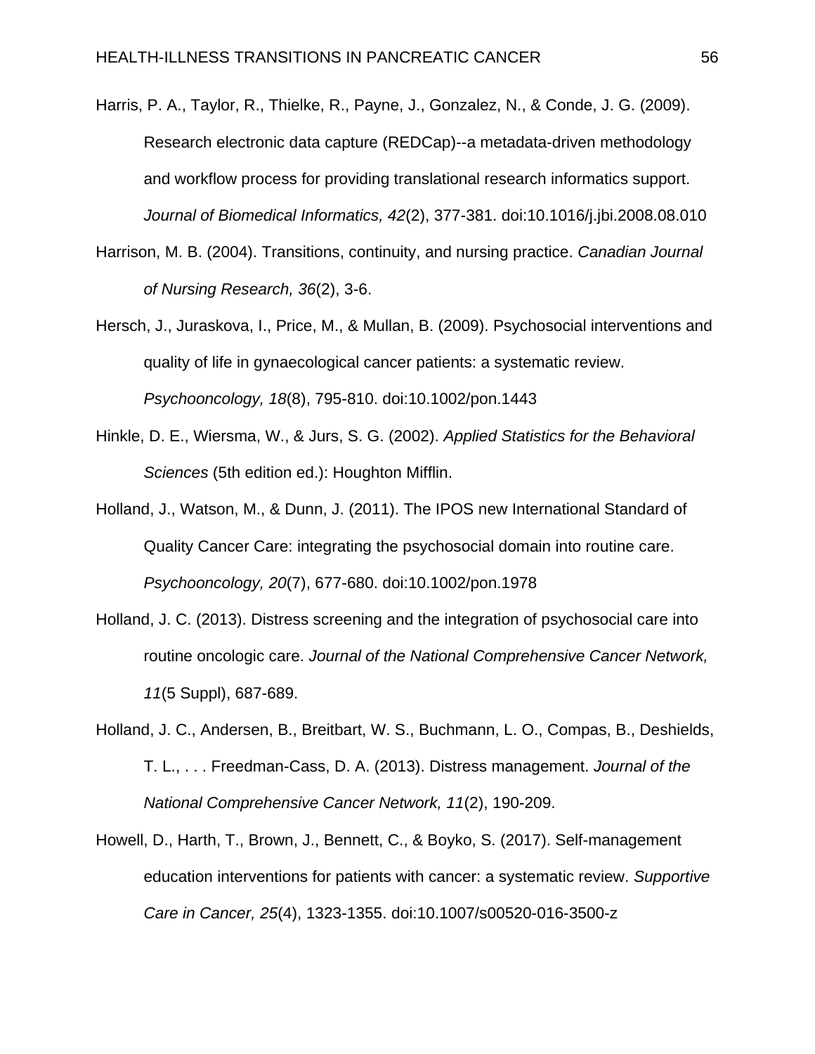Harris, P. A., Taylor, R., Thielke, R., Payne, J., Gonzalez, N., & Conde, J. G. (2009). Research electronic data capture (REDCap)--a metadata-driven methodology and workflow process for providing translational research informatics support. *Journal of Biomedical Informatics, 42*(2), 377-381. doi:10.1016/j.jbi.2008.08.010

Harrison, M. B. (2004). Transitions, continuity, and nursing practice. *Canadian Journal of Nursing Research, 36*(2), 3-6.

Hersch, J., Juraskova, I., Price, M., & Mullan, B. (2009). Psychosocial interventions and quality of life in gynaecological cancer patients: a systematic review. *Psychooncology, 18*(8), 795-810. doi:10.1002/pon.1443

Hinkle, D. E., Wiersma, W., & Jurs, S. G. (2002). *Applied Statistics for the Behavioral Sciences* (5th edition ed.): Houghton Mifflin.

Holland, J., Watson, M., & Dunn, J. (2011). The IPOS new International Standard of Quality Cancer Care: integrating the psychosocial domain into routine care. *Psychooncology, 20*(7), 677-680. doi:10.1002/pon.1978

Holland, J. C. (2013). Distress screening and the integration of psychosocial care into routine oncologic care. *Journal of the National Comprehensive Cancer Network, 11*(5 Suppl), 687-689.

Holland, J. C., Andersen, B., Breitbart, W. S., Buchmann, L. O., Compas, B., Deshields, T. L., . . . Freedman-Cass, D. A. (2013). Distress management. *Journal of the National Comprehensive Cancer Network, 11*(2), 190-209.

Howell, D., Harth, T., Brown, J., Bennett, C., & Boyko, S. (2017). Self-management education interventions for patients with cancer: a systematic review. *Supportive Care in Cancer, 25*(4), 1323-1355. doi:10.1007/s00520-016-3500-z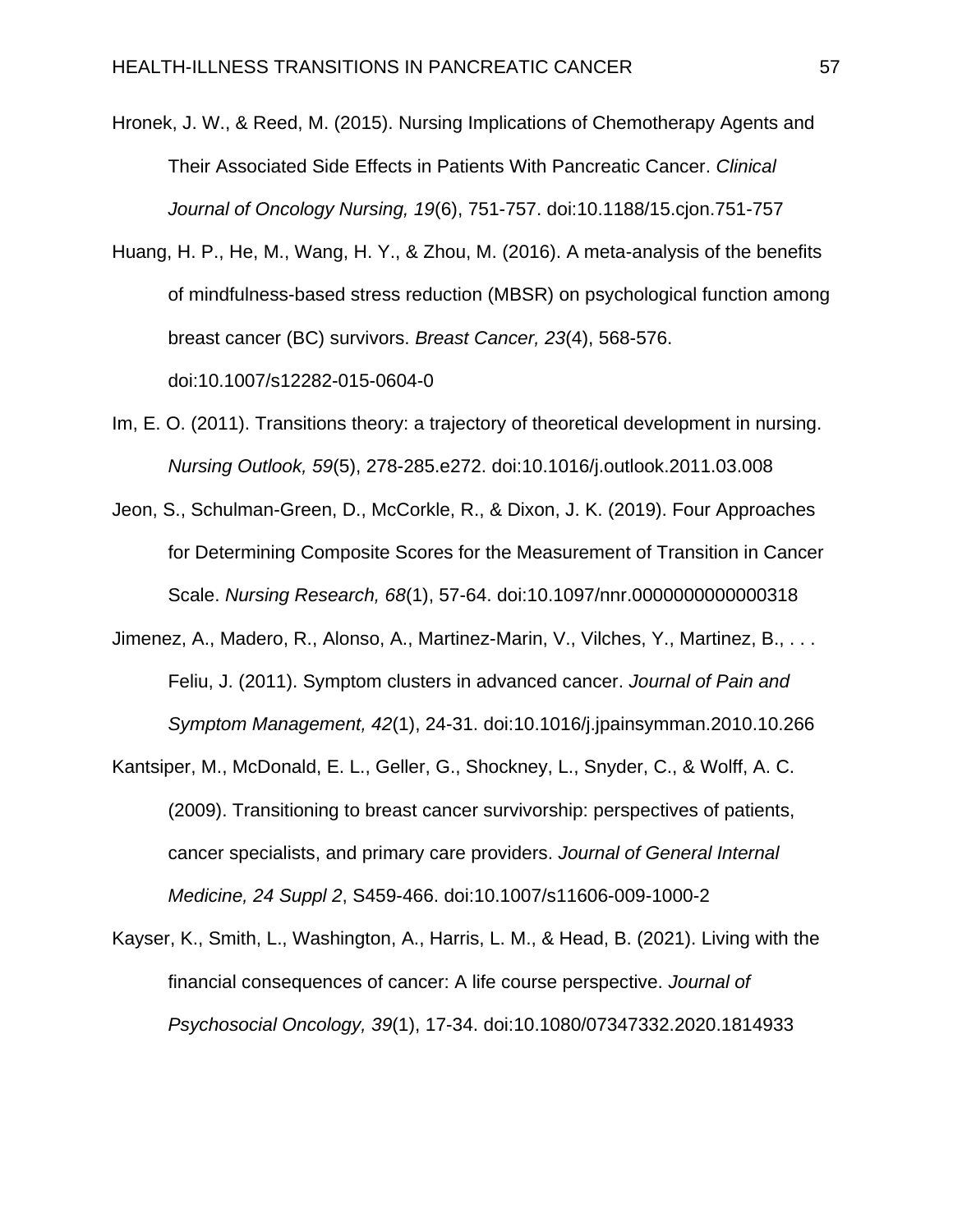Hronek, J. W., & Reed, M. (2015). Nursing Implications of Chemotherapy Agents and Their Associated Side Effects in Patients With Pancreatic Cancer. *Clinical Journal of Oncology Nursing, 19*(6), 751-757. doi:10.1188/15.cjon.751-757

Huang, H. P., He, M., Wang, H. Y., & Zhou, M. (2016). A meta-analysis of the benefits of mindfulness-based stress reduction (MBSR) on psychological function among breast cancer (BC) survivors. *Breast Cancer, 23*(4), 568-576. doi:10.1007/s12282-015-0604-0

Im, E. O. (2011). Transitions theory: a trajectory of theoretical development in nursing. *Nursing Outlook, 59*(5), 278-285.e272. doi:10.1016/j.outlook.2011.03.008

Jeon, S., Schulman-Green, D., McCorkle, R., & Dixon, J. K. (2019). Four Approaches for Determining Composite Scores for the Measurement of Transition in Cancer Scale. *Nursing Research, 68*(1), 57-64. doi:10.1097/nnr.0000000000000318

Jimenez, A., Madero, R., Alonso, A., Martinez-Marin, V., Vilches, Y., Martinez, B., . . . Feliu, J. (2011). Symptom clusters in advanced cancer. *Journal of Pain and Symptom Management, 42*(1), 24-31. doi:10.1016/j.jpainsymman.2010.10.266

Kantsiper, M., McDonald, E. L., Geller, G., Shockney, L., Snyder, C., & Wolff, A. C. (2009). Transitioning to breast cancer survivorship: perspectives of patients, cancer specialists, and primary care providers. *Journal of General Internal Medicine, 24 Suppl 2*, S459-466. doi:10.1007/s11606-009-1000-2

Kayser, K., Smith, L., Washington, A., Harris, L. M., & Head, B. (2021). Living with the financial consequences of cancer: A life course perspective. *Journal of Psychosocial Oncology, 39*(1), 17-34. doi:10.1080/07347332.2020.1814933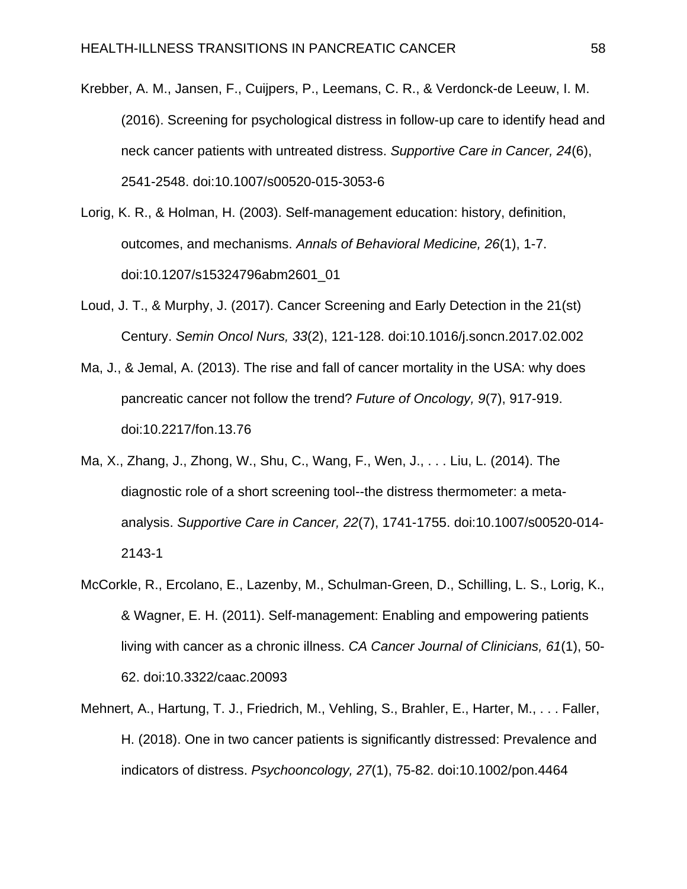Krebber, A. M., Jansen, F., Cuijpers, P., Leemans, C. R., & Verdonck-de Leeuw, I. M. (2016). Screening for psychological distress in follow-up care to identify head and neck cancer patients with untreated distress. *Supportive Care in Cancer, 24*(6), 2541-2548. doi:10.1007/s00520-015-3053-6

Lorig, K. R., & Holman, H. (2003). Self-management education: history, definition, outcomes, and mechanisms. *Annals of Behavioral Medicine, 26*(1), 1-7. doi:10.1207/s15324796abm2601_01

Loud, J. T., & Murphy, J. (2017). Cancer Screening and Early Detection in the 21(st) Century. *Semin Oncol Nurs, 33*(2), 121-128. doi:10.1016/j.soncn.2017.02.002

Ma, J., & Jemal, A. (2013). The rise and fall of cancer mortality in the USA: why does pancreatic cancer not follow the trend? *Future of Oncology, 9*(7), 917-919. doi:10.2217/fon.13.76

Ma, X., Zhang, J., Zhong, W., Shu, C., Wang, F., Wen, J., . . . Liu, L. (2014). The diagnostic role of a short screening tool--the distress thermometer: a meta-analysis. *Supportive Care in Cancer, 22*(7), 1741-1755. doi:10.1007/s00520-014-2143-1

McCorkle, R., Ercolano, E., Lazenby, M., Schulman-Green, D., Schilling, L. S., Lorig, K., & Wagner, E. H. (2011). Self-management: Enabling and empowering patients living with cancer as a chronic illness. *CA Cancer Journal of Clinicians, 61*(1), 50-62. doi:10.3322/caac.20093

Mehnert, A., Hartung, T. J., Friedrich, M., Vehling, S., Brahler, E., Harter, M., . . . Faller, H. (2018). One in two cancer patients is significantly distressed: Prevalence and indicators of distress. *Psychooncology, 27*(1), 75-82. doi:10.1002/pon.4464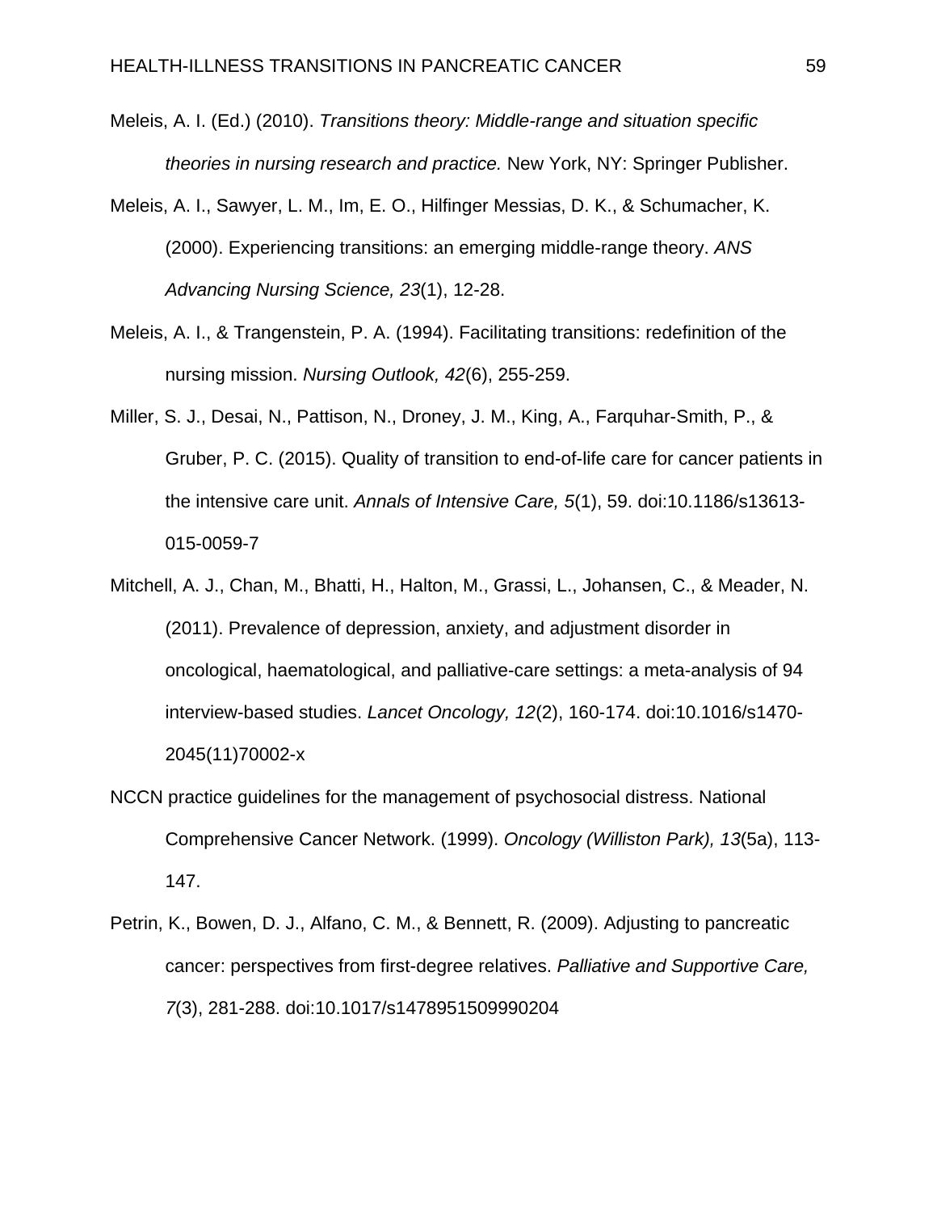Meleis, A. I. (Ed.) (2010). *Transitions theory: Middle-range and situation specific theories in nursing research and practice.* New York, NY: Springer Publisher.

Meleis, A. I., Sawyer, L. M., Im, E. O., Hilfinger Messias, D. K., & Schumacher, K. (2000). Experiencing transitions: an emerging middle-range theory. *ANS Advancing Nursing Science, 23*(1), 12-28.

Meleis, A. I., & Trangenstein, P. A. (1994). Facilitating transitions: redefinition of the nursing mission. *Nursing Outlook, 42*(6), 255-259.

Miller, S. J., Desai, N., Pattison, N., Droney, J. M., King, A., Farquhar-Smith, P., & Gruber, P. C. (2015). Quality of transition to end-of-life care for cancer patients in the intensive care unit. *Annals of Intensive Care, 5*(1), 59. doi:10.1186/s13613-015-0059-7

Mitchell, A. J., Chan, M., Bhatti, H., Halton, M., Grassi, L., Johansen, C., & Meader, N. (2011). Prevalence of depression, anxiety, and adjustment disorder in oncological, haematological, and palliative-care settings: a meta-analysis of 94 interview-based studies. *Lancet Oncology, 12*(2), 160-174. doi:10.1016/s1470-2045(11)70002-x

NCCN practice guidelines for the management of psychosocial distress. National Comprehensive Cancer Network. (1999). *Oncology (Williston Park), 13*(5a), 113-147.

Petrin, K., Bowen, D. J., Alfano, C. M., & Bennett, R. (2009). Adjusting to pancreatic cancer: perspectives from first-degree relatives. *Palliative and Supportive Care, 7*(3), 281-288. doi:10.1017/s1478951509990204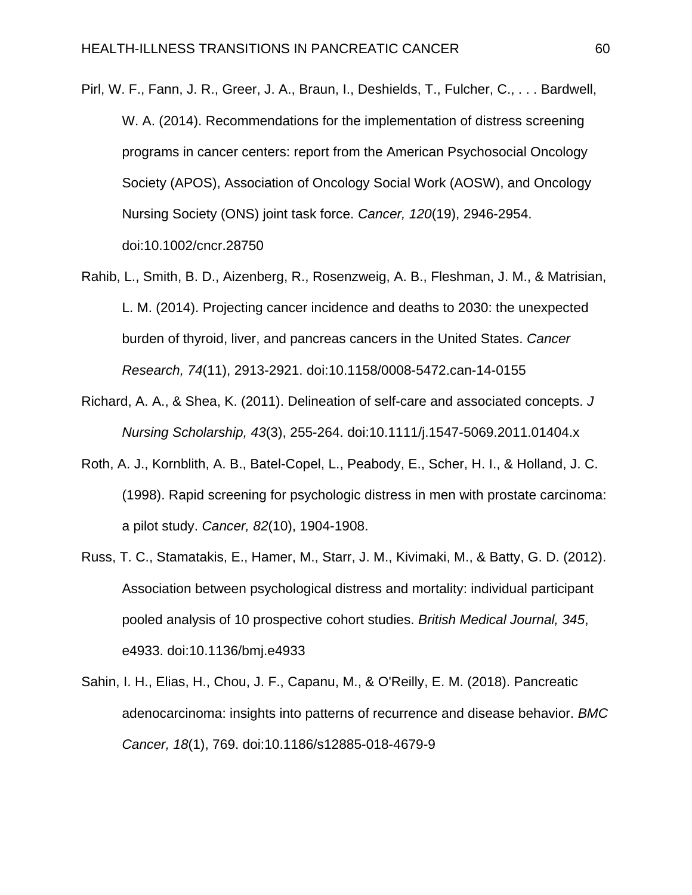Pirl, W. F., Fann, J. R., Greer, J. A., Braun, I., Deshields, T., Fulcher, C., . . . Bardwell, W. A. (2014). Recommendations for the implementation of distress screening programs in cancer centers: report from the American Psychosocial Oncology Society (APOS), Association of Oncology Social Work (AOSW), and Oncology Nursing Society (ONS) joint task force. *Cancer, 120*(19), 2946-2954. doi:10.1002/cncr.28750

Rahib, L., Smith, B. D., Aizenberg, R., Rosenzweig, A. B., Fleshman, J. M., & Matrisian, L. M. (2014). Projecting cancer incidence and deaths to 2030: the unexpected burden of thyroid, liver, and pancreas cancers in the United States. *Cancer Research, 74*(11), 2913-2921. doi:10.1158/0008-5472.can-14-0155

Richard, A. A., & Shea, K. (2011). Delineation of self-care and associated concepts. *J Nursing Scholarship, 43*(3), 255-264. doi:10.1111/j.1547-5069.2011.01404.x

Roth, A. J., Kornblith, A. B., Batel-Copel, L., Peabody, E., Scher, H. I., & Holland, J. C. (1998). Rapid screening for psychologic distress in men with prostate carcinoma: a pilot study. *Cancer, 82*(10), 1904-1908.

Russ, T. C., Stamatakis, E., Hamer, M., Starr, J. M., Kivimaki, M., & Batty, G. D. (2012). Association between psychological distress and mortality: individual participant pooled analysis of 10 prospective cohort studies. *British Medical Journal, 345*, e4933. doi:10.1136/bmj.e4933

Sahin, I. H., Elias, H., Chou, J. F., Capanu, M., & O'Reilly, E. M. (2018). Pancreatic adenocarcinoma: insights into patterns of recurrence and disease behavior. *BMC Cancer, 18*(1), 769. doi:10.1186/s12885-018-4679-9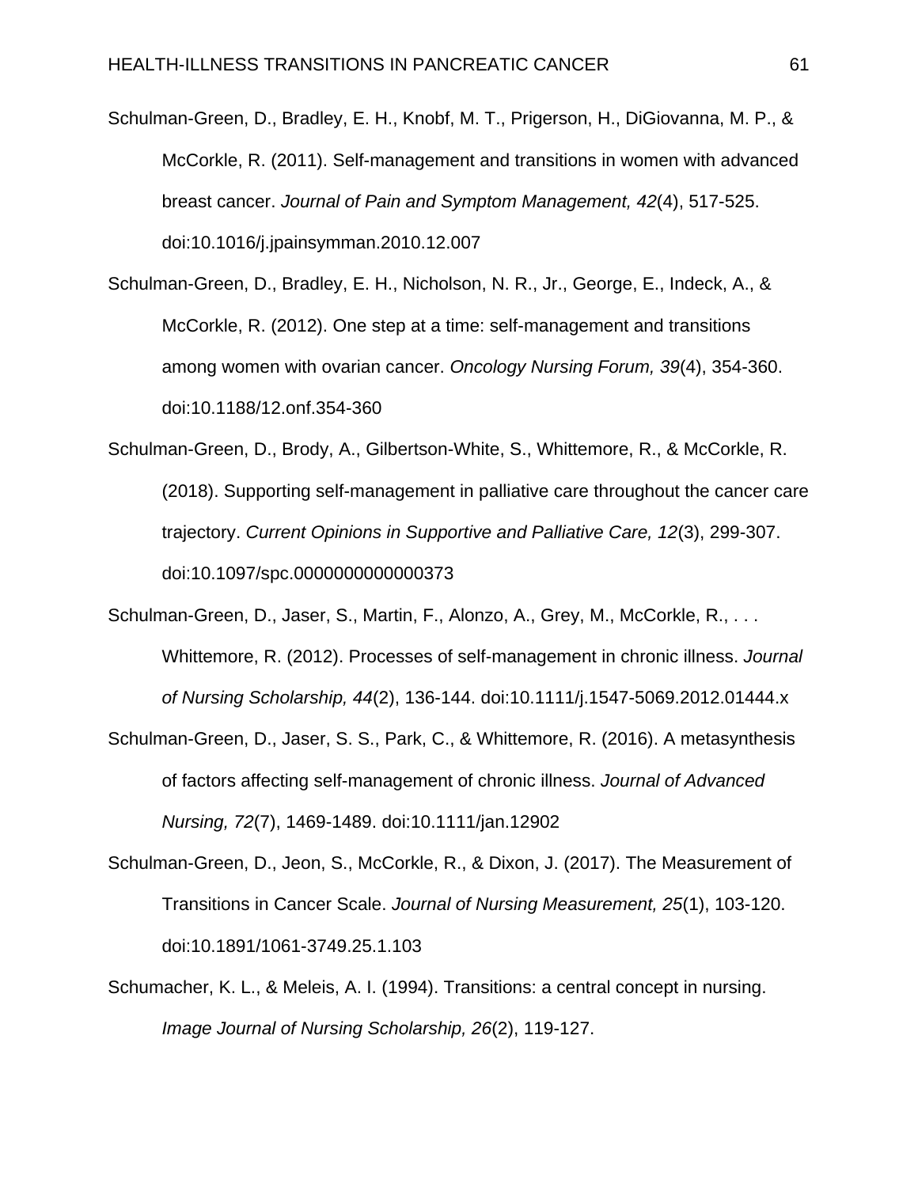Schulman-Green, D., Bradley, E. H., Knobf, M. T., Prigerson, H., DiGiovanna, M. P., & McCorkle, R. (2011). Self-management and transitions in women with advanced breast cancer. *Journal of Pain and Symptom Management, 42*(4), 517-525. doi:10.1016/j.jpainsymman.2010.12.007

Schulman-Green, D., Bradley, E. H., Nicholson, N. R., Jr., George, E., Indeck, A., & McCorkle, R. (2012). One step at a time: self-management and transitions among women with ovarian cancer. *Oncology Nursing Forum, 39*(4), 354-360. doi:10.1188/12.onf.354-360

Schulman-Green, D., Brody, A., Gilbertson-White, S., Whittemore, R., & McCorkle, R. (2018). Supporting self-management in palliative care throughout the cancer care trajectory. *Current Opinions in Supportive and Palliative Care, 12*(3), 299-307. doi:10.1097/spc.0000000000000373

Schulman-Green, D., Jaser, S., Martin, F., Alonzo, A., Grey, M., McCorkle, R., . . . Whittemore, R. (2012). Processes of self-management in chronic illness. *Journal of Nursing Scholarship, 44*(2), 136-144. doi:10.1111/j.1547-5069.2012.01444.x

Schulman-Green, D., Jaser, S. S., Park, C., & Whittemore, R. (2016). A metasynthesis of factors affecting self-management of chronic illness. *Journal of Advanced Nursing, 72*(7), 1469-1489. doi:10.1111/jan.12902

Schulman-Green, D., Jeon, S., McCorkle, R., & Dixon, J. (2017). The Measurement of Transitions in Cancer Scale. *Journal of Nursing Measurement, 25*(1), 103-120. doi:10.1891/1061-3749.25.1.103

Schumacher, K. L., & Meleis, A. I. (1994). Transitions: a central concept in nursing. *Image Journal of Nursing Scholarship, 26*(2), 119-127.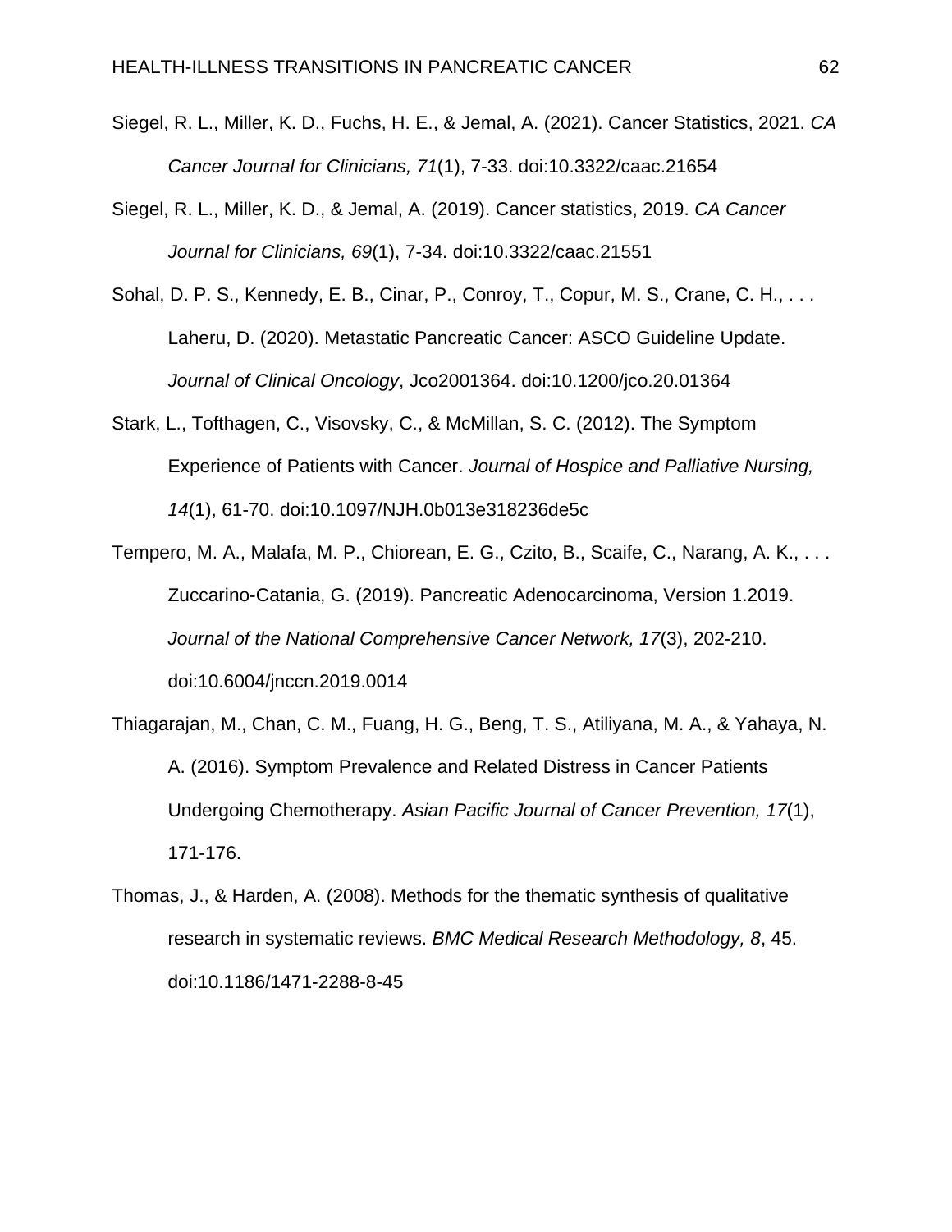Siegel, R. L., Miller, K. D., Fuchs, H. E., & Jemal, A. (2021). Cancer Statistics, 2021. *CA Cancer Journal for Clinicians, 71*(1), 7-33. doi:10.3322/caac.21654

Siegel, R. L., Miller, K. D., & Jemal, A. (2019). Cancer statistics, 2019. *CA Cancer Journal for Clinicians, 69*(1), 7-34. doi:10.3322/caac.21551

Sohal, D. P. S., Kennedy, E. B., Cinar, P., Conroy, T., Copur, M. S., Crane, C. H., . . . Laheru, D. (2020). Metastatic Pancreatic Cancer: ASCO Guideline Update. *Journal of Clinical Oncology*, Jco2001364. doi:10.1200/jco.20.01364

Stark, L., Tofthagen, C., Visovsky, C., & McMillan, S. C. (2012). The Symptom Experience of Patients with Cancer. *Journal of Hospice and Palliative Nursing, 14*(1), 61-70. doi:10.1097/NJH.0b013e318236de5c

Tempero, M. A., Malafa, M. P., Chiorean, E. G., Czito, B., Scaife, C., Narang, A. K., . . . Zuccarino-Catania, G. (2019). Pancreatic Adenocarcinoma, Version 1.2019. *Journal of the National Comprehensive Cancer Network, 17*(3), 202-210. doi:10.6004/jnccn.2019.0014

Thiagarajan, M., Chan, C. M., Fuang, H. G., Beng, T. S., Atiliyana, M. A., & Yahaya, N. A. (2016). Symptom Prevalence and Related Distress in Cancer Patients Undergoing Chemotherapy. *Asian Pacific Journal of Cancer Prevention, 17*(1), 171-176.

Thomas, J., & Harden, A. (2008). Methods for the thematic synthesis of qualitative research in systematic reviews. *BMC Medical Research Methodology, 8*, 45. doi:10.1186/1471-2288-8-45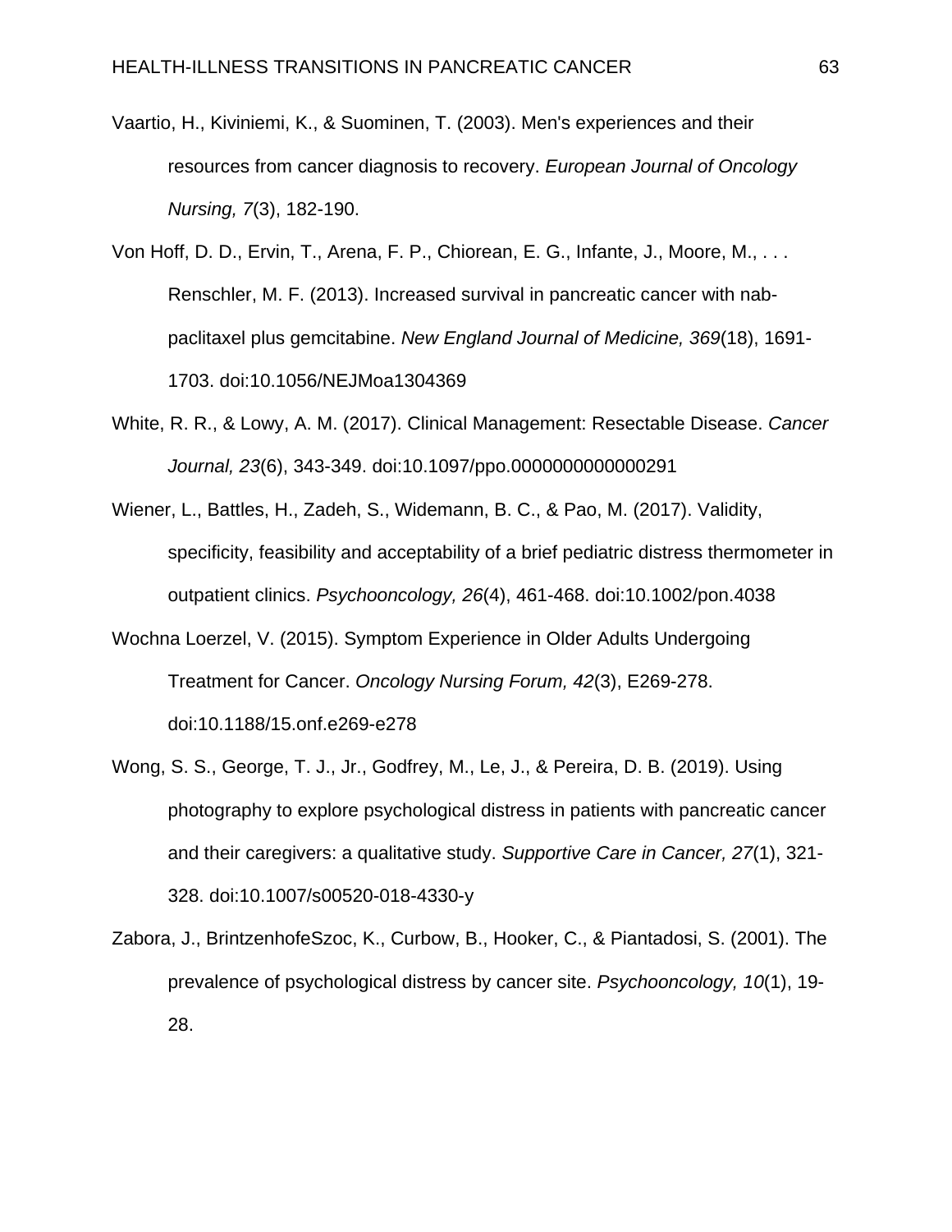Vaartio, H., Kiviniemi, K., & Suominen, T. (2003). Men's experiences and their resources from cancer diagnosis to recovery. *European Journal of Oncology Nursing, 7*(3), 182-190.

Von Hoff, D. D., Ervin, T., Arena, F. P., Chiorean, E. G., Infante, J., Moore, M., . . . Renschler, M. F. (2013). Increased survival in pancreatic cancer with nab-paclitaxel plus gemcitabine. *New England Journal of Medicine, 369*(18), 1691-1703. doi:10.1056/NEJMoa1304369

White, R. R., & Lowy, A. M. (2017). Clinical Management: Resectable Disease. *Cancer Journal, 23*(6), 343-349. doi:10.1097/ppo.0000000000000291

Wiener, L., Battles, H., Zadeh, S., Widemann, B. C., & Pao, M. (2017). Validity, specificity, feasibility and acceptability of a brief pediatric distress thermometer in outpatient clinics. *Psychooncology, 26*(4), 461-468. doi:10.1002/pon.4038

Wochna Loerzel, V. (2015). Symptom Experience in Older Adults Undergoing Treatment for Cancer. *Oncology Nursing Forum, 42*(3), E269-278. doi:10.1188/15.onf.e269-e278

Wong, S. S., George, T. J., Jr., Godfrey, M., Le, J., & Pereira, D. B. (2019). Using photography to explore psychological distress in patients with pancreatic cancer and their caregivers: a qualitative study. *Supportive Care in Cancer, 27*(1), 321-328. doi:10.1007/s00520-018-4330-y

Zabora, J., BrintzenhofeSzoc, K., Curbow, B., Hooker, C., & Piantadosi, S. (2001). The prevalence of psychological distress by cancer site. *Psychooncology, 10*(1), 19-28.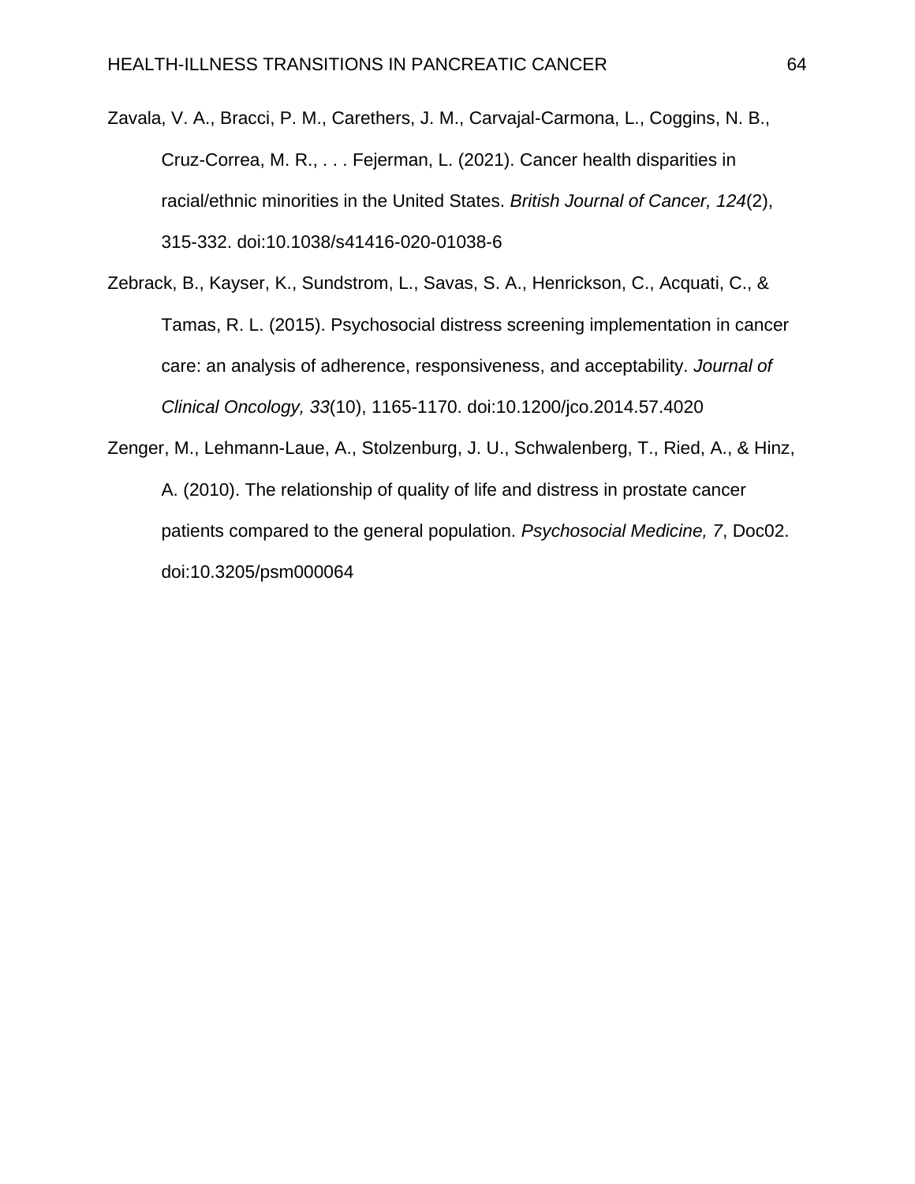Zavala, V. A., Bracci, P. M., Carethers, J. M., Carvajal-Carmona, L., Coggins, N. B., Cruz-Correa, M. R., . . . Fejerman, L. (2021). Cancer health disparities in racial/ethnic minorities in the United States. *British Journal of Cancer, 124*(2), 315-332. doi:10.1038/s41416-020-01038-6

Zebrack, B., Kayser, K., Sundstrom, L., Savas, S. A., Henrickson, C., Acquati, C., & Tamas, R. L. (2015). Psychosocial distress screening implementation in cancer care: an analysis of adherence, responsiveness, and acceptability. *Journal of Clinical Oncology, 33*(10), 1165-1170. doi:10.1200/jco.2014.57.4020

Zenger, M., Lehmann-Laue, A., Stolzenburg, J. U., Schwalenberg, T., Ried, A., & Hinz, A. (2010). The relationship of quality of life and distress in prostate cancer patients compared to the general population. *Psychosocial Medicine, 7*, Doc02. doi:10.3205/psm000064